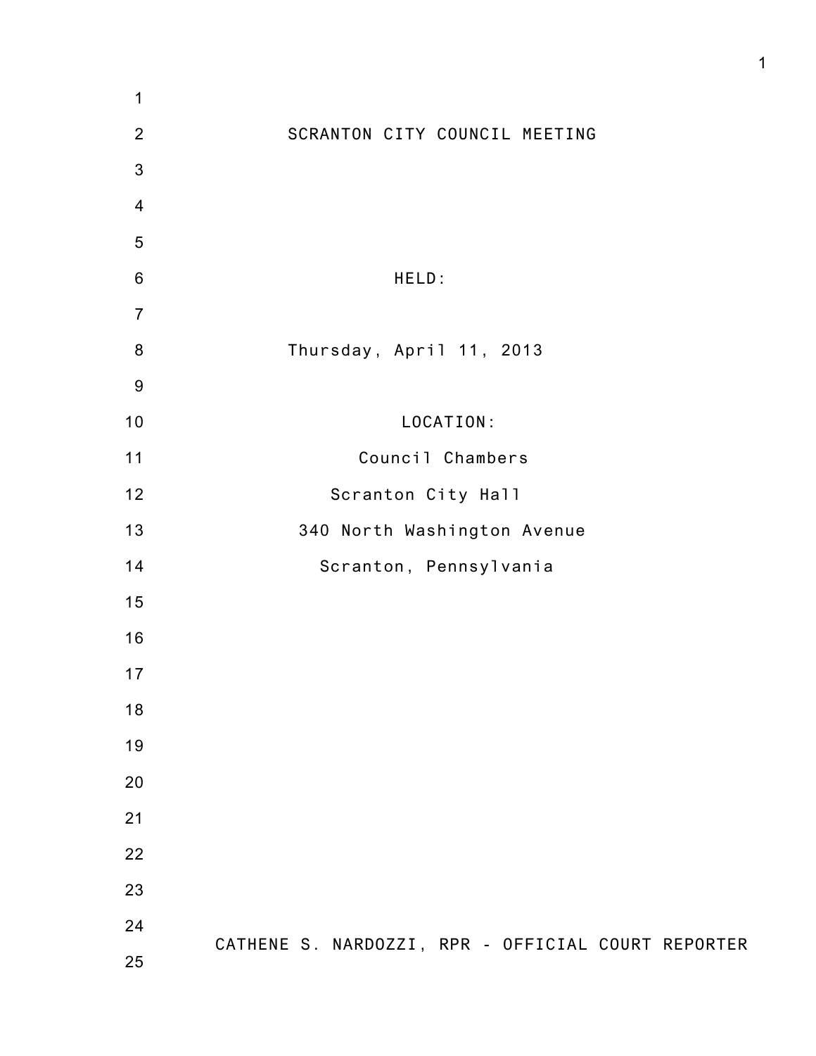# SCRANTON CITY COUNCIL MEETING

HELD:

Thursday, April 11, 2013

LOCATION:

Council Chambers

Scranton City Hall

340 North Washington Avenue

Scranton, Pennsylvania

CATHENE S. NARDOZZI, RPR - OFFICIAL COURT REPORTER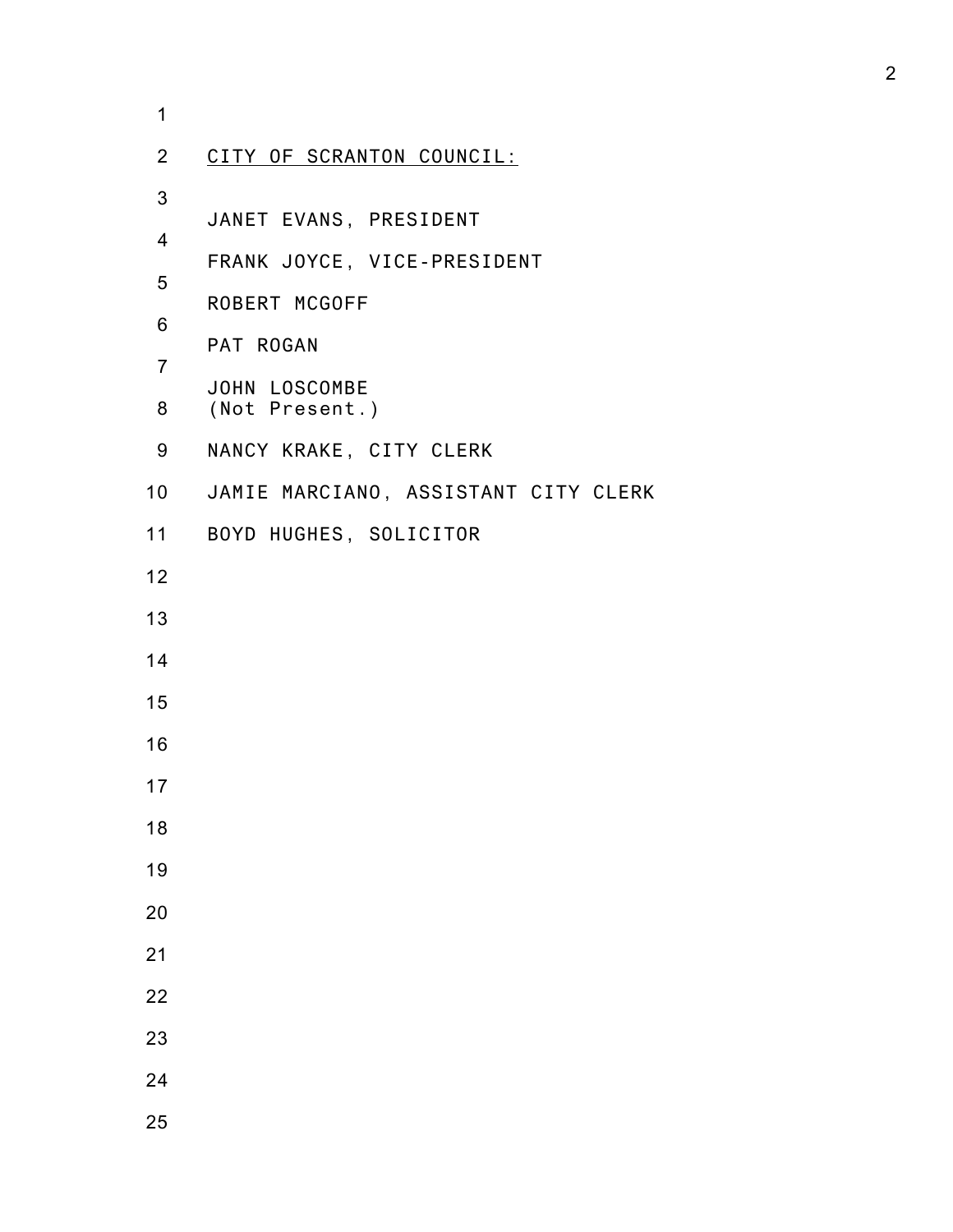<u>CITY OF SCRANTON COUNCIL:</u>

JANET EVANS, PRESIDENT

FRANK JOYCE, VICE-PRESIDENT

ROBERT MCGOFF

PAT ROGAN

JOHN LOSCOMBE
(Not Present.)

NANCY KRAKE, CITY CLERK

JAMIE MARCIANO, ASSISTANT CITY CLERK

BOYD HUGHES, SOLICITOR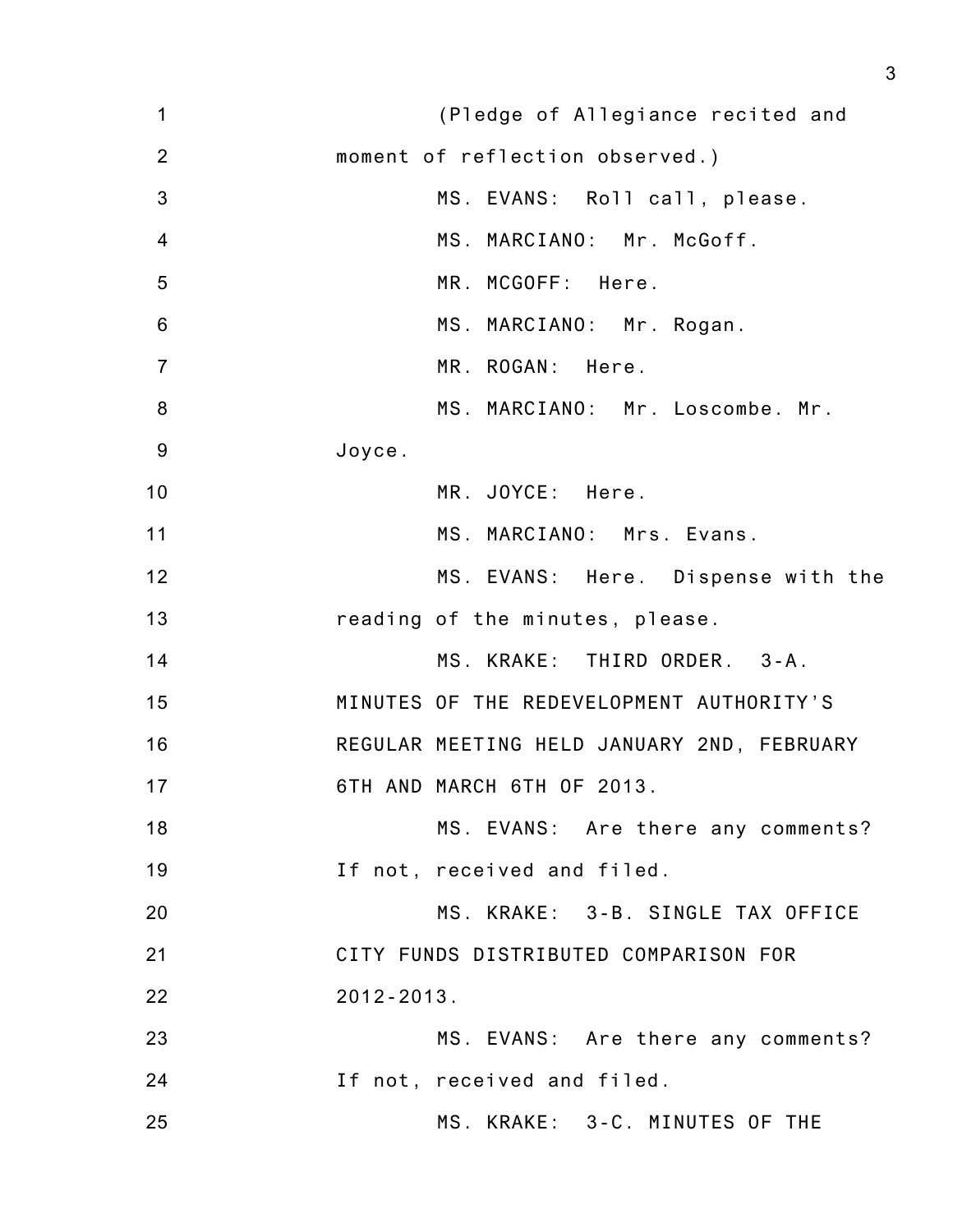(Pledge of Allegiance recited and moment of reflection observed.)

MS. EVANS: Roll call, please.

MS. MARCIANO: Mr. McGoff.

MR. MCGOFF: Here.

MS. MARCIANO: Mr. Rogan.

MR. ROGAN: Here.

MS. MARCIANO: Mr. Loscombe. Mr. Joyce.

MR. JOYCE: Here.

MS. MARCIANO: Mrs. Evans.

MS. EVANS: Here. Dispense with the reading of the minutes, please.

MS. KRAKE: THIRD ORDER. 3-A. MINUTES OF THE REDEVELOPMENT AUTHORITY'S REGULAR MEETING HELD JANUARY 2ND, FEBRUARY 6TH AND MARCH 6TH OF 2013.

MS. EVANS: Are there any comments? If not, received and filed.

MS. KRAKE: 3-B. SINGLE TAX OFFICE CITY FUNDS DISTRIBUTED COMPARISON FOR 2012-2013.

MS. EVANS: Are there any comments? If not, received and filed.

MS. KRAKE: 3-C. MINUTES OF THE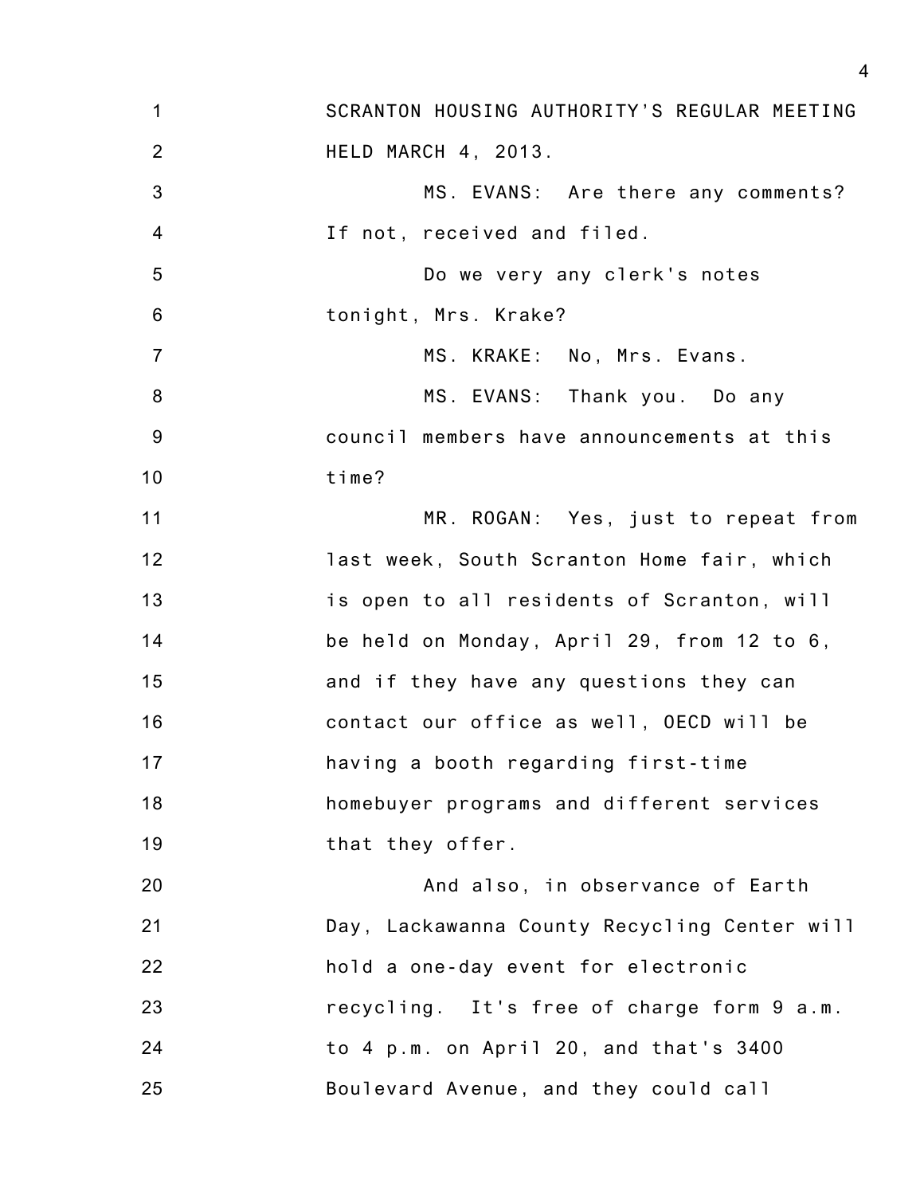SCRANTON HOUSING AUTHORITY'S REGULAR MEETING HELD MARCH 4, 2013.

MS. EVANS: Are there any comments? If not, received and filed.

Do we very any clerk's notes tonight, Mrs. Krake?

MS. KRAKE: No, Mrs. Evans.

MS. EVANS: Thank you. Do any council members have announcements at this time?

MR. ROGAN: Yes, just to repeat from last week, South Scranton Home fair, which is open to all residents of Scranton, will be held on Monday, April 29, from 12 to 6, and if they have any questions they can contact our office as well, OECD will be having a booth regarding first-time homebuyer programs and different services that they offer.

And also, in observance of Earth Day, Lackawanna County Recycling Center will hold a one-day event for electronic recycling. It's free of charge form 9 a.m. to 4 p.m. on April 20, and that's 3400 Boulevard Avenue, and they could call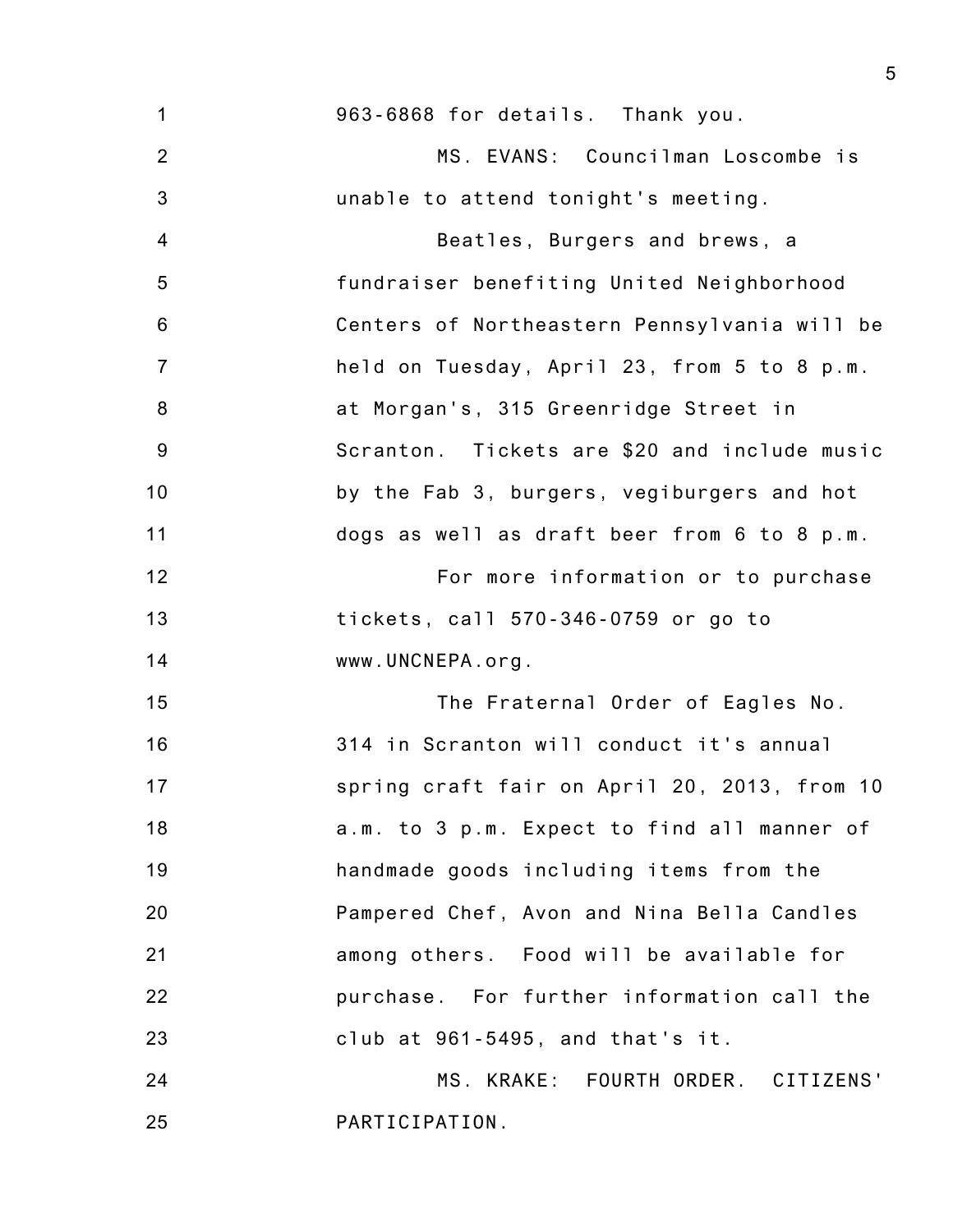963-6868 for details. Thank you.

MS. EVANS: Councilman Loscombe is unable to attend tonight's meeting.

Beatles, Burgers and brews, a fundraiser benefiting United Neighborhood Centers of Northeastern Pennsylvania will be held on Tuesday, April 23, from 5 to 8 p.m. at Morgan's, 315 Greenridge Street in Scranton. Tickets are $20 and include music by the Fab 3, burgers, vegiburgers and hot dogs as well as draft beer from 6 to 8 p.m.

For more information or to purchase tickets, call 570-346-0759 or go to www.UNCNEPA.org.

The Fraternal Order of Eagles No. 314 in Scranton will conduct it's annual spring craft fair on April 20, 2013, from 10 a.m. to 3 p.m. Expect to find all manner of handmade goods including items from the Pampered Chef, Avon and Nina Bella Candles among others. Food will be available for purchase. For further information call the club at 961-5495, and that's it.

MS. KRAKE: FOURTH ORDER. CITIZENS' PARTICIPATION.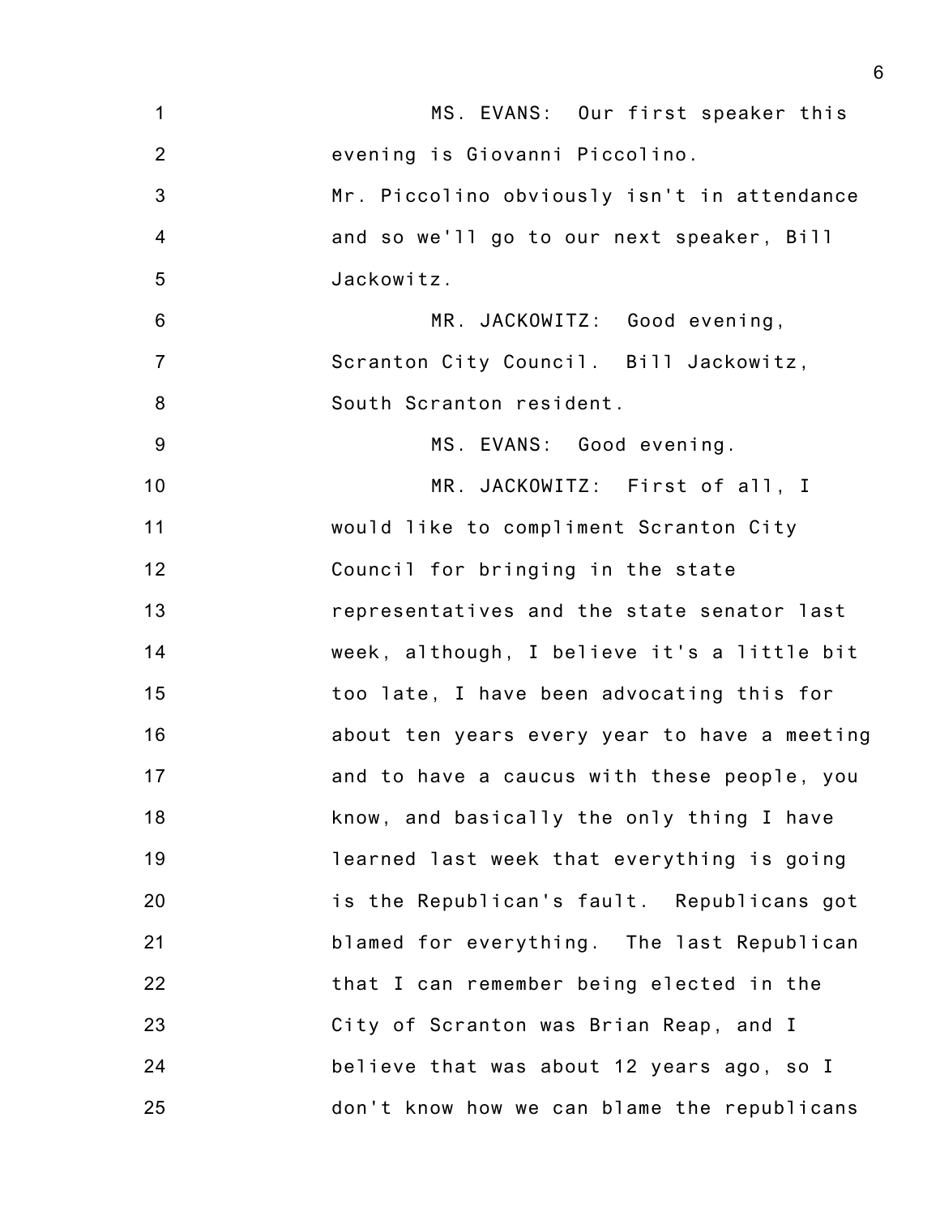MS. EVANS: Our first speaker this evening is Giovanni Piccolino. Mr. Piccolino obviously isn't in attendance and so we'll go to our next speaker, Bill Jackowitz.

MR. JACKOWITZ: Good evening, Scranton City Council. Bill Jackowitz, South Scranton resident.

MS. EVANS: Good evening.

MR. JACKOWITZ: First of all, I would like to compliment Scranton City Council for bringing in the state representatives and the state senator last week, although, I believe it's a little bit too late, I have been advocating this for about ten years every year to have a meeting and to have a caucus with these people, you know, and basically the only thing I have learned last week that everything is going is the Republican's fault. Republicans got blamed for everything. The last Republican that I can remember being elected in the City of Scranton was Brian Reap, and I believe that was about 12 years ago, so I don't know how we can blame the republicans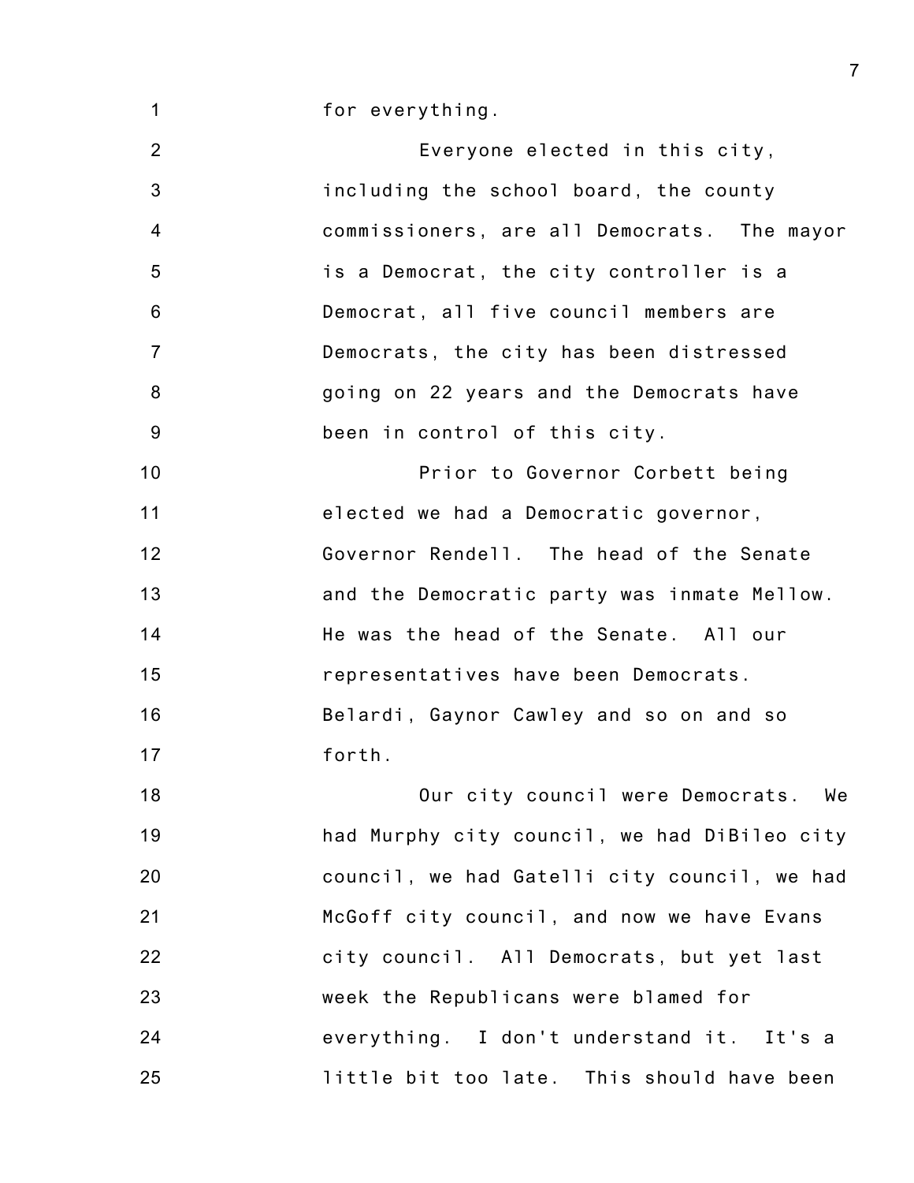for everything.

Everyone elected in this city, including the school board, the county commissioners, are all Democrats. The mayor is a Democrat, the city controller is a Democrat, all five council members are Democrats, the city has been distressed going on 22 years and the Democrats have been in control of this city.

Prior to Governor Corbett being elected we had a Democratic governor, Governor Rendell. The head of the Senate and the Democratic party was inmate Mellow. He was the head of the Senate. All our representatives have been Democrats. Belardi, Gaynor Cawley and so on and so forth.

Our city council were Democrats. We had Murphy city council, we had DiBileo city council, we had Gatelli city council, we had McGoff city council, and now we have Evans city council. All Democrats, but yet last week the Republicans were blamed for everything. I don't understand it. It's a little bit too late. This should have been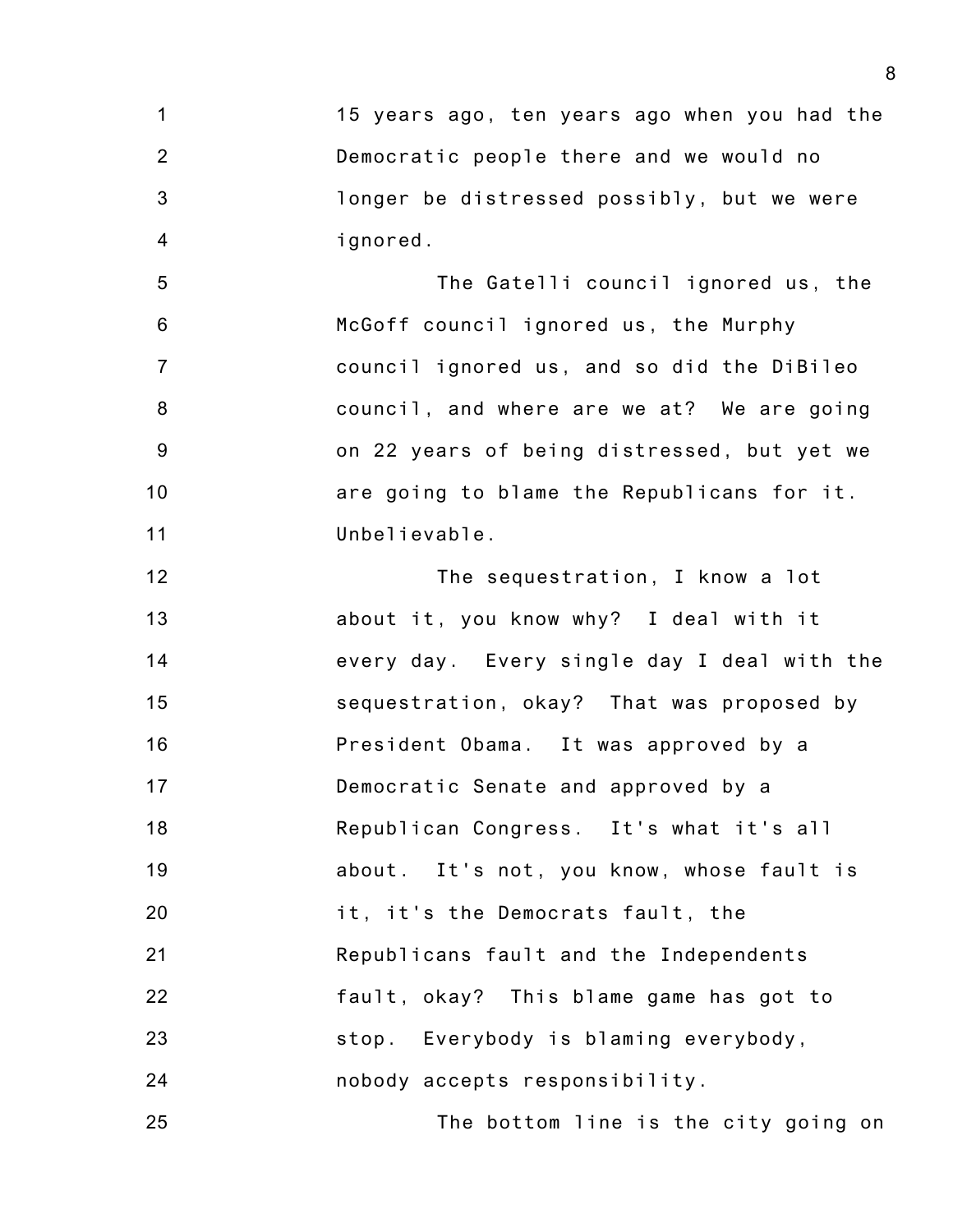15 years ago, ten years ago when you had the Democratic people there and we would no longer be distressed possibly, but we were ignored.

The Gatelli council ignored us, the McGoff council ignored us, the Murphy council ignored us, and so did the DiBileo council, and where are we at? We are going on 22 years of being distressed, but yet we are going to blame the Republicans for it. Unbelievable.

The sequestration, I know a lot about it, you know why? I deal with it every day. Every single day I deal with the sequestration, okay? That was proposed by President Obama. It was approved by a Democratic Senate and approved by a Republican Congress. It's what it's all about. It's not, you know, whose fault is it, it's the Democrats fault, the Republicans fault and the Independents fault, okay? This blame game has got to stop. Everybody is blaming everybody, nobody accepts responsibility.

The bottom line is the city going on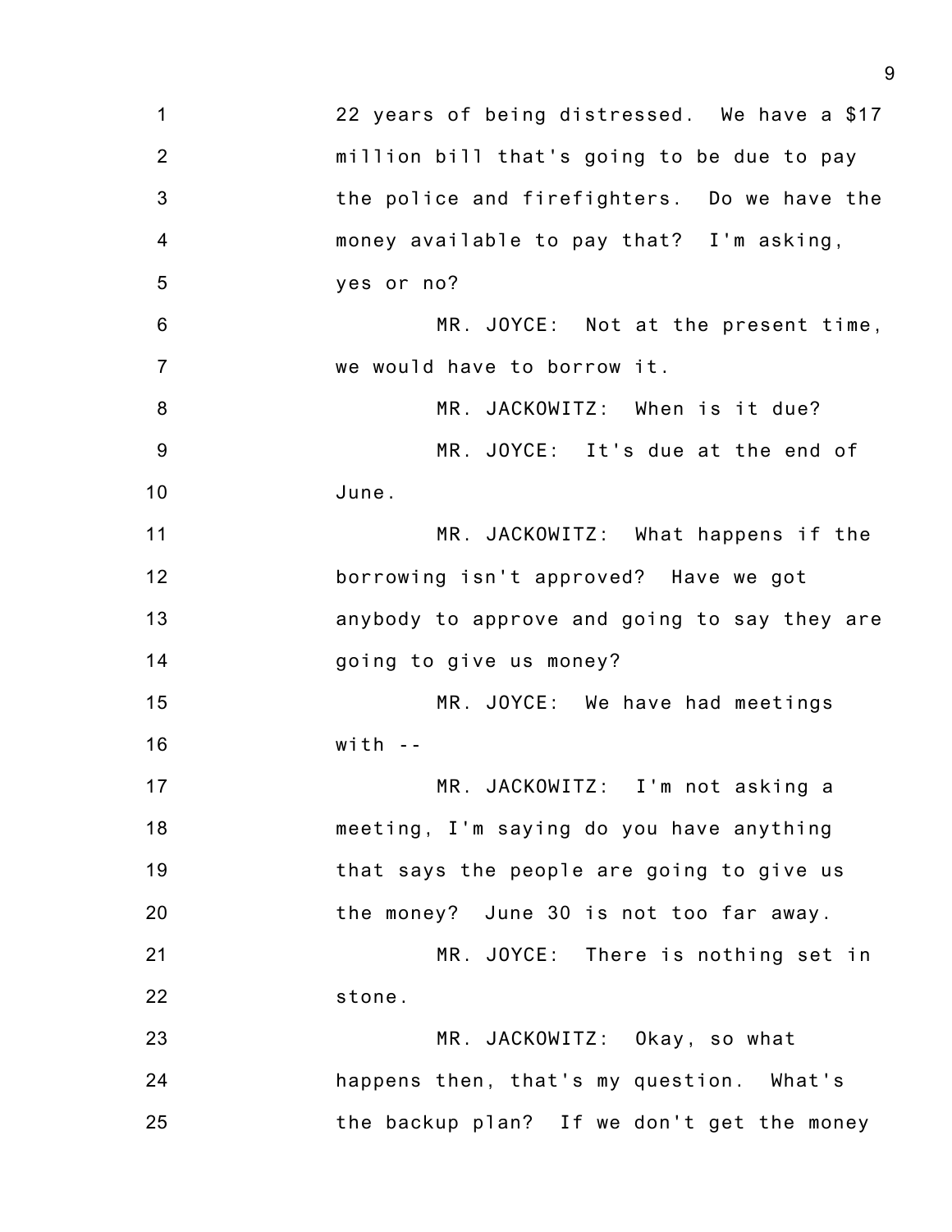22 years of being distressed. We have a $17 million bill that's going to be due to pay the police and firefighters. Do we have the money available to pay that? I'm asking, yes or no?

MR. JOYCE: Not at the present time, we would have to borrow it.

MR. JACKOWITZ: When is it due?

MR. JOYCE: It's due at the end of June.

MR. JACKOWITZ: What happens if the borrowing isn't approved? Have we got anybody to approve and going to say they are going to give us money?

MR. JOYCE: We have had meetings with --

MR. JACKOWITZ: I'm not asking a meeting, I'm saying do you have anything that says the people are going to give us the money? June 30 is not too far away.

MR. JOYCE: There is nothing set in stone.

MR. JACKOWITZ: Okay, so what happens then, that's my question. What's the backup plan? If we don't get the money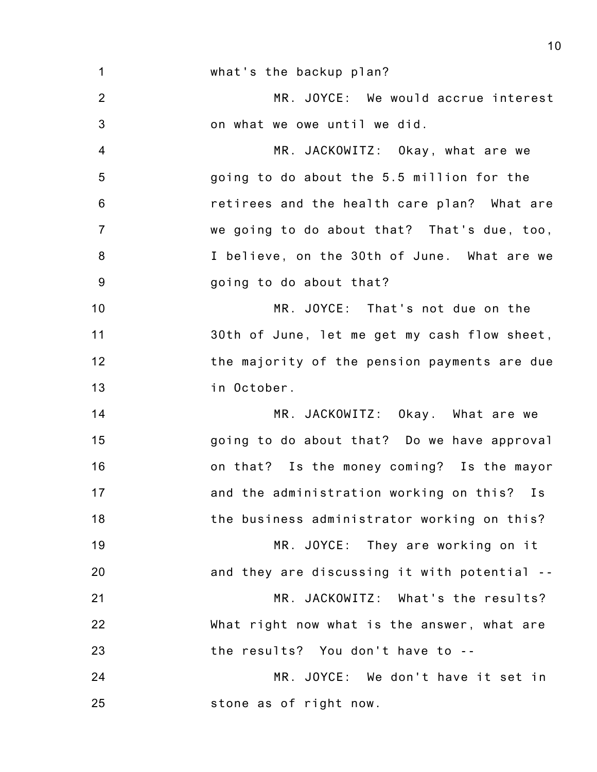what's the backup plan?

MR. JOYCE: We would accrue interest on what we owe until we did.

MR. JACKOWITZ: Okay, what are we going to do about the 5.5 million for the retirees and the health care plan? What are we going to do about that? That's due, too, I believe, on the 30th of June. What are we going to do about that?

MR. JOYCE: That's not due on the 30th of June, let me get my cash flow sheet, the majority of the pension payments are due in October.

MR. JACKOWITZ: Okay. What are we going to do about that? Do we have approval on that? Is the money coming? Is the mayor and the administration working on this? Is the business administrator working on this?

MR. JOYCE: They are working on it and they are discussing it with potential --

MR. JACKOWITZ: What's the results? What right now what is the answer, what are the results? You don't have to --

MR. JOYCE: We don't have it set in stone as of right now.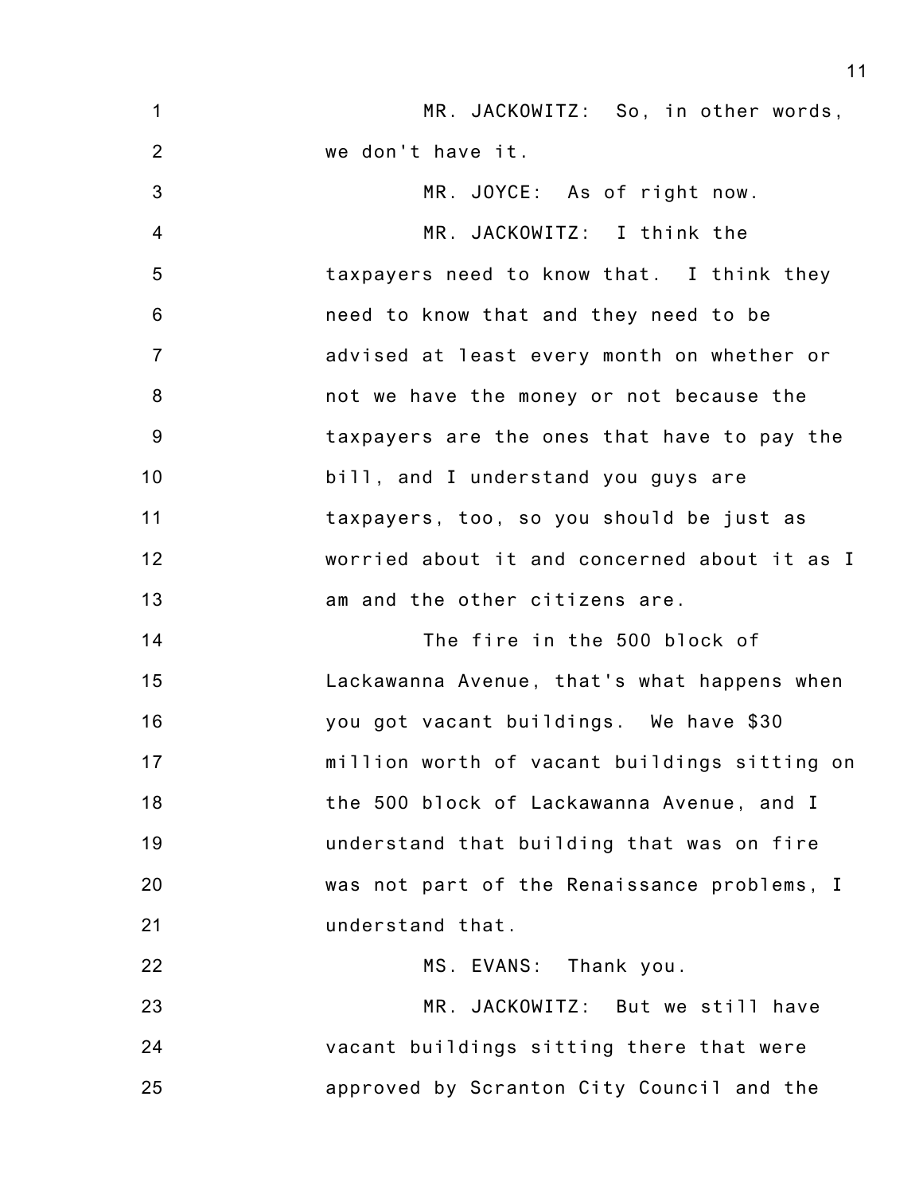MR. JACKOWITZ: So, in other words, we don't have it.

MR. JOYCE: As of right now.

MR. JACKOWITZ: I think the taxpayers need to know that. I think they need to know that and they need to be advised at least every month on whether or not we have the money or not because the taxpayers are the ones that have to pay the bill, and I understand you guys are taxpayers, too, so you should be just as worried about it and concerned about it as I am and the other citizens are.

The fire in the 500 block of Lackawanna Avenue, that's what happens when you got vacant buildings. We have $30 million worth of vacant buildings sitting on the 500 block of Lackawanna Avenue, and I understand that building that was on fire was not part of the Renaissance problems, I understand that.

MS. EVANS: Thank you.

MR. JACKOWITZ: But we still have vacant buildings sitting there that were approved by Scranton City Council and the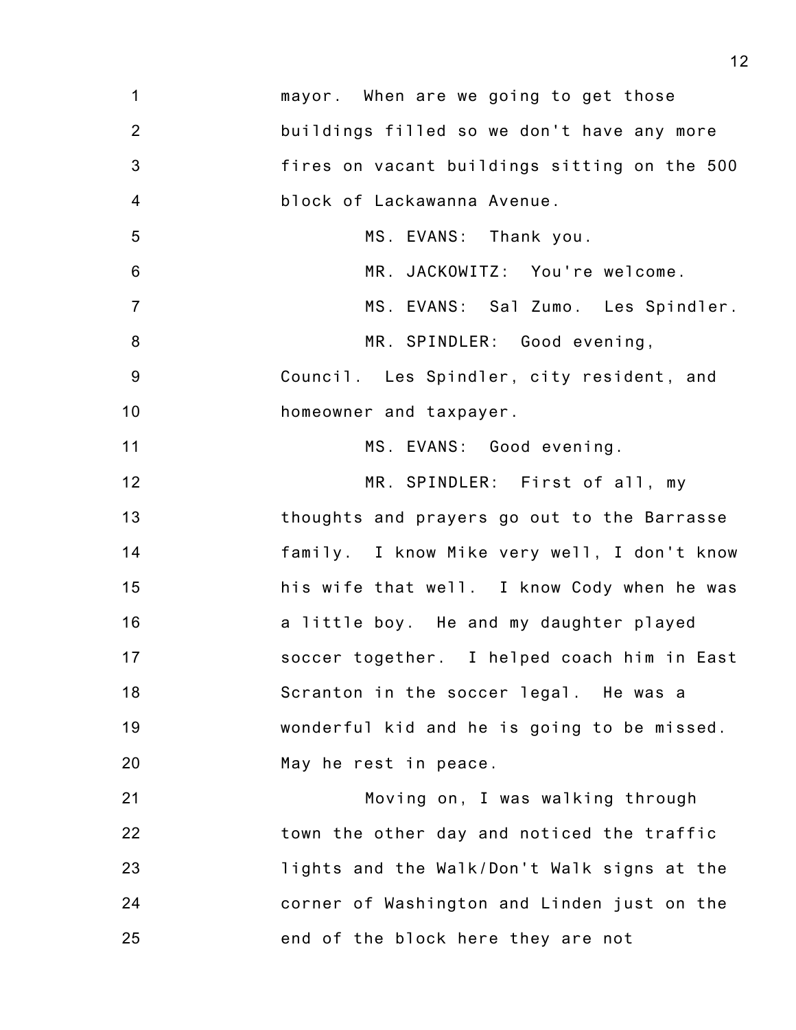mayor. When are we going to get those buildings filled so we don't have any more fires on vacant buildings sitting on the 500 block of Lackawanna Avenue.

MS. EVANS: Thank you.

MR. JACKOWITZ: You're welcome.

MS. EVANS: Sal Zumo. Les Spindler.

MR. SPINDLER: Good evening, Council. Les Spindler, city resident, and homeowner and taxpayer.

MS. EVANS: Good evening.

MR. SPINDLER: First of all, my thoughts and prayers go out to the Barrasse family. I know Mike very well, I don't know his wife that well. I know Cody when he was a little boy. He and my daughter played soccer together. I helped coach him in East Scranton in the soccer legal. He was a wonderful kid and he is going to be missed. May he rest in peace.

Moving on, I was walking through town the other day and noticed the traffic lights and the Walk/Don't Walk signs at the corner of Washington and Linden just on the end of the block here they are not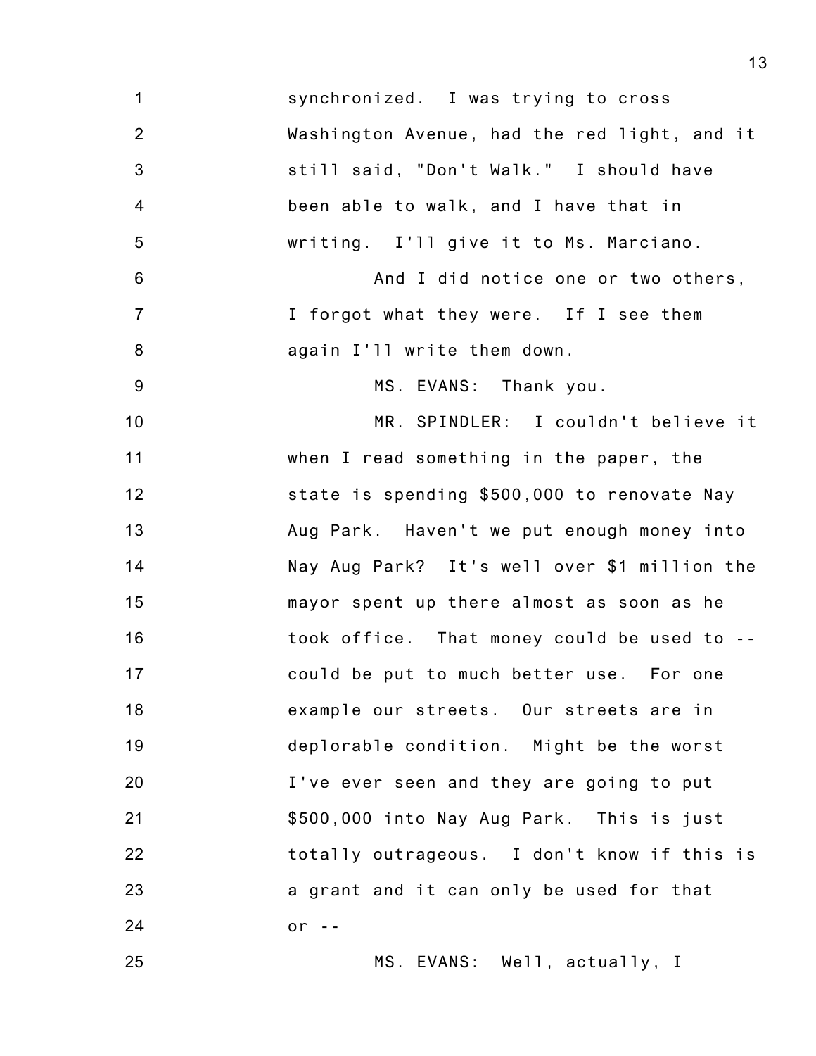synchronized. I was trying to cross Washington Avenue, had the red light, and it still said, "Don't Walk." I should have been able to walk, and I have that in writing. I'll give it to Ms. Marciano.

And I did notice one or two others, I forgot what they were. If I see them again I'll write them down.

MS. EVANS: Thank you.

MR. SPINDLER: I couldn't believe it when I read something in the paper, the state is spending $500,000 to renovate Nay Aug Park. Haven't we put enough money into Nay Aug Park? It's well over $1 million the mayor spent up there almost as soon as he took office. That money could be used to -- could be put to much better use. For one example our streets. Our streets are in deplorable condition. Might be the worst I've ever seen and they are going to put $500,000 into Nay Aug Park. This is just totally outrageous. I don't know if this is a grant and it can only be used for that or --

MS. EVANS: Well, actually, I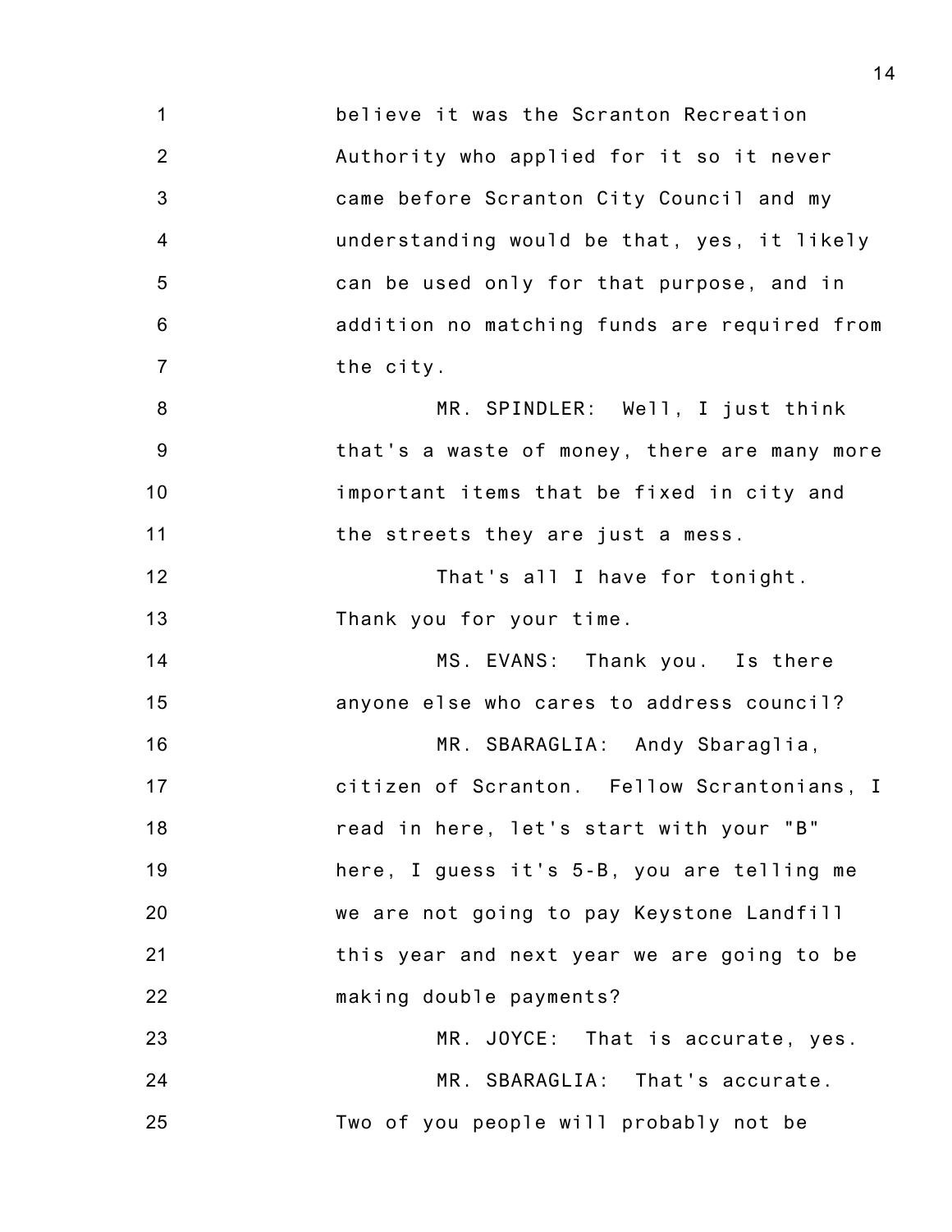believe it was the Scranton Recreation Authority who applied for it so it never came before Scranton City Council and my understanding would be that, yes, it likely can be used only for that purpose, and in addition no matching funds are required from the city.

MR. SPINDLER: Well, I just think that's a waste of money, there are many more important items that be fixed in city and the streets they are just a mess.

That's all I have for tonight. Thank you for your time.

MS. EVANS: Thank you. Is there anyone else who cares to address council?

MR. SBARAGLIA: Andy Sbaraglia, citizen of Scranton. Fellow Scrantonians, I read in here, let's start with your "B" here, I guess it's 5-B, you are telling me we are not going to pay Keystone Landfill this year and next year we are going to be making double payments?

MR. JOYCE: That is accurate, yes.

MR. SBARAGLIA: That's accurate. Two of you people will probably not be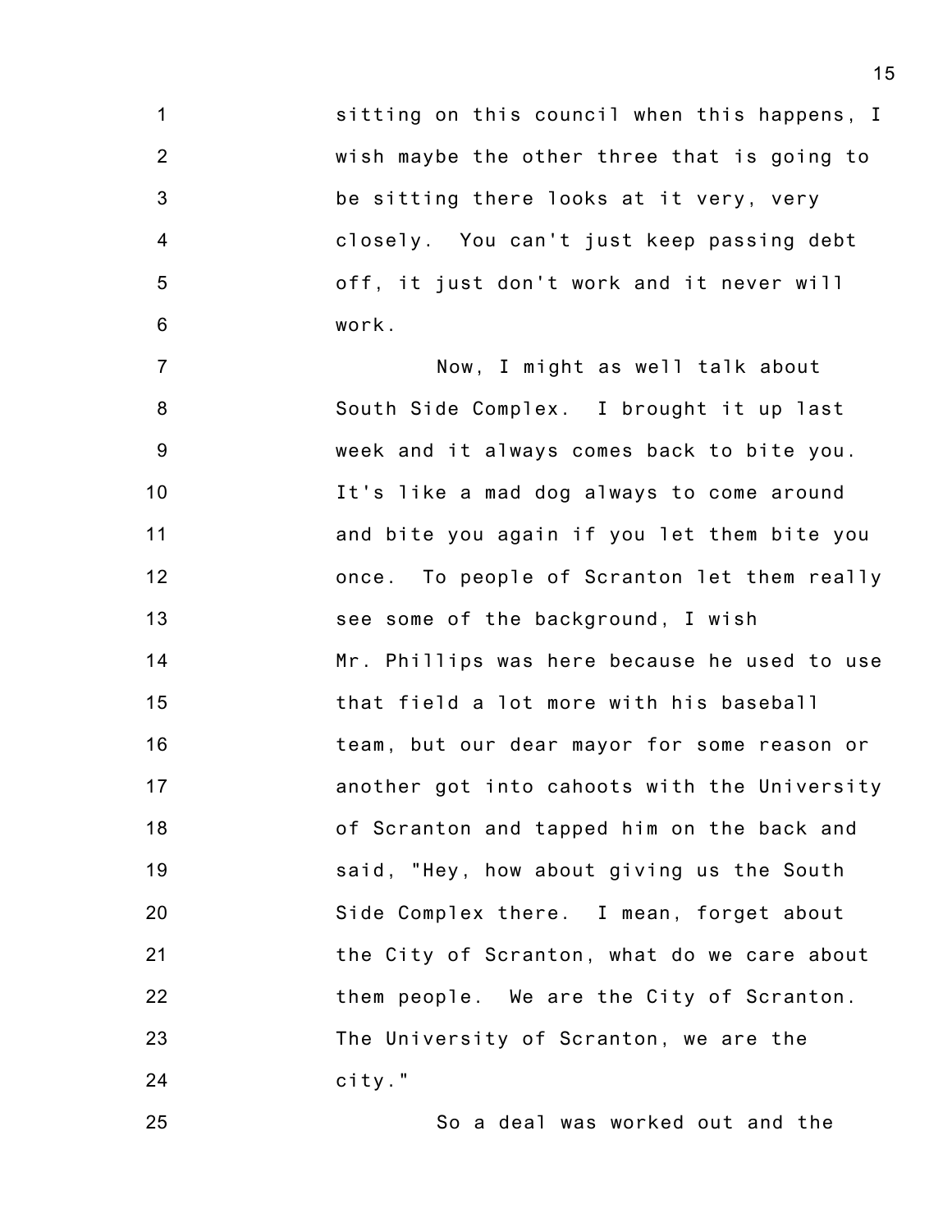sitting on this council when this happens, I wish maybe the other three that is going to be sitting there looks at it very, very closely. You can't just keep passing debt off, it just don't work and it never will work.

Now, I might as well talk about South Side Complex. I brought it up last week and it always comes back to bite you. It's like a mad dog always to come around and bite you again if you let them bite you once. To people of Scranton let them really see some of the background, I wish Mr. Phillips was here because he used to use that field a lot more with his baseball team, but our dear mayor for some reason or another got into cahoots with the University of Scranton and tapped him on the back and said, "Hey, how about giving us the South Side Complex there. I mean, forget about the City of Scranton, what do we care about them people. We are the City of Scranton. The University of Scranton, we are the city."

So a deal was worked out and the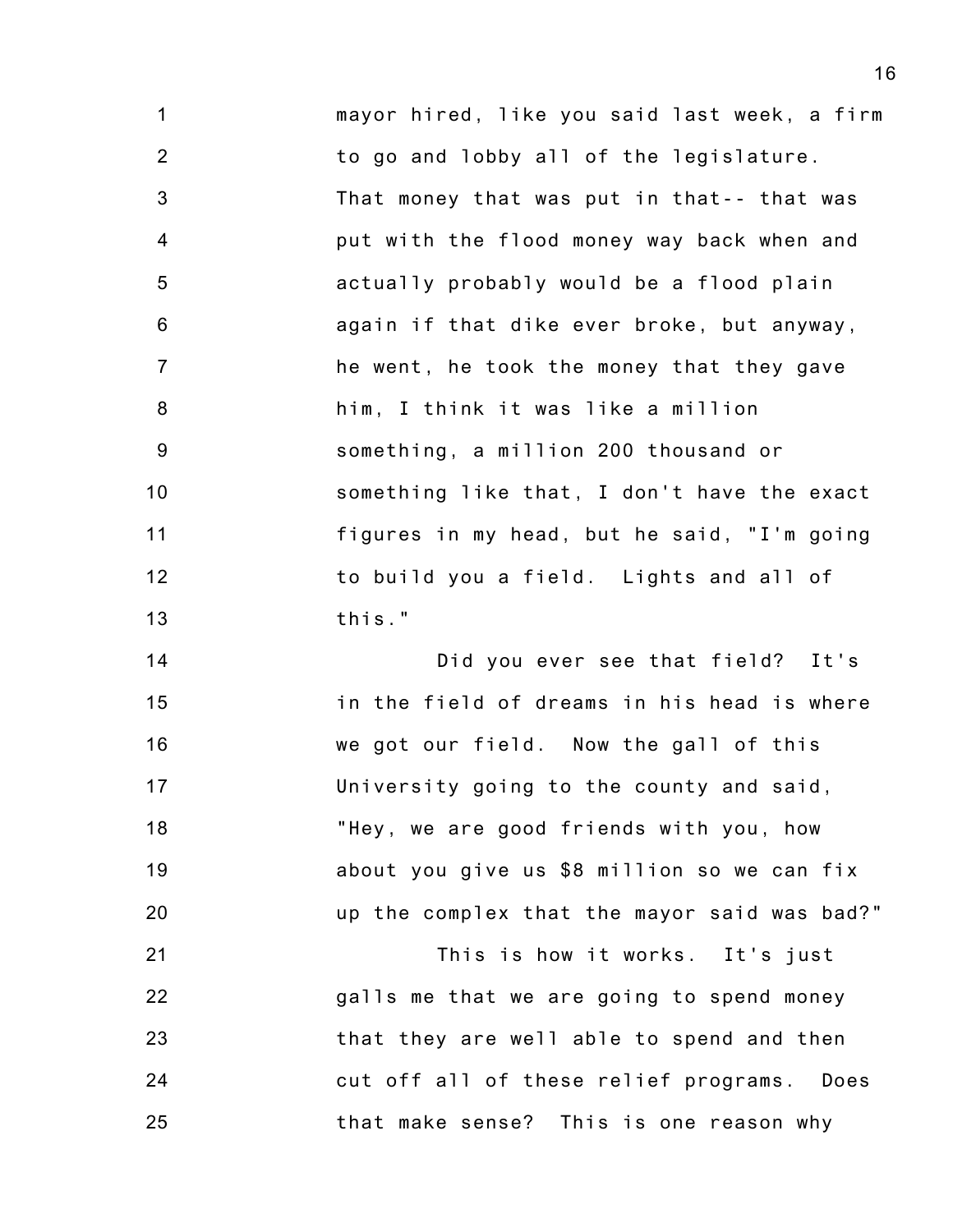mayor hired, like you said last week, a firm to go and lobby all of the legislature. That money that was put in that-- that was put with the flood money way back when and actually probably would be a flood plain again if that dike ever broke, but anyway, he went, he took the money that they gave him, I think it was like a million something, a million 200 thousand or something like that, I don't have the exact figures in my head, but he said, "I'm going to build you a field. Lights and all of this."

Did you ever see that field? It's in the field of dreams in his head is where we got our field. Now the gall of this University going to the county and said, "Hey, we are good friends with you, how about you give us $8 million so we can fix up the complex that the mayor said was bad?"

This is how it works. It's just galls me that we are going to spend money that they are well able to spend and then cut off all of these relief programs. Does that make sense? This is one reason why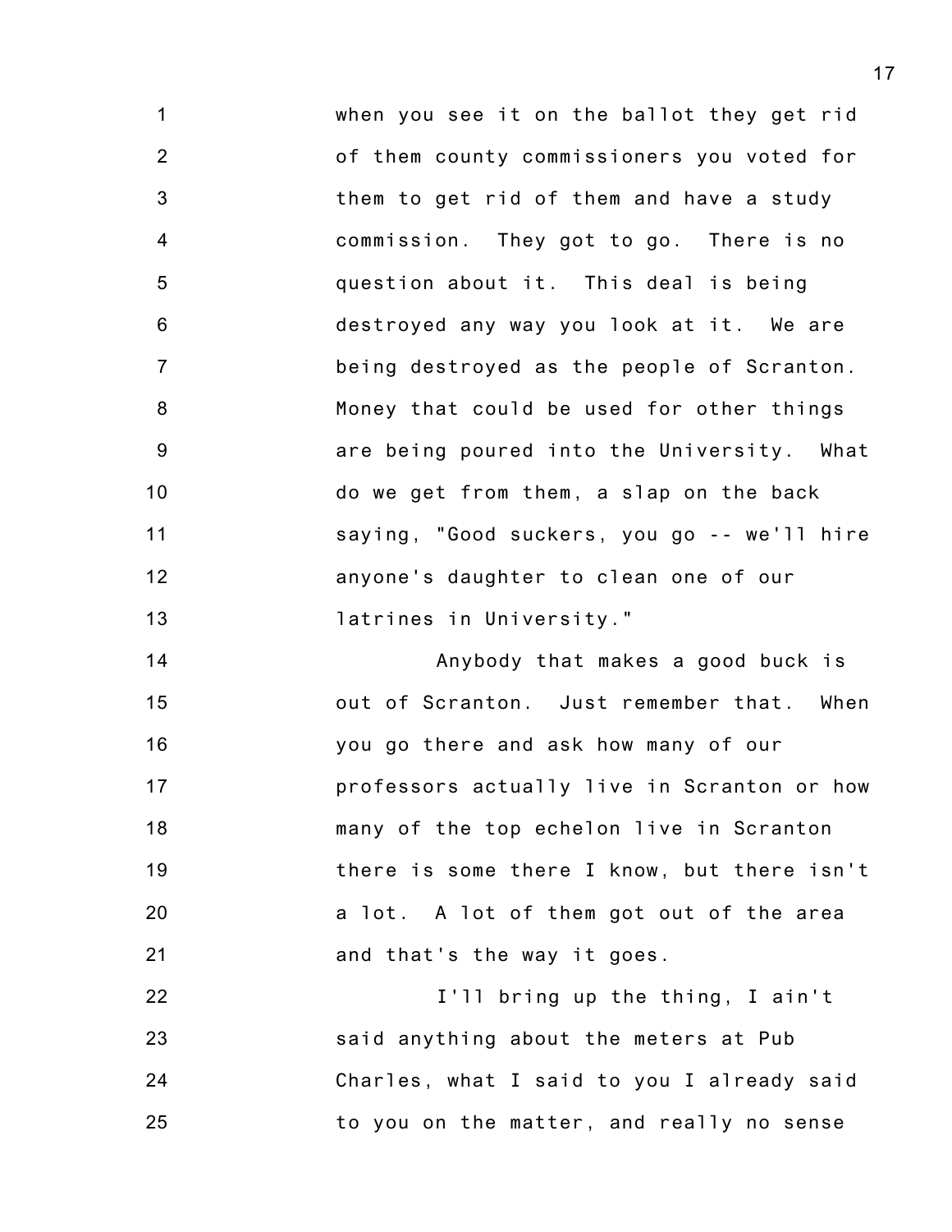when you see it on the ballot they get rid of them county commissioners you voted for them to get rid of them and have a study commission. They got to go. There is no question about it. This deal is being destroyed any way you look at it. We are being destroyed as the people of Scranton. Money that could be used for other things are being poured into the University. What do we get from them, a slap on the back saying, "Good suckers, you go -- we'll hire anyone's daughter to clean one of our latrines in University."

Anybody that makes a good buck is out of Scranton. Just remember that. When you go there and ask how many of our professors actually live in Scranton or how many of the top echelon live in Scranton there is some there I know, but there isn't a lot. A lot of them got out of the area and that's the way it goes.

I'll bring up the thing, I ain't said anything about the meters at Pub Charles, what I said to you I already said to you on the matter, and really no sense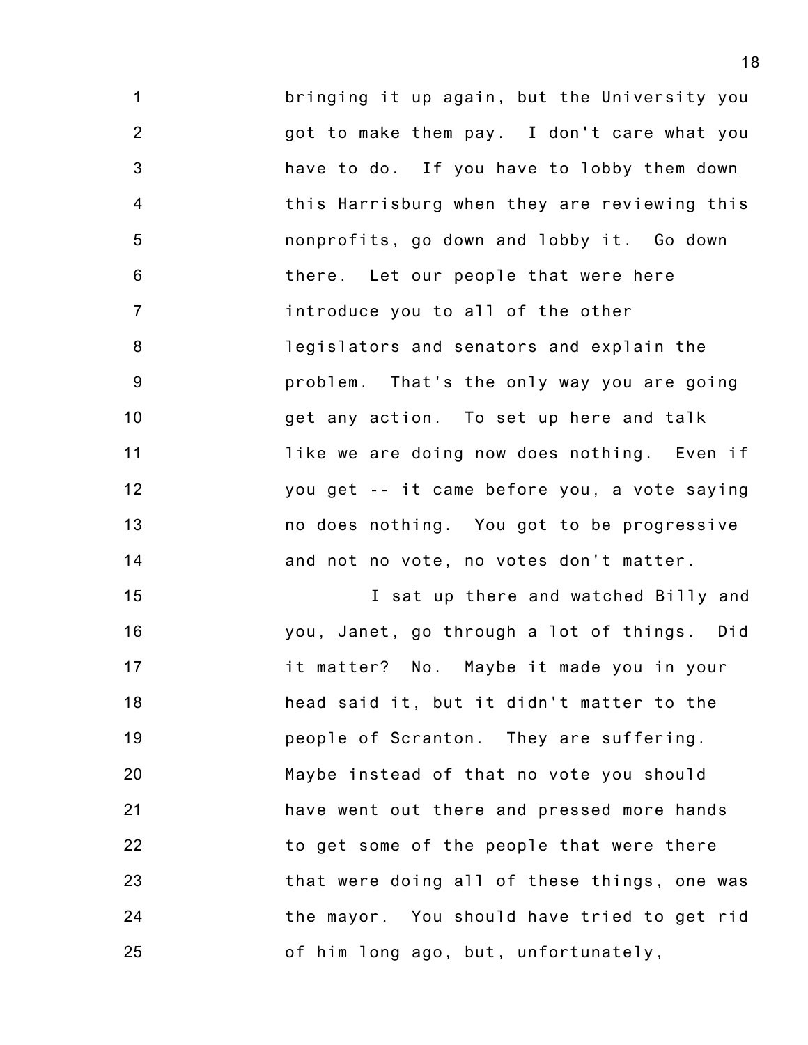bringing it up again, but the University you got to make them pay. I don't care what you have to do. If you have to lobby them down this Harrisburg when they are reviewing this nonprofits, go down and lobby it. Go down there. Let our people that were here introduce you to all of the other legislators and senators and explain the problem. That's the only way you are going get any action. To set up here and talk like we are doing now does nothing. Even if you get -- it came before you, a vote saying no does nothing. You got to be progressive and not no vote, no votes don't matter.

I sat up there and watched Billy and you, Janet, go through a lot of things. Did it matter? No. Maybe it made you in your head said it, but it didn't matter to the people of Scranton. They are suffering. Maybe instead of that no vote you should have went out there and pressed more hands to get some of the people that were there that were doing all of these things, one was the mayor. You should have tried to get rid of him long ago, but, unfortunately,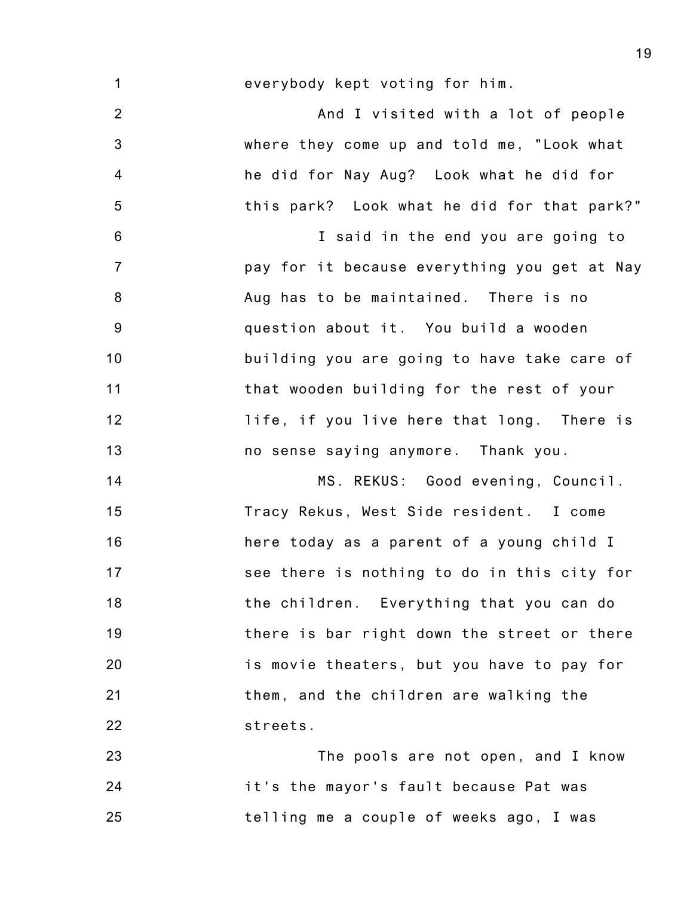everybody kept voting for him.

And I visited with a lot of people where they come up and told me, "Look what he did for Nay Aug? Look what he did for this park? Look what he did for that park?"

I said in the end you are going to pay for it because everything you get at Nay Aug has to be maintained. There is no question about it. You build a wooden building you are going to have take care of that wooden building for the rest of your life, if you live here that long. There is no sense saying anymore. Thank you.

MS. REKUS: Good evening, Council. Tracy Rekus, West Side resident. I come here today as a parent of a young child I see there is nothing to do in this city for the children. Everything that you can do there is bar right down the street or there is movie theaters, but you have to pay for them, and the children are walking the streets.

The pools are not open, and I know it's the mayor's fault because Pat was telling me a couple of weeks ago, I was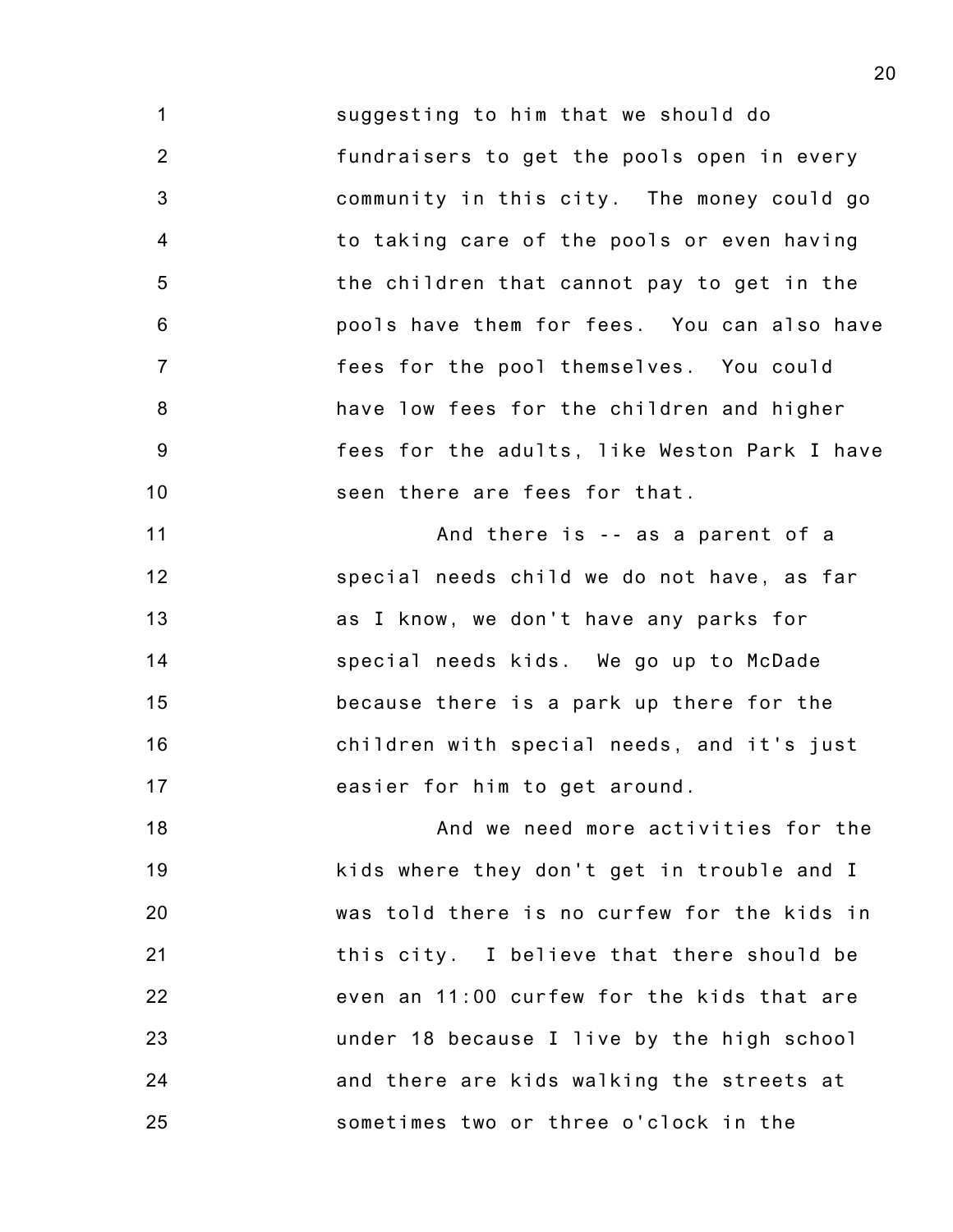suggesting to him that we should do fundraisers to get the pools open in every community in this city. The money could go to taking care of the pools or even having the children that cannot pay to get in the pools have them for fees. You can also have fees for the pool themselves. You could have low fees for the children and higher fees for the adults, like Weston Park I have seen there are fees for that.

And there is -- as a parent of a special needs child we do not have, as far as I know, we don't have any parks for special needs kids. We go up to McDade because there is a park up there for the children with special needs, and it's just easier for him to get around.

And we need more activities for the kids where they don't get in trouble and I was told there is no curfew for the kids in this city. I believe that there should be even an 11:00 curfew for the kids that are under 18 because I live by the high school and there are kids walking the streets at sometimes two or three o'clock in the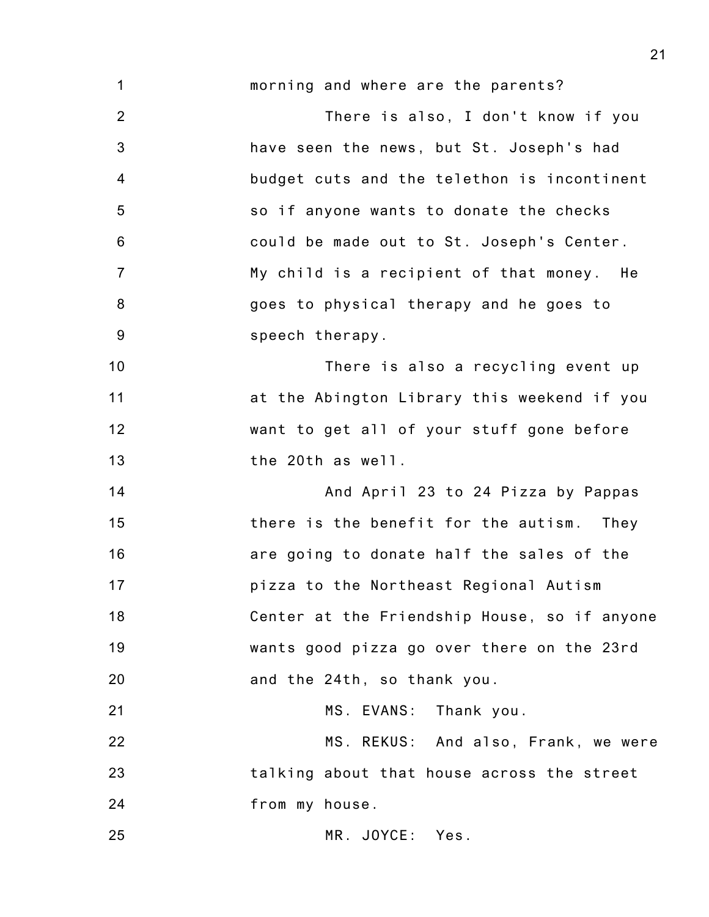morning and where are the parents?

There is also, I don't know if you have seen the news, but St. Joseph's had budget cuts and the telethon is incontinent so if anyone wants to donate the checks could be made out to St. Joseph's Center. My child is a recipient of that money. He goes to physical therapy and he goes to speech therapy.

There is also a recycling event up at the Abington Library this weekend if you want to get all of your stuff gone before the 20th as well.

And April 23 to 24 Pizza by Pappas there is the benefit for the autism. They are going to donate half the sales of the pizza to the Northeast Regional Autism Center at the Friendship House, so if anyone wants good pizza go over there on the 23rd and the 24th, so thank you.

MS. EVANS: Thank you.

MS. REKUS: And also, Frank, we were talking about that house across the street from my house.

MR. JOYCE: Yes.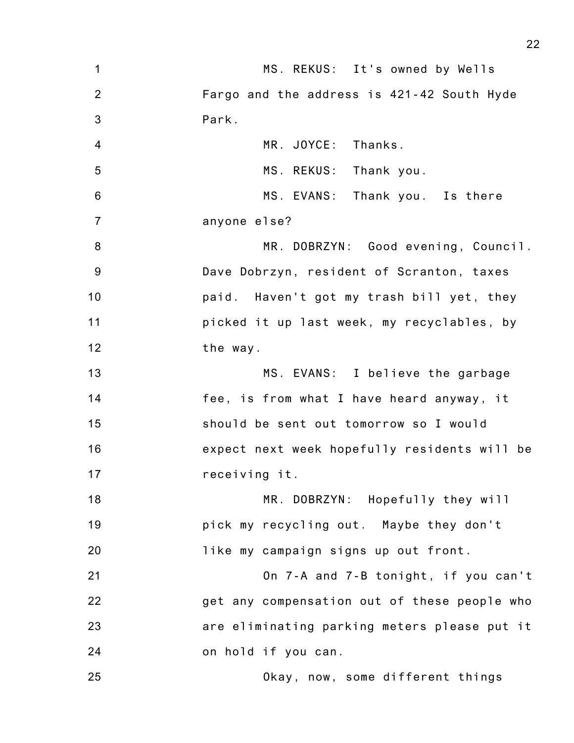MS. REKUS: It's owned by Wells Fargo and the address is 421-42 South Hyde Park.

MR. JOYCE: Thanks.

MS. REKUS: Thank you.

MS. EVANS: Thank you. Is there anyone else?

MR. DOBRZYN: Good evening, Council. Dave Dobrzyn, resident of Scranton, taxes paid. Haven't got my trash bill yet, they picked it up last week, my recyclables, by the way.

MS. EVANS: I believe the garbage fee, is from what I have heard anyway, it should be sent out tomorrow so I would expect next week hopefully residents will be receiving it.

MR. DOBRZYN: Hopefully they will pick my recycling out. Maybe they don't like my campaign signs up out front.

On 7-A and 7-B tonight, if you can't get any compensation out of these people who are eliminating parking meters please put it on hold if you can.

Okay, now, some different things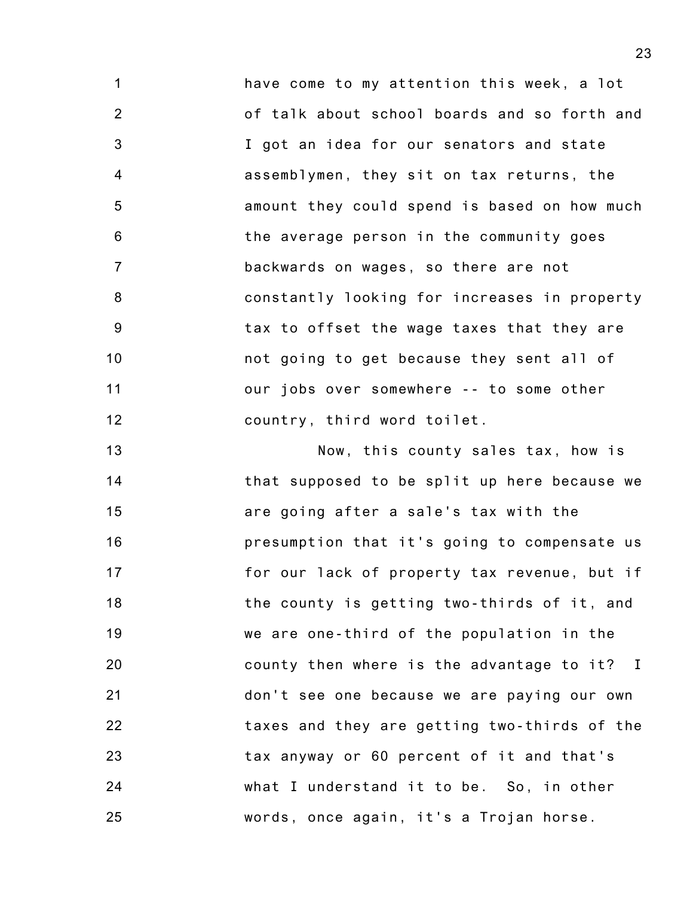have come to my attention this week, a lot of talk about school boards and so forth and I got an idea for our senators and state assemblymen, they sit on tax returns, the amount they could spend is based on how much the average person in the community goes backwards on wages, so there are not constantly looking for increases in property tax to offset the wage taxes that they are not going to get because they sent all of our jobs over somewhere -- to some other country, third word toilet.

Now, this county sales tax, how is that supposed to be split up here because we are going after a sale's tax with the presumption that it's going to compensate us for our lack of property tax revenue, but if the county is getting two-thirds of it, and we are one-third of the population in the county then where is the advantage to it? I don't see one because we are paying our own taxes and they are getting two-thirds of the tax anyway or 60 percent of it and that's what I understand it to be. So, in other words, once again, it's a Trojan horse.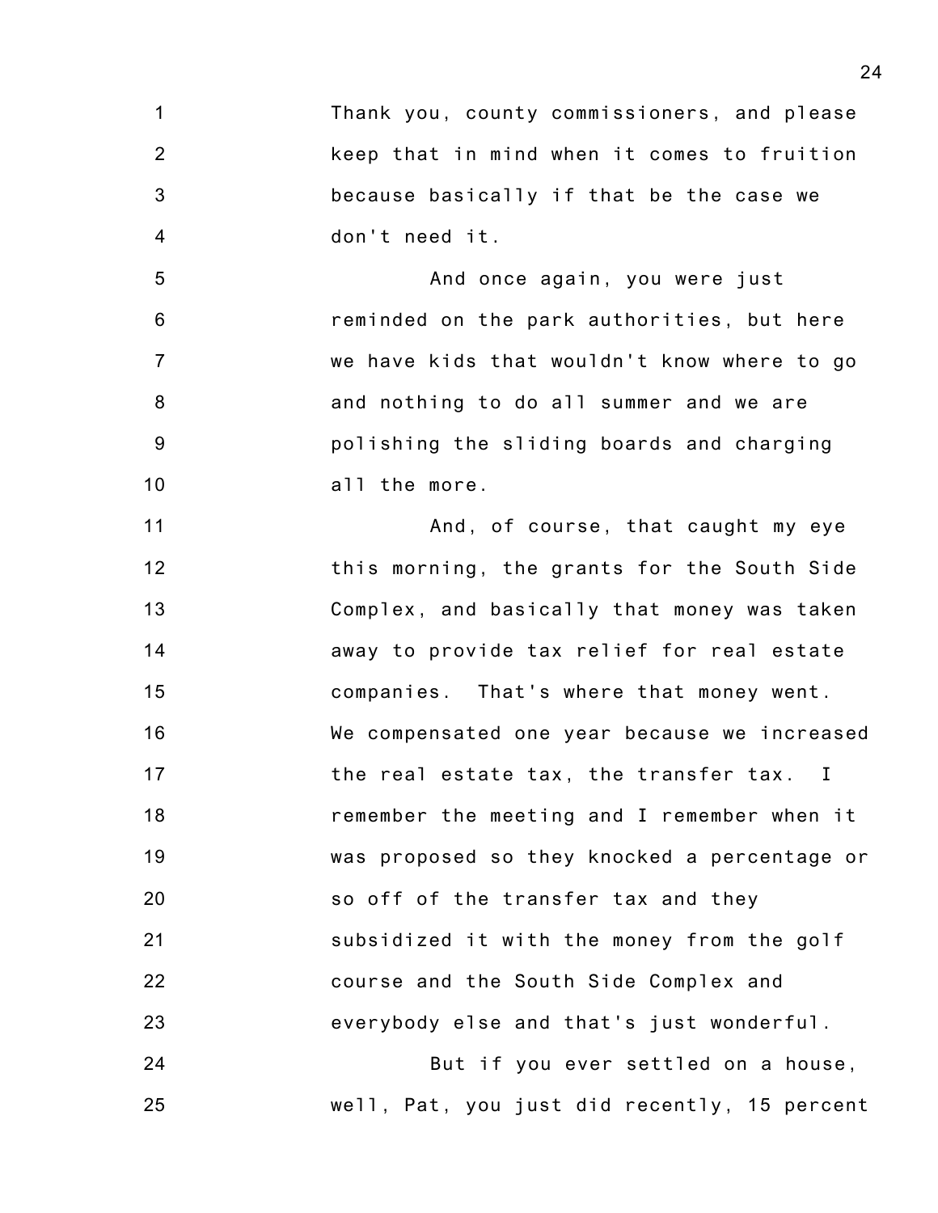Thank you, county commissioners, and please keep that in mind when it comes to fruition because basically if that be the case we don't need it.

And once again, you were just reminded on the park authorities, but here we have kids that wouldn't know where to go and nothing to do all summer and we are polishing the sliding boards and charging all the more.

And, of course, that caught my eye this morning, the grants for the South Side Complex, and basically that money was taken away to provide tax relief for real estate companies. That's where that money went. We compensated one year because we increased the real estate tax, the transfer tax. I remember the meeting and I remember when it was proposed so they knocked a percentage or so off of the transfer tax and they subsidized it with the money from the golf course and the South Side Complex and everybody else and that's just wonderful.

But if you ever settled on a house, well, Pat, you just did recently, 15 percent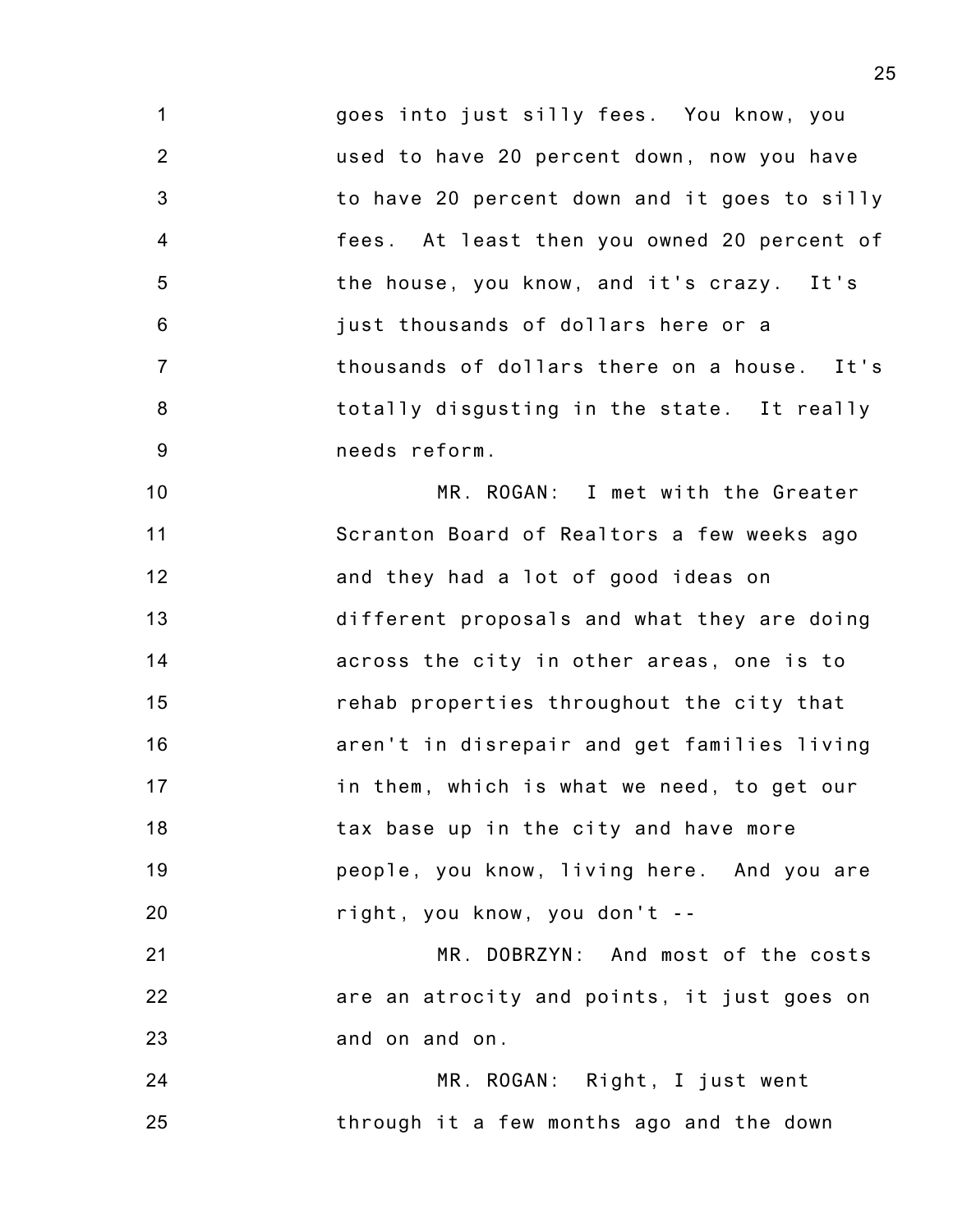goes into just silly fees. You know, you used to have 20 percent down, now you have to have 20 percent down and it goes to silly fees. At least then you owned 20 percent of the house, you know, and it's crazy. It's just thousands of dollars here or a thousands of dollars there on a house. It's totally disgusting in the state. It really needs reform.

MR. ROGAN: I met with the Greater Scranton Board of Realtors a few weeks ago and they had a lot of good ideas on different proposals and what they are doing across the city in other areas, one is to rehab properties throughout the city that aren't in disrepair and get families living in them, which is what we need, to get our tax base up in the city and have more people, you know, living here. And you are right, you know, you don't --

MR. DOBRZYN: And most of the costs are an atrocity and points, it just goes on and on and on.

MR. ROGAN: Right, I just went through it a few months ago and the down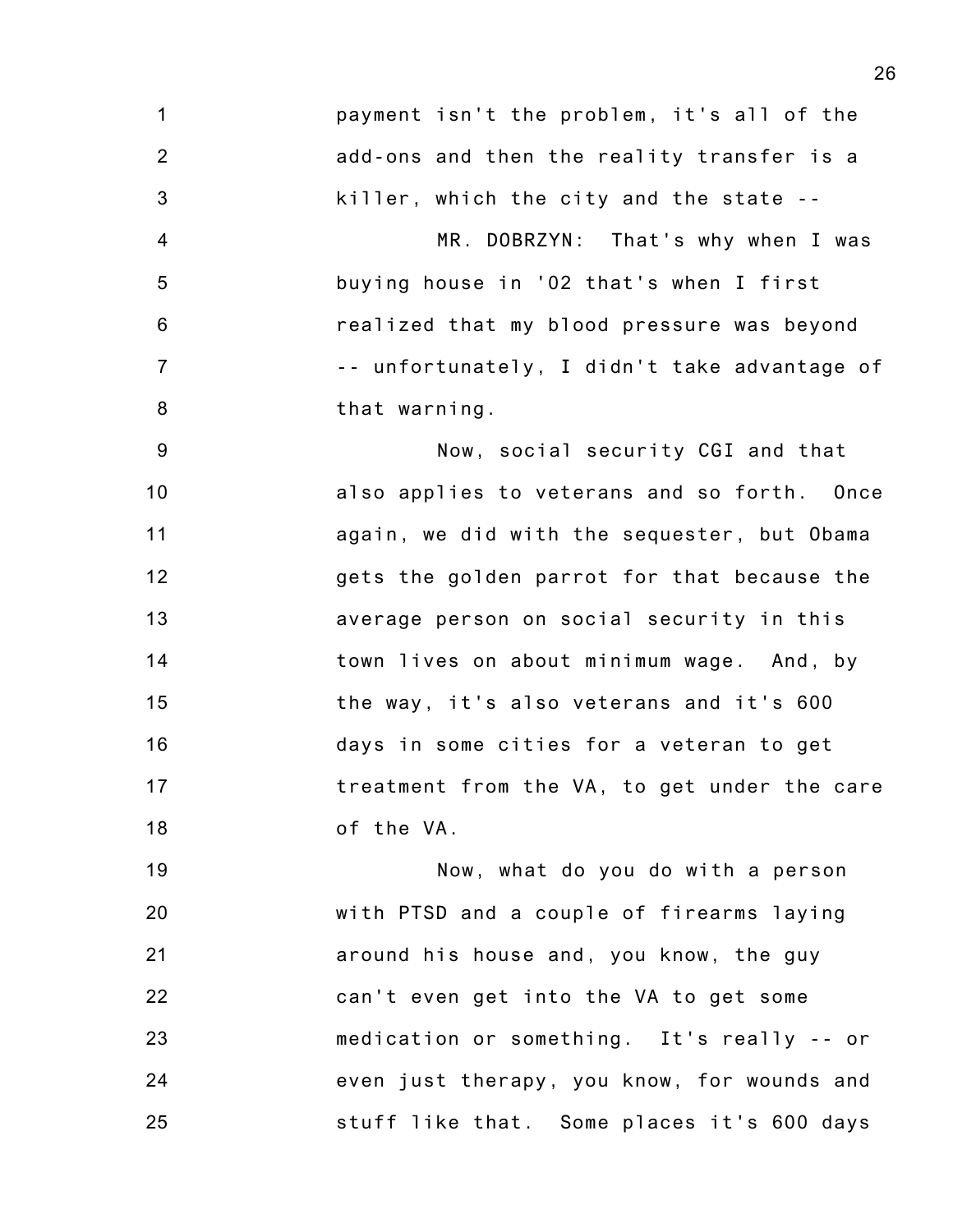payment isn't the problem, it's all of the add-ons and then the reality transfer is a killer, which the city and the state --

MR. DOBRZYN: That's why when I was buying house in '02 that's when I first realized that my blood pressure was beyond -- unfortunately, I didn't take advantage of that warning.

Now, social security CGI and that also applies to veterans and so forth. Once again, we did with the sequester, but Obama gets the golden parrot for that because the average person on social security in this town lives on about minimum wage. And, by the way, it's also veterans and it's 600 days in some cities for a veteran to get treatment from the VA, to get under the care of the VA.

Now, what do you do with a person with PTSD and a couple of firearms laying around his house and, you know, the guy can't even get into the VA to get some medication or something. It's really -- or even just therapy, you know, for wounds and stuff like that. Some places it's 600 days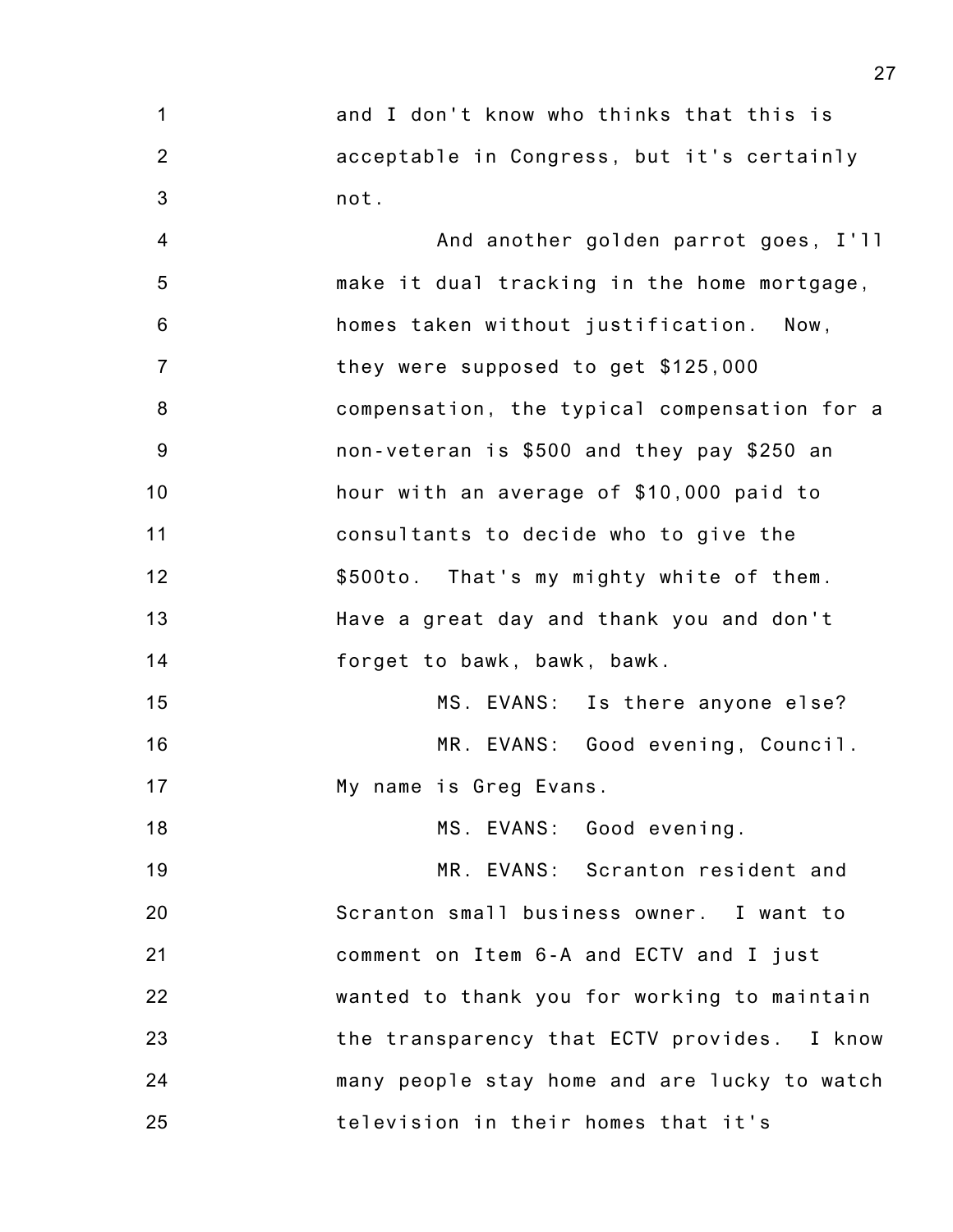and I don't know who thinks that this is acceptable in Congress, but it's certainly not.

And another golden parrot goes, I'll make it dual tracking in the home mortgage, homes taken without justification. Now, they were supposed to get $125,000 compensation, the typical compensation for a non-veteran is $500 and they pay $250 an hour with an average of $10,000 paid to consultants to decide who to give the $500to. That's my mighty white of them. Have a great day and thank you and don't forget to bawk, bawk, bawk.

MS. EVANS: Is there anyone else?

MR. EVANS: Good evening, Council. My name is Greg Evans.

MS. EVANS: Good evening.

MR. EVANS: Scranton resident and Scranton small business owner. I want to comment on Item 6-A and ECTV and I just wanted to thank you for working to maintain the transparency that ECTV provides. I know many people stay home and are lucky to watch television in their homes that it's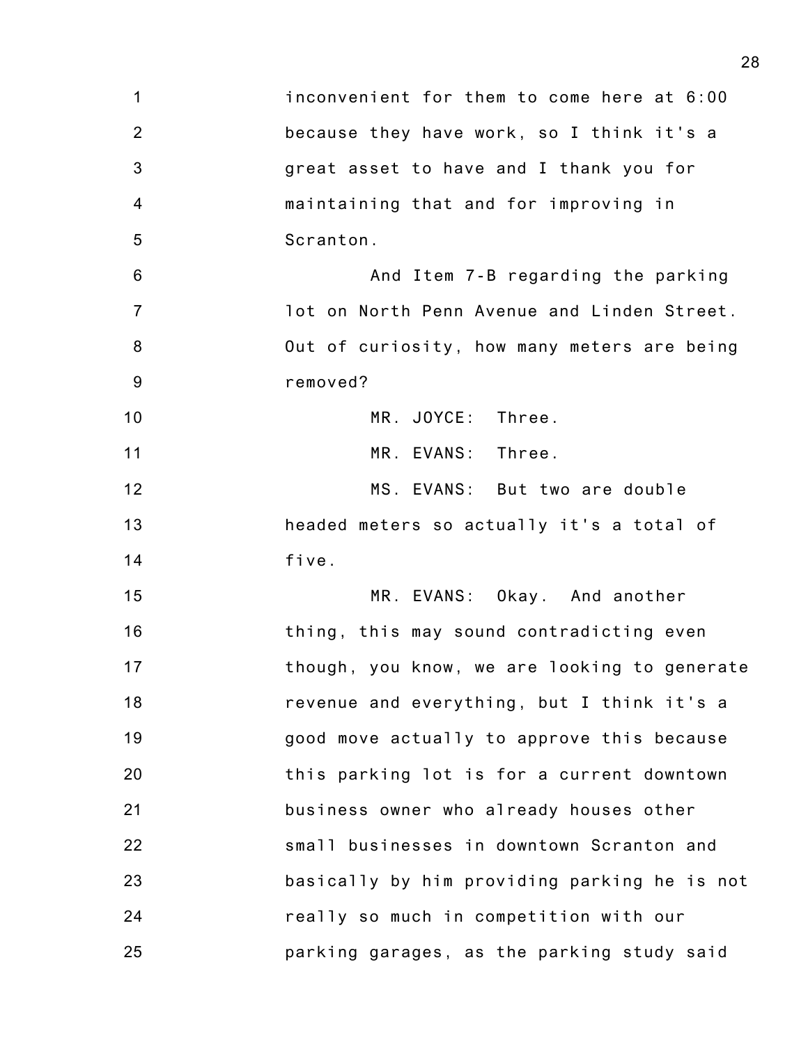inconvenient for them to come here at 6:00 because they have work, so I think it's a great asset to have and I thank you for maintaining that and for improving in Scranton.

And Item 7-B regarding the parking lot on North Penn Avenue and Linden Street. Out of curiosity, how many meters are being removed?

MR. JOYCE: Three.

MR. EVANS: Three.

MS. EVANS: But two are double headed meters so actually it's a total of five.

MR. EVANS: Okay. And another thing, this may sound contradicting even though, you know, we are looking to generate revenue and everything, but I think it's a good move actually to approve this because this parking lot is for a current downtown business owner who already houses other small businesses in downtown Scranton and basically by him providing parking he is not really so much in competition with our parking garages, as the parking study said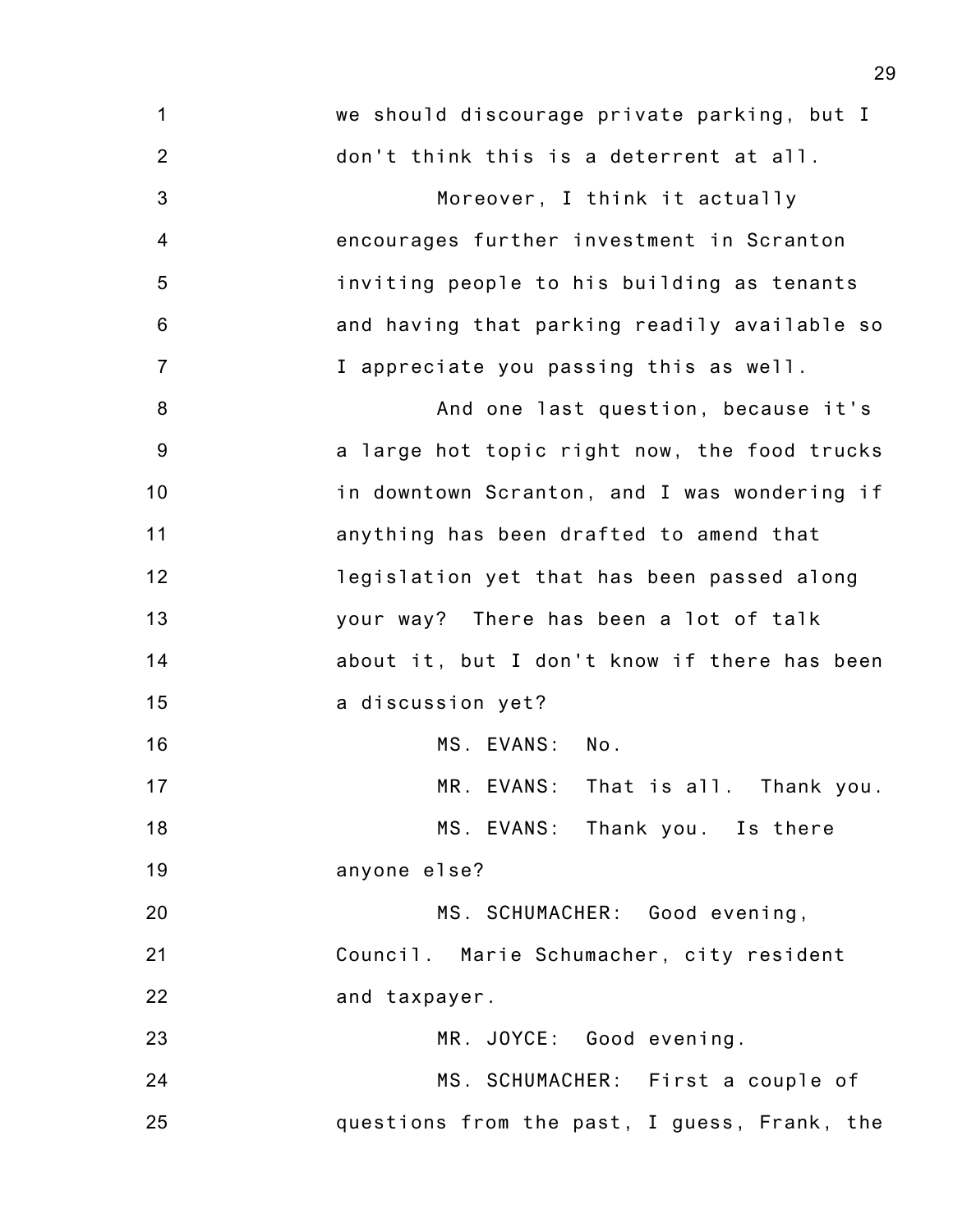we should discourage private parking, but I don't think this is a deterrent at all.

Moreover, I think it actually encourages further investment in Scranton inviting people to his building as tenants and having that parking readily available so I appreciate you passing this as well.

And one last question, because it's a large hot topic right now, the food trucks in downtown Scranton, and I was wondering if anything has been drafted to amend that legislation yet that has been passed along your way? There has been a lot of talk about it, but I don't know if there has been a discussion yet?

MS. EVANS: No.

MR. EVANS: That is all. Thank you.

MS. EVANS: Thank you. Is there anyone else?

MS. SCHUMACHER: Good evening, Council. Marie Schumacher, city resident and taxpayer.

MR. JOYCE: Good evening.

MS. SCHUMACHER: First a couple of questions from the past, I guess, Frank, the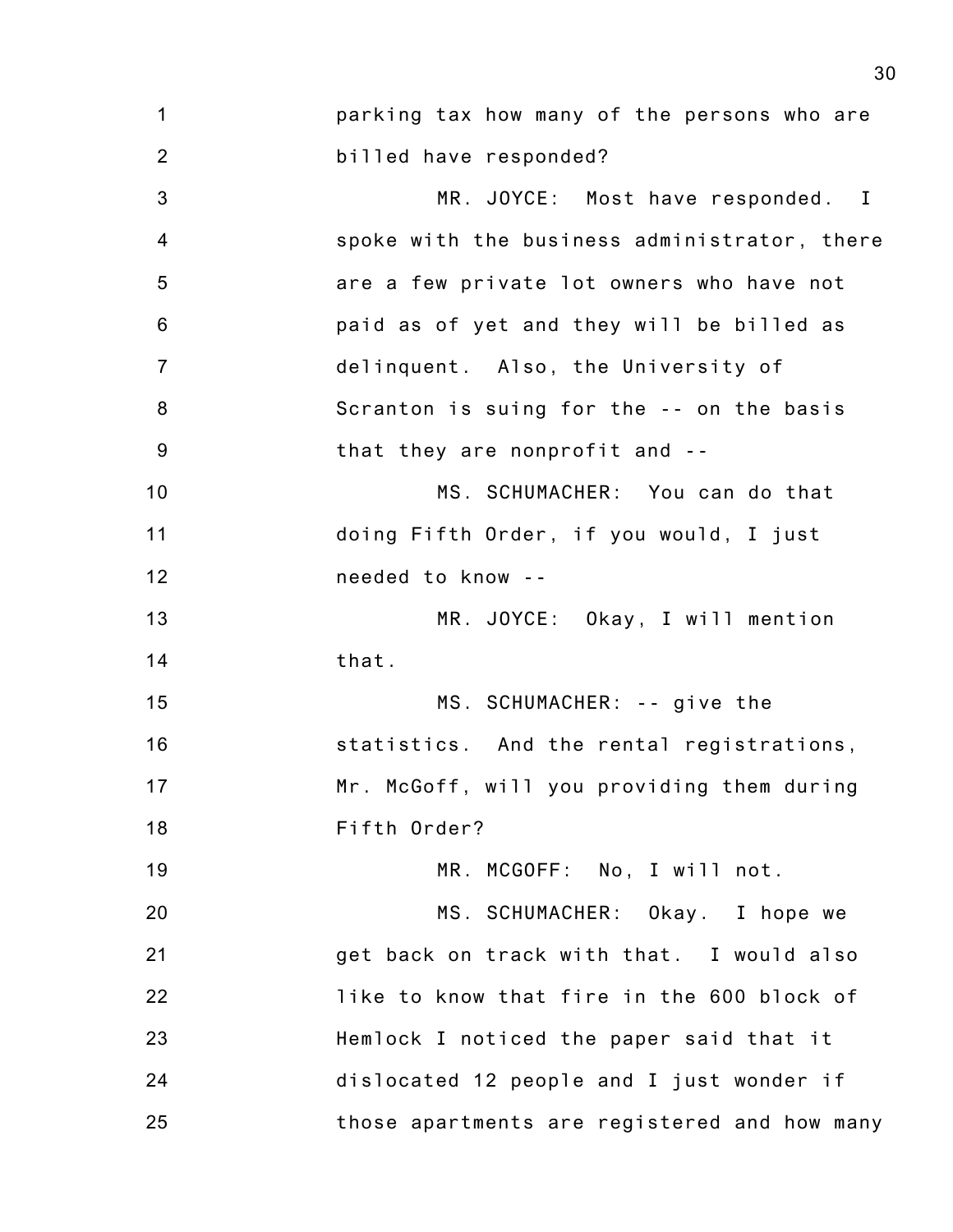parking tax how many of the persons who are billed have responded?

MR. JOYCE: Most have responded. I spoke with the business administrator, there are a few private lot owners who have not paid as of yet and they will be billed as delinquent. Also, the University of Scranton is suing for the -- on the basis that they are nonprofit and --

MS. SCHUMACHER: You can do that doing Fifth Order, if you would, I just needed to know --

MR. JOYCE: Okay, I will mention that.

MS. SCHUMACHER: -- give the statistics. And the rental registrations, Mr. McGoff, will you providing them during Fifth Order?

MR. MCGOFF: No, I will not.

MS. SCHUMACHER: Okay. I hope we get back on track with that. I would also like to know that fire in the 600 block of Hemlock I noticed the paper said that it dislocated 12 people and I just wonder if those apartments are registered and how many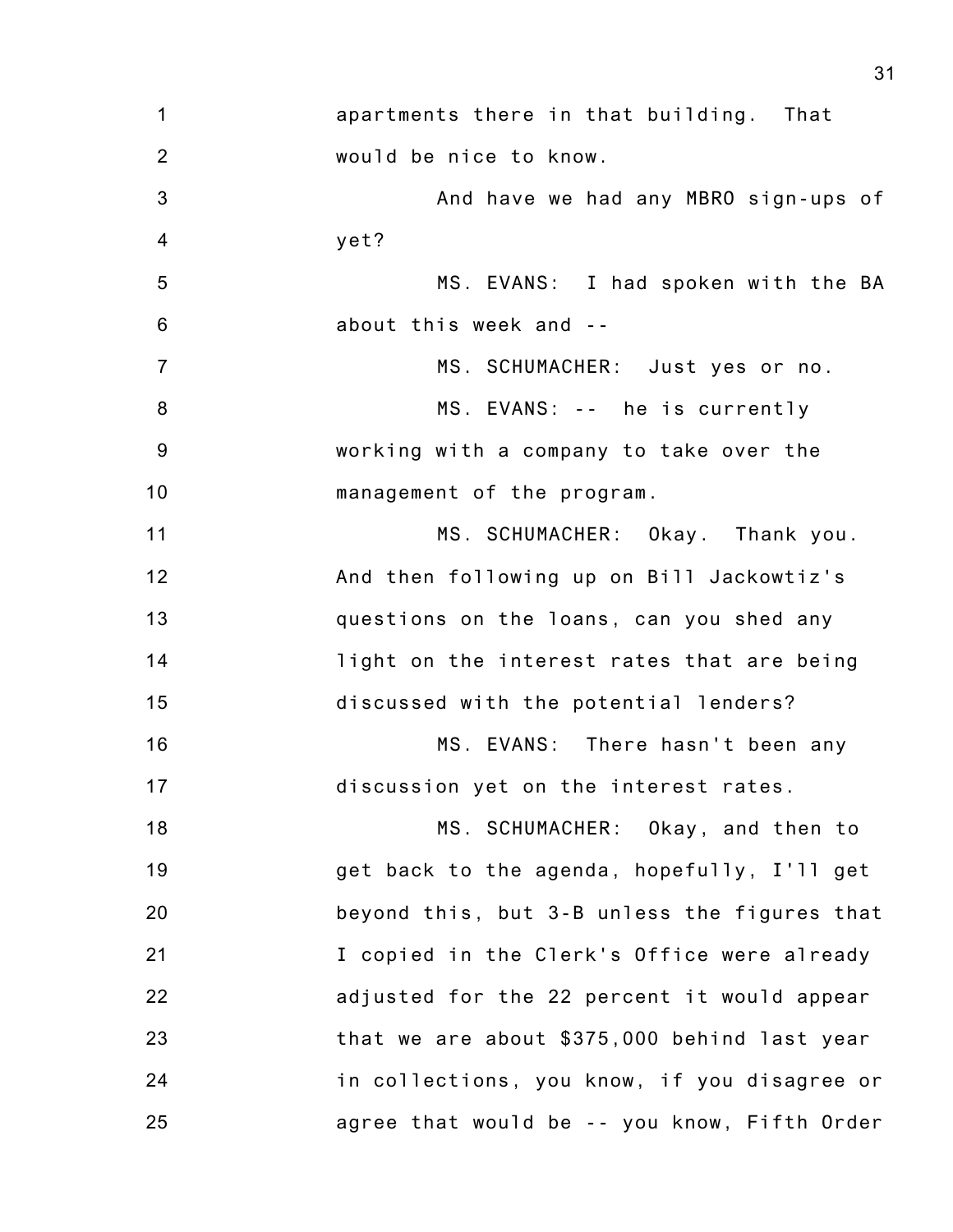apartments there in that building. That would be nice to know.

And have we had any MBRO sign-ups of yet?

MS. EVANS: I had spoken with the BA about this week and --

MS. SCHUMACHER: Just yes or no.

MS. EVANS: -- he is currently working with a company to take over the management of the program.

MS. SCHUMACHER: Okay. Thank you. And then following up on Bill Jackowtiz's questions on the loans, can you shed any light on the interest rates that are being discussed with the potential lenders?

MS. EVANS: There hasn't been any discussion yet on the interest rates.

MS. SCHUMACHER: Okay, and then to get back to the agenda, hopefully, I'll get beyond this, but 3-B unless the figures that I copied in the Clerk's Office were already adjusted for the 22 percent it would appear that we are about $375,000 behind last year in collections, you know, if you disagree or agree that would be -- you know, Fifth Order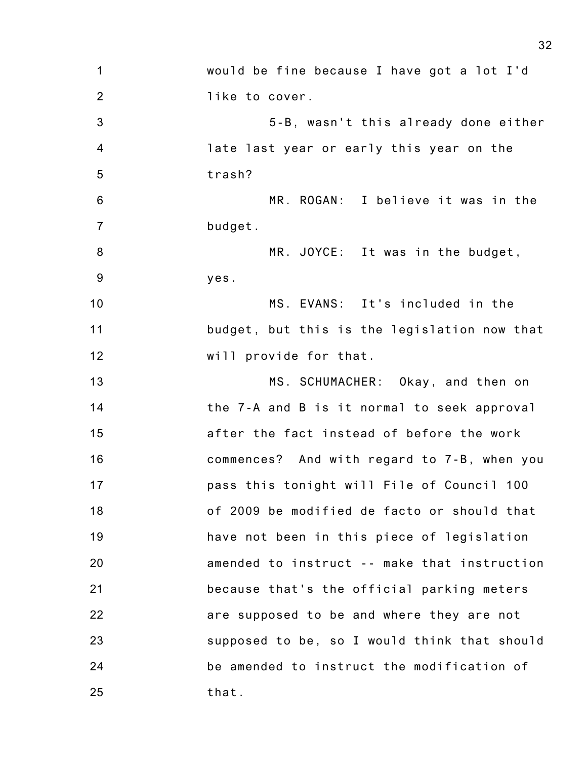would be fine because I have got a lot I'd like to cover.

5-B, wasn't this already done either late last year or early this year on the trash?

MR. ROGAN: I believe it was in the budget.

MR. JOYCE: It was in the budget, yes.

MS. EVANS: It's included in the budget, but this is the legislation now that will provide for that.

MS. SCHUMACHER: Okay, and then on the 7-A and B is it normal to seek approval after the fact instead of before the work commences? And with regard to 7-B, when you pass this tonight will File of Council 100 of 2009 be modified de facto or should that have not been in this piece of legislation amended to instruct -- make that instruction because that's the official parking meters are supposed to be and where they are not supposed to be, so I would think that should be amended to instruct the modification of that.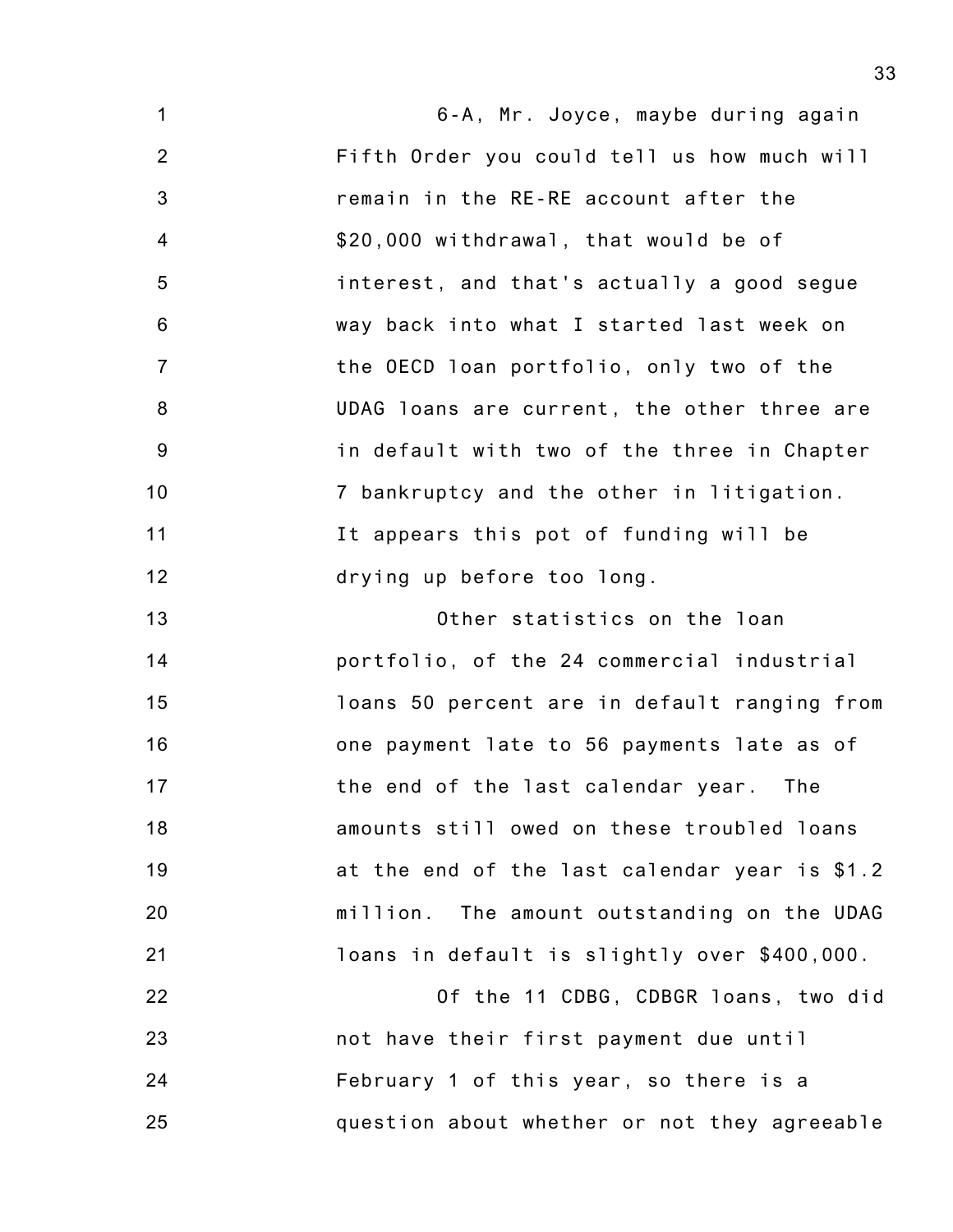6-A, Mr. Joyce, maybe during again Fifth Order you could tell us how much will remain in the RE-RE account after the $20,000 withdrawal, that would be of interest, and that's actually a good segue way back into what I started last week on the OECD loan portfolio, only two of the UDAG loans are current, the other three are in default with two of the three in Chapter 7 bankruptcy and the other in litigation. It appears this pot of funding will be drying up before too long.

Other statistics on the loan portfolio, of the 24 commercial industrial loans 50 percent are in default ranging from one payment late to 56 payments late as of the end of the last calendar year. The amounts still owed on these troubled loans at the end of the last calendar year is $1.2 million. The amount outstanding on the UDAG loans in default is slightly over $400,000.

Of the 11 CDBG, CDBGR loans, two did not have their first payment due until February 1 of this year, so there is a question about whether or not they agreeable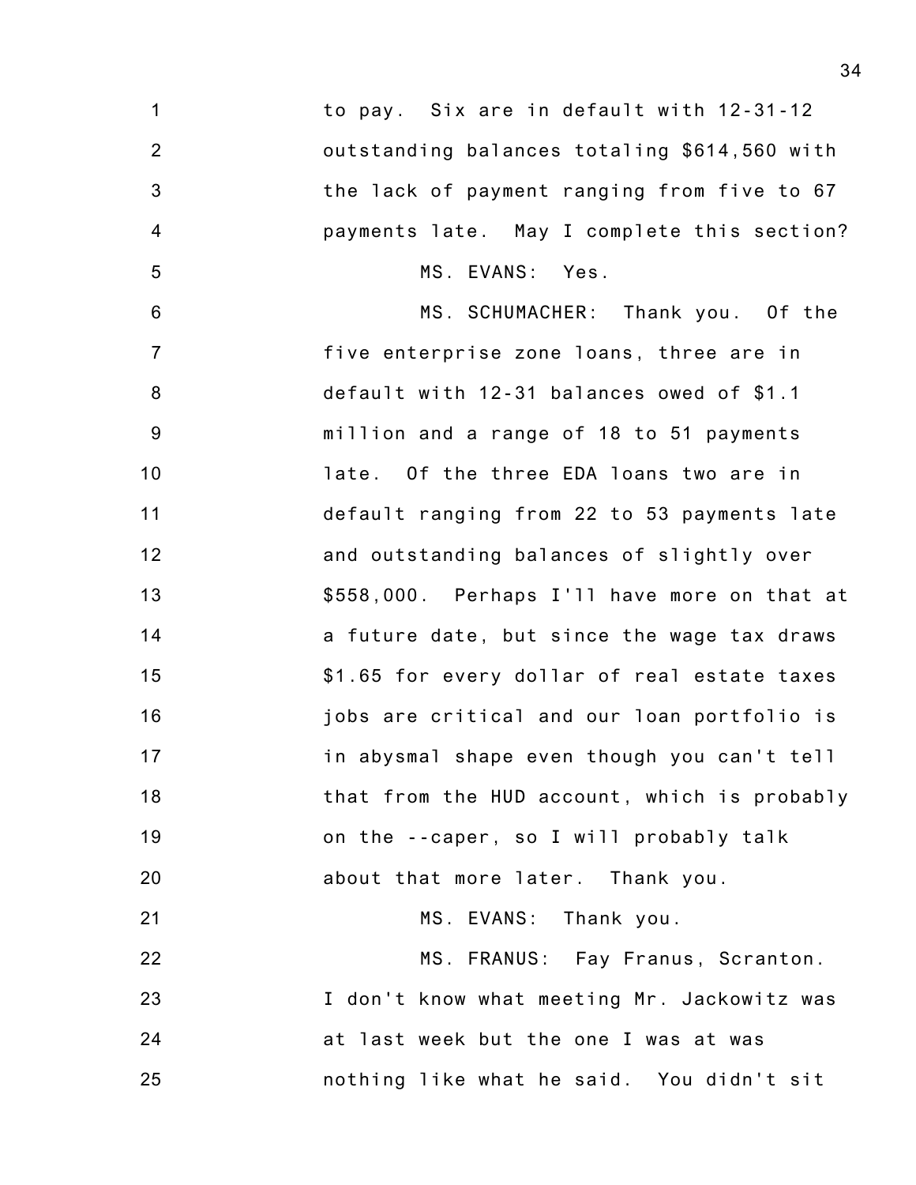to pay. Six are in default with 12-31-12 outstanding balances totaling $614,560 with the lack of payment ranging from five to 67 payments late. May I complete this section?

MS. EVANS: Yes.

MS. SCHUMACHER: Thank you. Of the five enterprise zone loans, three are in default with 12-31 balances owed of $1.1 million and a range of 18 to 51 payments late. Of the three EDA loans two are in default ranging from 22 to 53 payments late and outstanding balances of slightly over $558,000. Perhaps I'll have more on that at a future date, but since the wage tax draws $1.65 for every dollar of real estate taxes jobs are critical and our loan portfolio is in abysmal shape even though you can't tell that from the HUD account, which is probably on the --caper, so I will probably talk about that more later. Thank you.

MS. EVANS: Thank you.

MS. FRANUS: Fay Franus, Scranton. I don't know what meeting Mr. Jackowitz was at last week but the one I was at was nothing like what he said. You didn't sit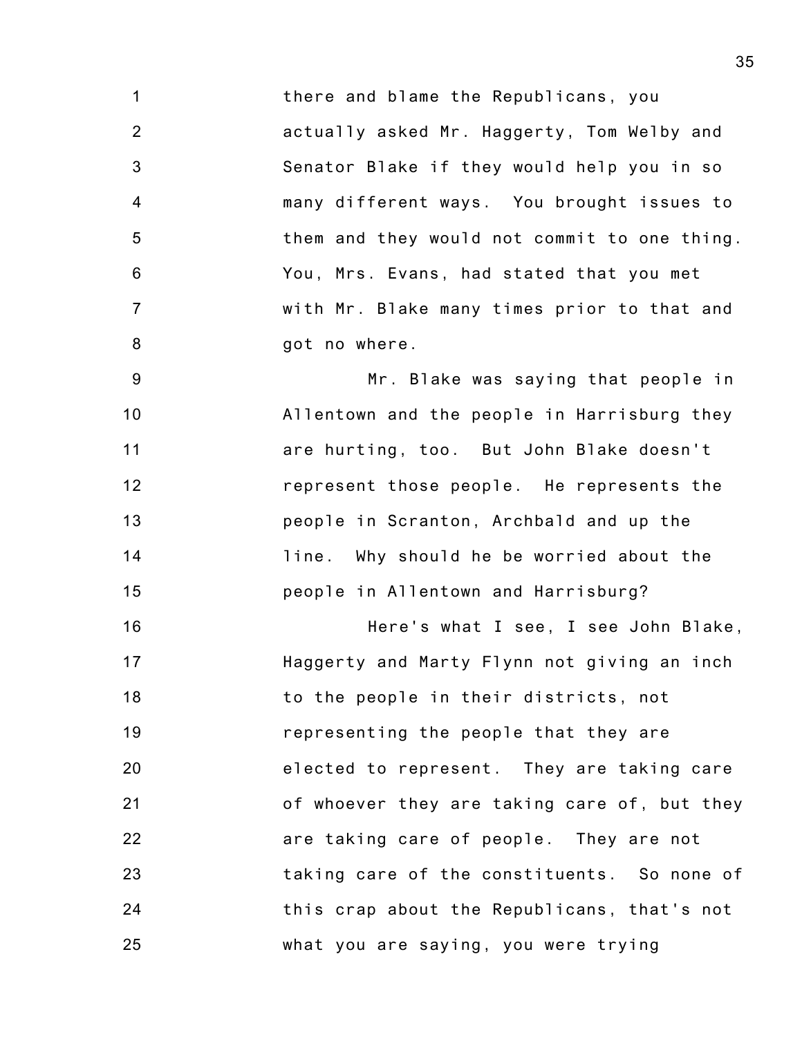there and blame the Republicans, you actually asked Mr. Haggerty, Tom Welby and Senator Blake if they would help you in so many different ways. You brought issues to them and they would not commit to one thing. You, Mrs. Evans, had stated that you met with Mr. Blake many times prior to that and got no where.

Mr. Blake was saying that people in Allentown and the people in Harrisburg they are hurting, too. But John Blake doesn't represent those people. He represents the people in Scranton, Archbald and up the line. Why should he be worried about the people in Allentown and Harrisburg?

Here's what I see, I see John Blake, Haggerty and Marty Flynn not giving an inch to the people in their districts, not representing the people that they are elected to represent. They are taking care of whoever they are taking care of, but they are taking care of people. They are not taking care of the constituents. So none of this crap about the Republicans, that's not what you are saying, you were trying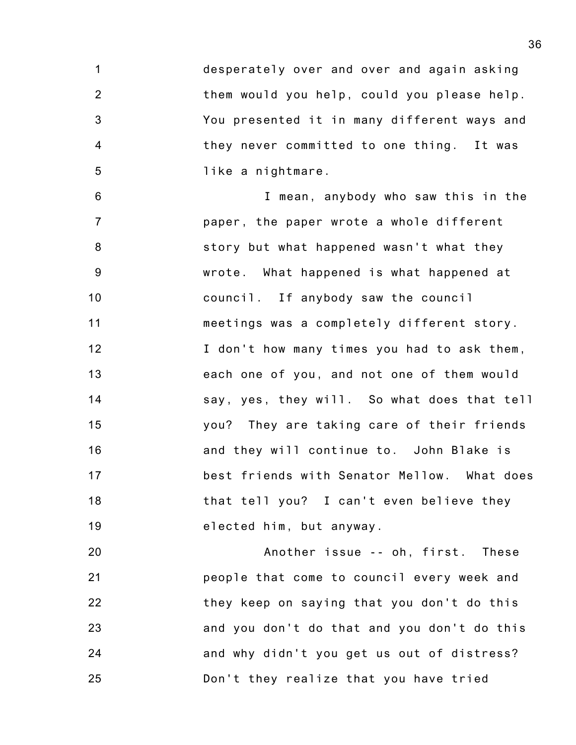desperately over and over and again asking them would you help, could you please help. You presented it in many different ways and they never committed to one thing. It was like a nightmare.

I mean, anybody who saw this in the paper, the paper wrote a whole different story but what happened wasn't what they wrote. What happened is what happened at council. If anybody saw the council meetings was a completely different story. I don't how many times you had to ask them, each one of you, and not one of them would say, yes, they will. So what does that tell you? They are taking care of their friends and they will continue to. John Blake is best friends with Senator Mellow. What does that tell you? I can't even believe they elected him, but anyway.

Another issue -- oh, first. These people that come to council every week and they keep on saying that you don't do this and you don't do that and you don't do this and why didn't you get us out of distress? Don't they realize that you have tried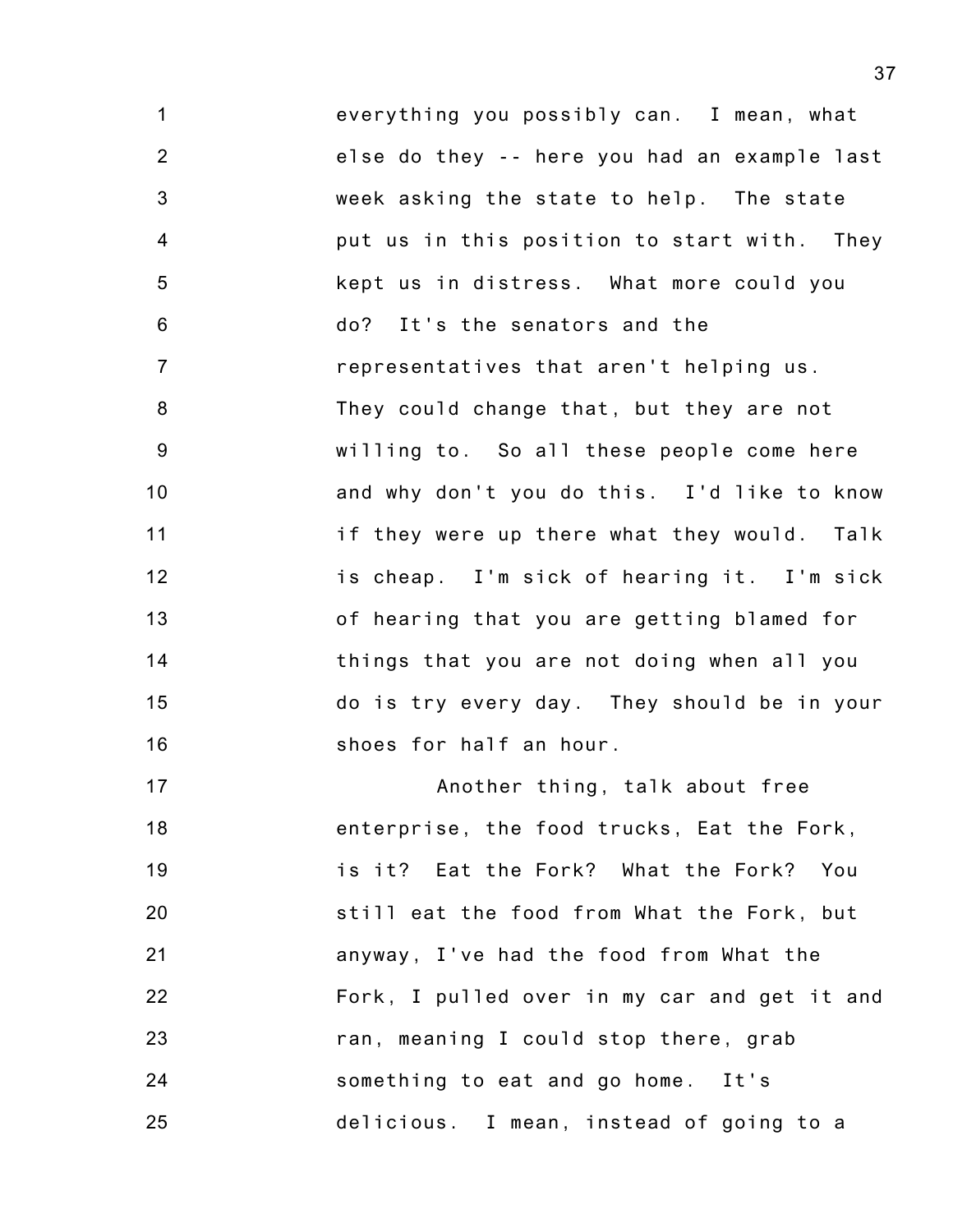everything you possibly can. I mean, what else do they -- here you had an example last week asking the state to help. The state put us in this position to start with. They kept us in distress. What more could you do? It's the senators and the representatives that aren't helping us. They could change that, but they are not willing to. So all these people come here and why don't you do this. I'd like to know if they were up there what they would. Talk is cheap. I'm sick of hearing it. I'm sick of hearing that you are getting blamed for things that you are not doing when all you do is try every day. They should be in your shoes for half an hour.

Another thing, talk about free enterprise, the food trucks, Eat the Fork, is it? Eat the Fork? What the Fork? You still eat the food from What the Fork, but anyway, I've had the food from What the Fork, I pulled over in my car and get it and ran, meaning I could stop there, grab something to eat and go home. It's delicious. I mean, instead of going to a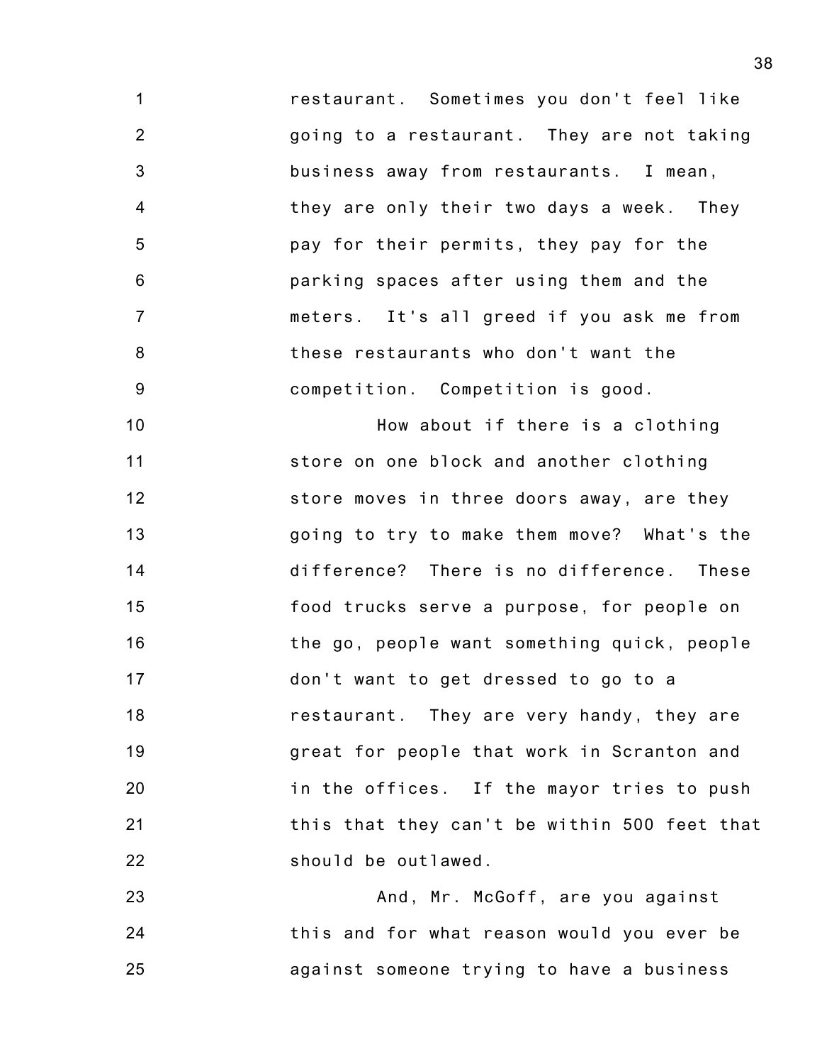restaurant. Sometimes you don't feel like going to a restaurant. They are not taking business away from restaurants. I mean, they are only their two days a week. They pay for their permits, they pay for the parking spaces after using them and the meters. It's all greed if you ask me from these restaurants who don't want the competition. Competition is good.

How about if there is a clothing store on one block and another clothing store moves in three doors away, are they going to try to make them move? What's the difference? There is no difference. These food trucks serve a purpose, for people on the go, people want something quick, people don't want to get dressed to go to a restaurant. They are very handy, they are great for people that work in Scranton and in the offices. If the mayor tries to push this that they can't be within 500 feet that should be outlawed.

And, Mr. McGoff, are you against this and for what reason would you ever be against someone trying to have a business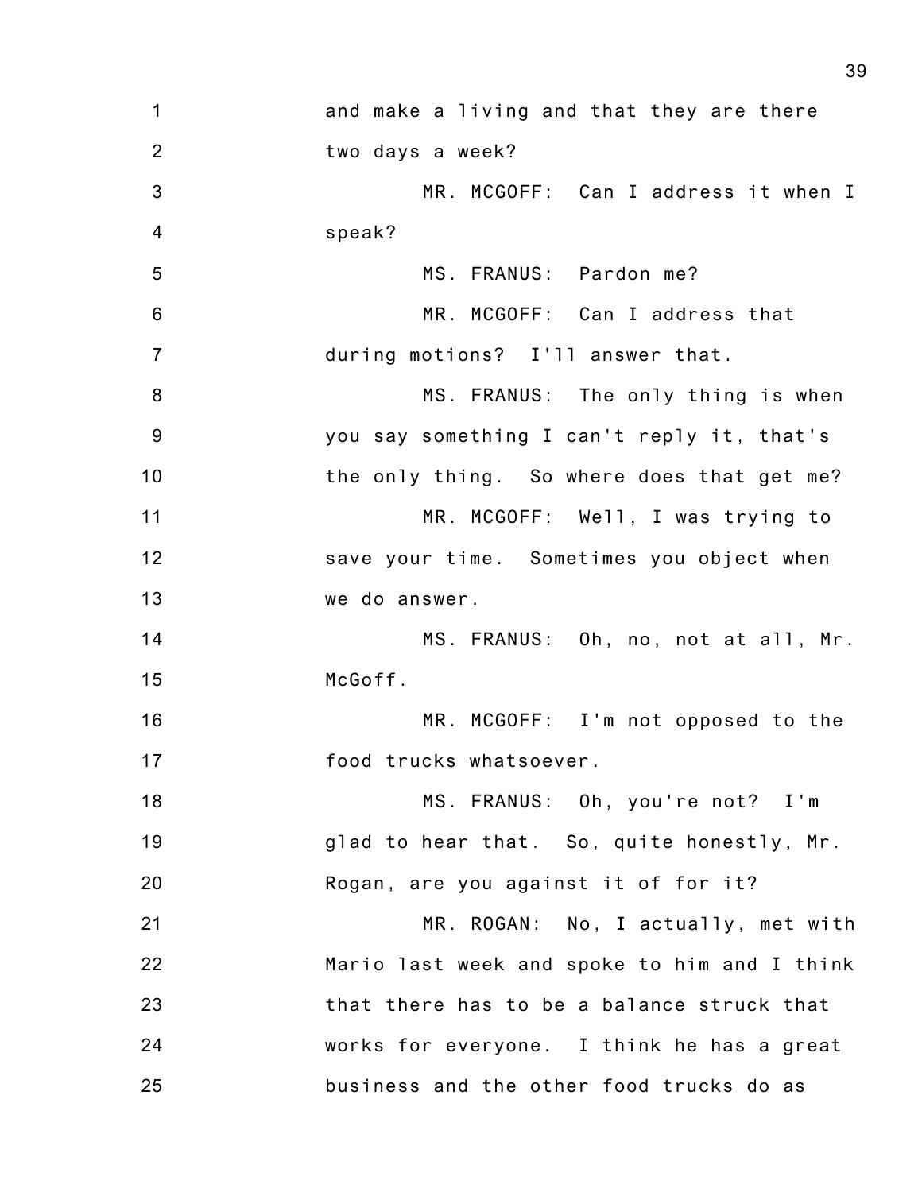and make a living and that they are there two days a week?

MR. MCGOFF: Can I address it when I speak?

MS. FRANUS: Pardon me?

MR. MCGOFF: Can I address that during motions? I'll answer that.

MS. FRANUS: The only thing is when you say something I can't reply it, that's the only thing. So where does that get me?

MR. MCGOFF: Well, I was trying to save your time. Sometimes you object when we do answer.

MS. FRANUS: Oh, no, not at all, Mr. McGoff.

MR. MCGOFF: I'm not opposed to the food trucks whatsoever.

MS. FRANUS: Oh, you're not? I'm glad to hear that. So, quite honestly, Mr. Rogan, are you against it of for it?

MR. ROGAN: No, I actually, met with Mario last week and spoke to him and I think that there has to be a balance struck that works for everyone. I think he has a great business and the other food trucks do as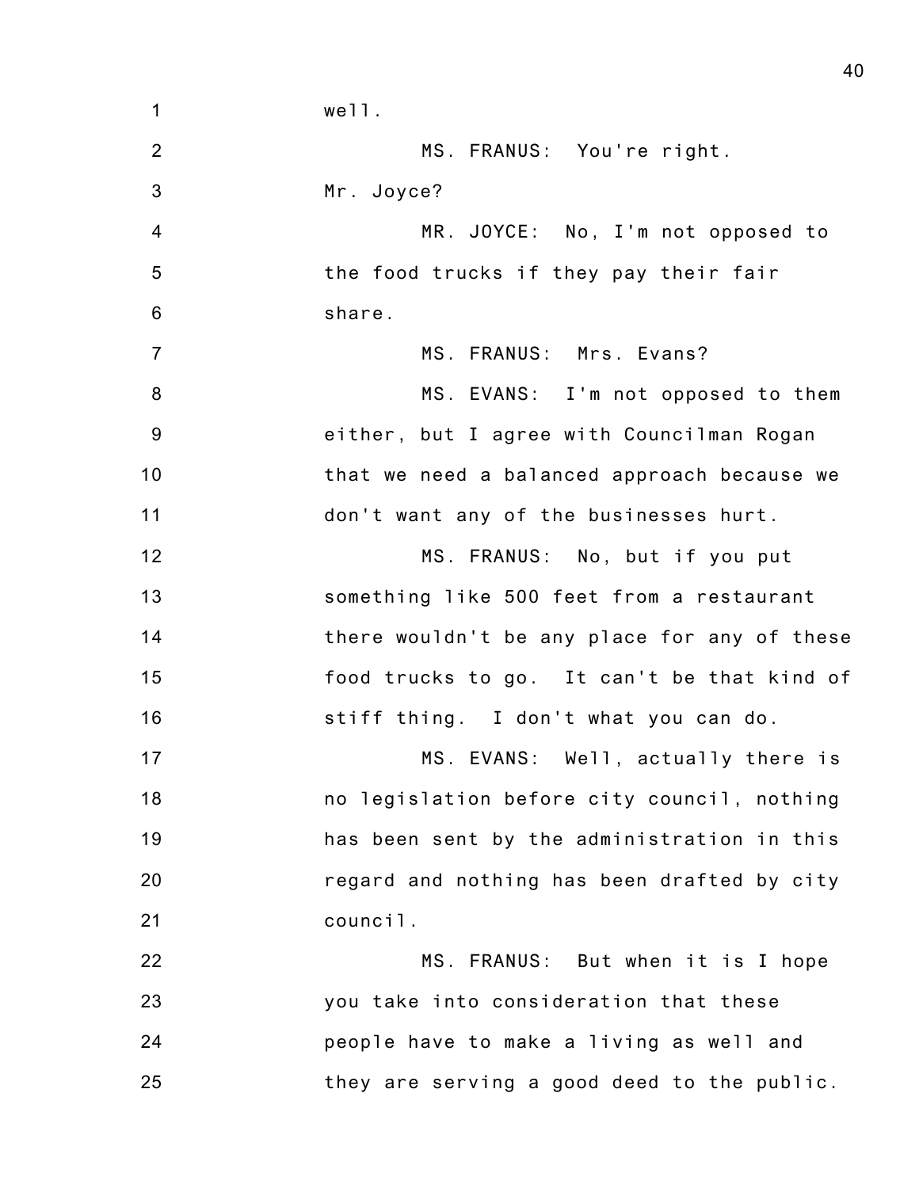well.

MS. FRANUS: You're right.

Mr. Joyce?

MR. JOYCE: No, I'm not opposed to the food trucks if they pay their fair share.

MS. FRANUS: Mrs. Evans?

MS. EVANS: I'm not opposed to them either, but I agree with Councilman Rogan that we need a balanced approach because we don't want any of the businesses hurt.

MS. FRANUS: No, but if you put something like 500 feet from a restaurant there wouldn't be any place for any of these food trucks to go. It can't be that kind of stiff thing. I don't what you can do.

MS. EVANS: Well, actually there is no legislation before city council, nothing has been sent by the administration in this regard and nothing has been drafted by city council.

MS. FRANUS: But when it is I hope you take into consideration that these people have to make a living as well and they are serving a good deed to the public.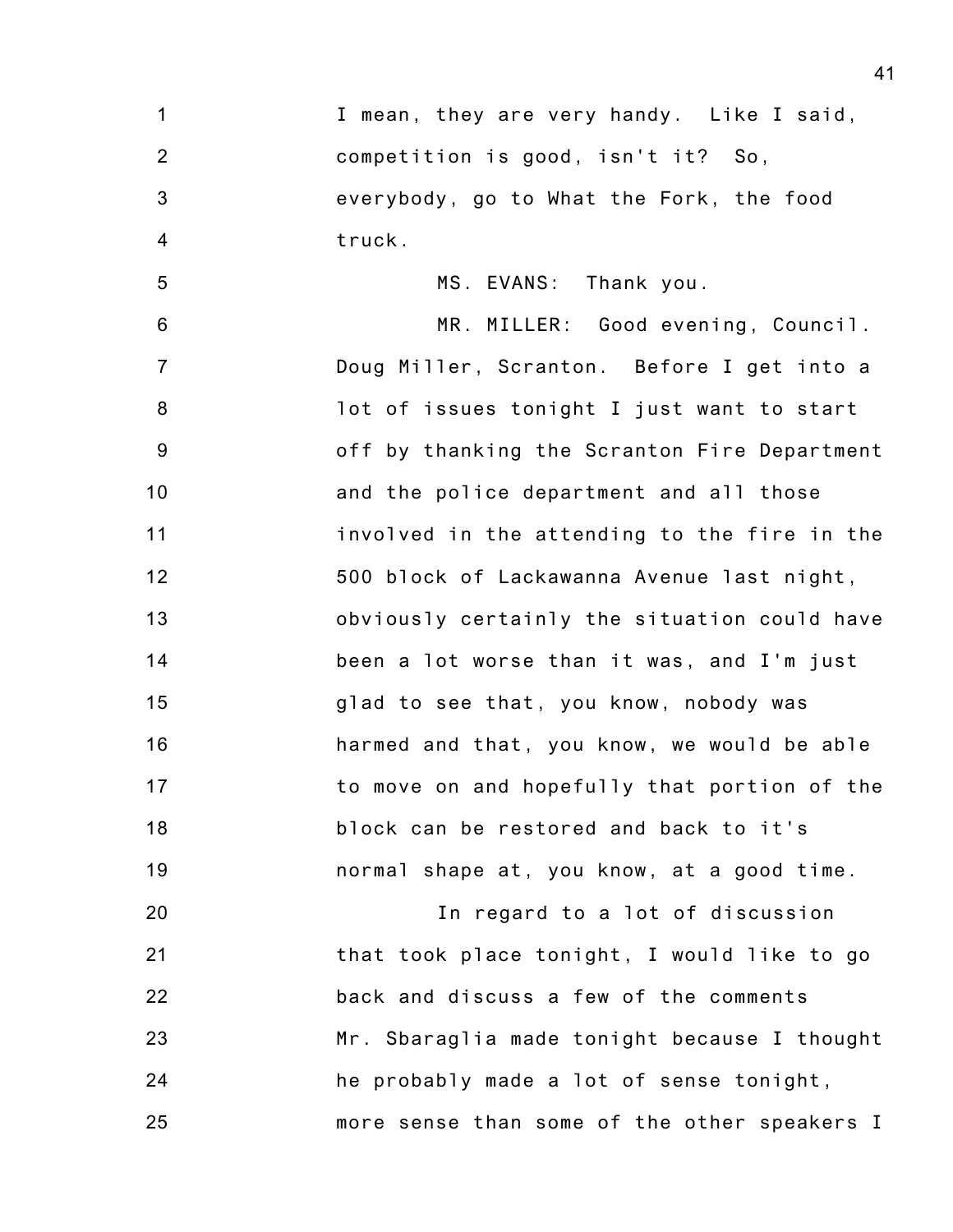I mean, they are very handy. Like I said, competition is good, isn't it? So, everybody, go to What the Fork, the food truck.

MS. EVANS: Thank you.

MR. MILLER: Good evening, Council. Doug Miller, Scranton. Before I get into a lot of issues tonight I just want to start off by thanking the Scranton Fire Department and the police department and all those involved in the attending to the fire in the 500 block of Lackawanna Avenue last night, obviously certainly the situation could have been a lot worse than it was, and I'm just glad to see that, you know, nobody was harmed and that, you know, we would be able to move on and hopefully that portion of the block can be restored and back to it's normal shape at, you know, at a good time.

In regard to a lot of discussion that took place tonight, I would like to go back and discuss a few of the comments Mr. Sbaraglia made tonight because I thought he probably made a lot of sense tonight, more sense than some of the other speakers I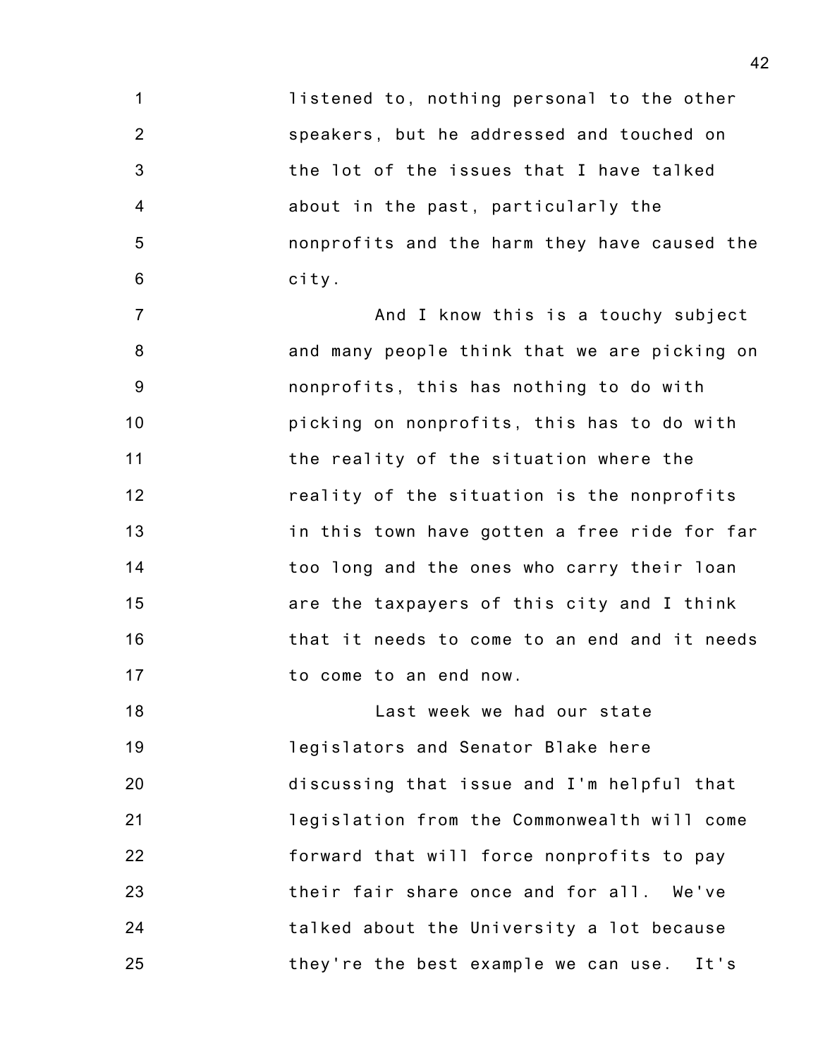listened to, nothing personal to the other speakers, but he addressed and touched on the lot of the issues that I have talked about in the past, particularly the nonprofits and the harm they have caused the city.

And I know this is a touchy subject and many people think that we are picking on nonprofits, this has nothing to do with picking on nonprofits, this has to do with the reality of the situation where the reality of the situation is the nonprofits in this town have gotten a free ride for far too long and the ones who carry their loan are the taxpayers of this city and I think that it needs to come to an end and it needs to come to an end now.

Last week we had our state legislators and Senator Blake here discussing that issue and I'm helpful that legislation from the Commonwealth will come forward that will force nonprofits to pay their fair share once and for all. We've talked about the University a lot because they're the best example we can use. It's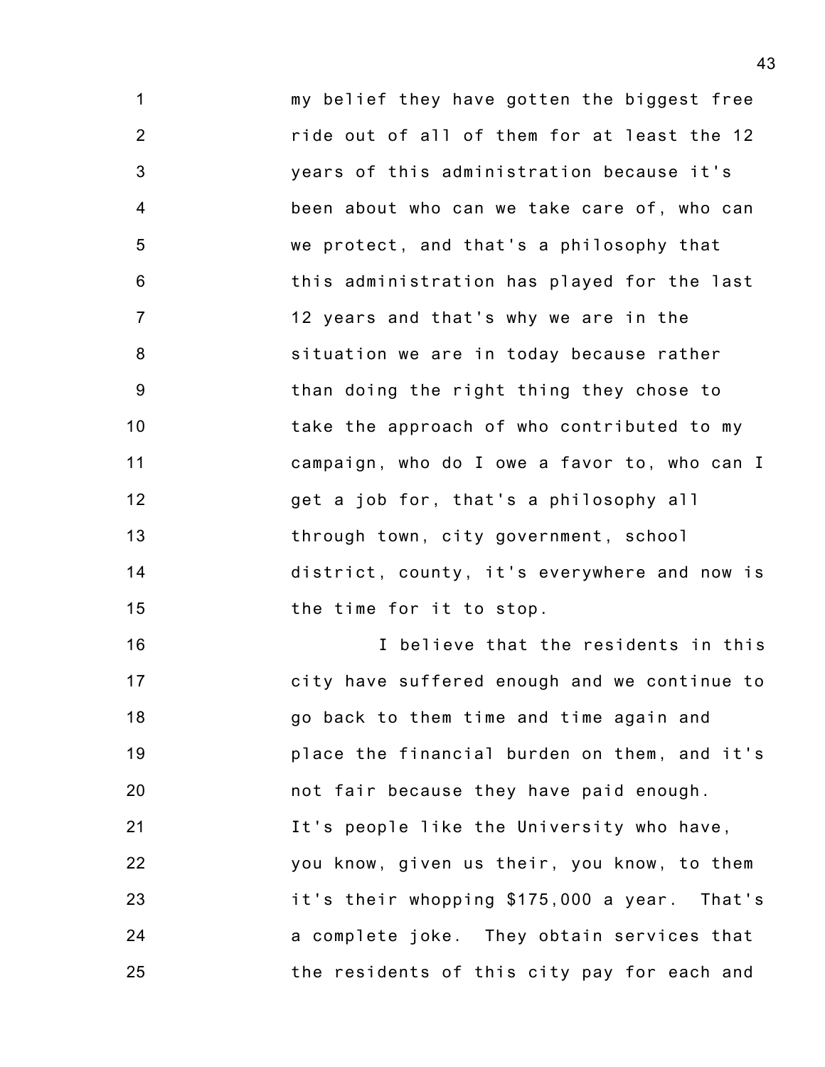my belief they have gotten the biggest free ride out of all of them for at least the 12 years of this administration because it's been about who can we take care of, who can we protect, and that's a philosophy that this administration has played for the last 12 years and that's why we are in the situation we are in today because rather than doing the right thing they chose to take the approach of who contributed to my campaign, who do I owe a favor to, who can I get a job for, that's a philosophy all through town, city government, school district, county, it's everywhere and now is the time for it to stop.

I believe that the residents in this city have suffered enough and we continue to go back to them time and time again and place the financial burden on them, and it's not fair because they have paid enough. It's people like the University who have, you know, given us their, you know, to them it's their whopping $175,000 a year. That's a complete joke. They obtain services that the residents of this city pay for each and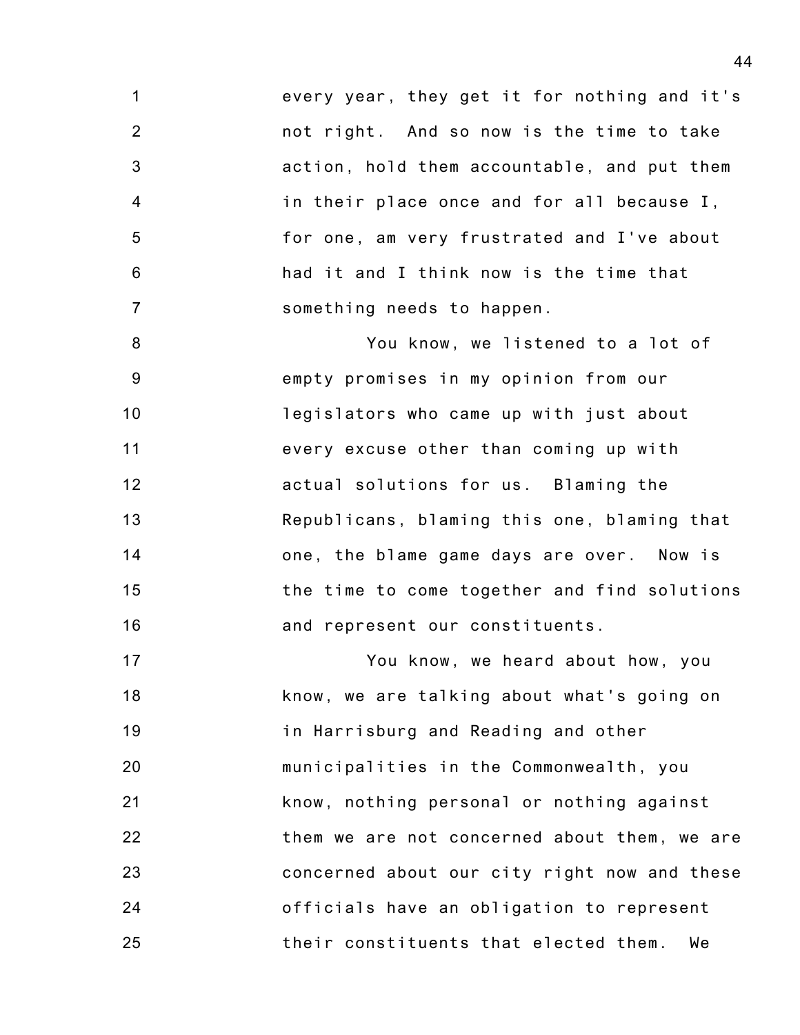every year, they get it for nothing and it's not right. And so now is the time to take action, hold them accountable, and put them in their place once and for all because I, for one, am very frustrated and I've about had it and I think now is the time that something needs to happen.

You know, we listened to a lot of empty promises in my opinion from our legislators who came up with just about every excuse other than coming up with actual solutions for us. Blaming the Republicans, blaming this one, blaming that one, the blame game days are over. Now is the time to come together and find solutions and represent our constituents.

You know, we heard about how, you know, we are talking about what's going on in Harrisburg and Reading and other municipalities in the Commonwealth, you know, nothing personal or nothing against them we are not concerned about them, we are concerned about our city right now and these officials have an obligation to represent their constituents that elected them. We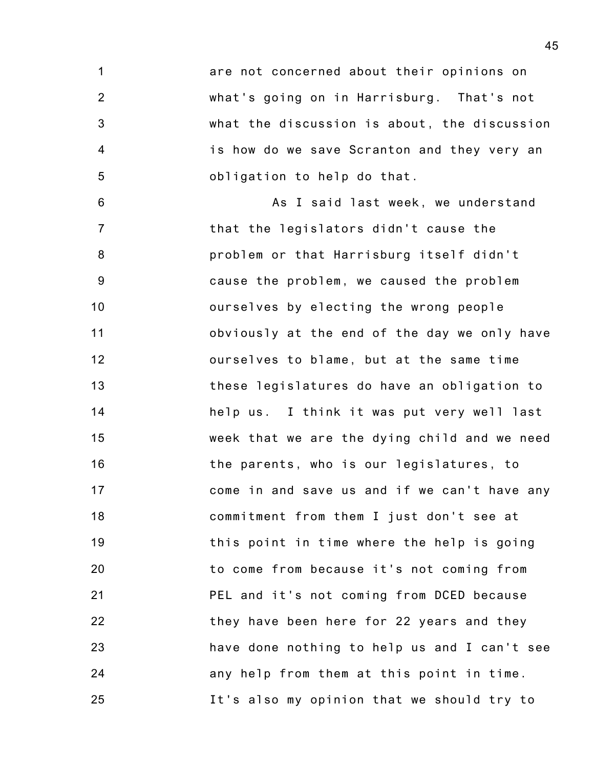are not concerned about their opinions on what's going on in Harrisburg. That's not what the discussion is about, the discussion is how do we save Scranton and they very an obligation to help do that.

As I said last week, we understand that the legislators didn't cause the problem or that Harrisburg itself didn't cause the problem, we caused the problem ourselves by electing the wrong people obviously at the end of the day we only have ourselves to blame, but at the same time these legislatures do have an obligation to help us. I think it was put very well last week that we are the dying child and we need the parents, who is our legislatures, to come in and save us and if we can't have any commitment from them I just don't see at this point in time where the help is going to come from because it's not coming from PEL and it's not coming from DCED because they have been here for 22 years and they have done nothing to help us and I can't see any help from them at this point in time. It's also my opinion that we should try to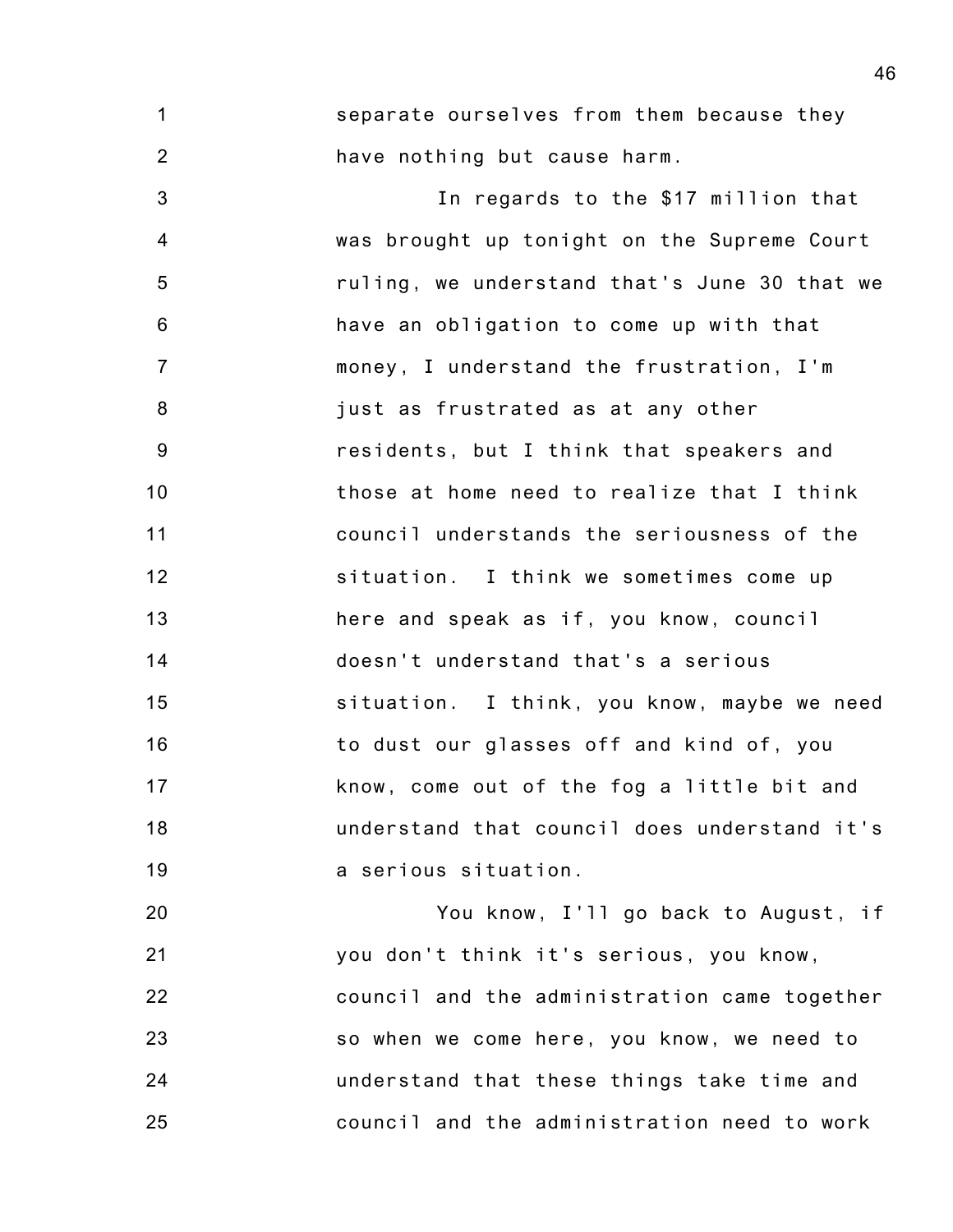separate ourselves from them because they have nothing but cause harm.

In regards to the $17 million that was brought up tonight on the Supreme Court ruling, we understand that's June 30 that we have an obligation to come up with that money, I understand the frustration, I'm just as frustrated as at any other residents, but I think that speakers and those at home need to realize that I think council understands the seriousness of the situation. I think we sometimes come up here and speak as if, you know, council doesn't understand that's a serious situation. I think, you know, maybe we need to dust our glasses off and kind of, you know, come out of the fog a little bit and understand that council does understand it's a serious situation.

You know, I'll go back to August, if you don't think it's serious, you know, council and the administration came together so when we come here, you know, we need to understand that these things take time and council and the administration need to work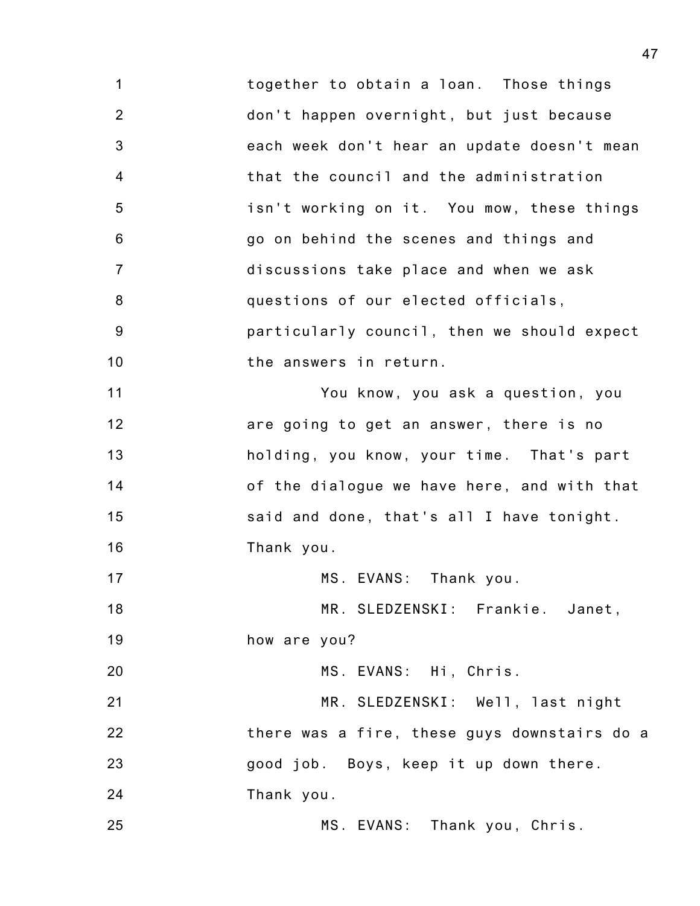together to obtain a loan. Those things don't happen overnight, but just because each week don't hear an update doesn't mean that the council and the administration isn't working on it. You mow, these things go on behind the scenes and things and discussions take place and when we ask questions of our elected officials, particularly council, then we should expect the answers in return.

You know, you ask a question, you are going to get an answer, there is no holding, you know, your time. That's part of the dialogue we have here, and with that said and done, that's all I have tonight. Thank you.

MS. EVANS: Thank you.

MR. SLEDZENSKI: Frankie. Janet, how are you?

MS. EVANS: Hi, Chris.

MR. SLEDZENSKI: Well, last night there was a fire, these guys downstairs do a good job. Boys, keep it up down there. Thank you.

MS. EVANS: Thank you, Chris.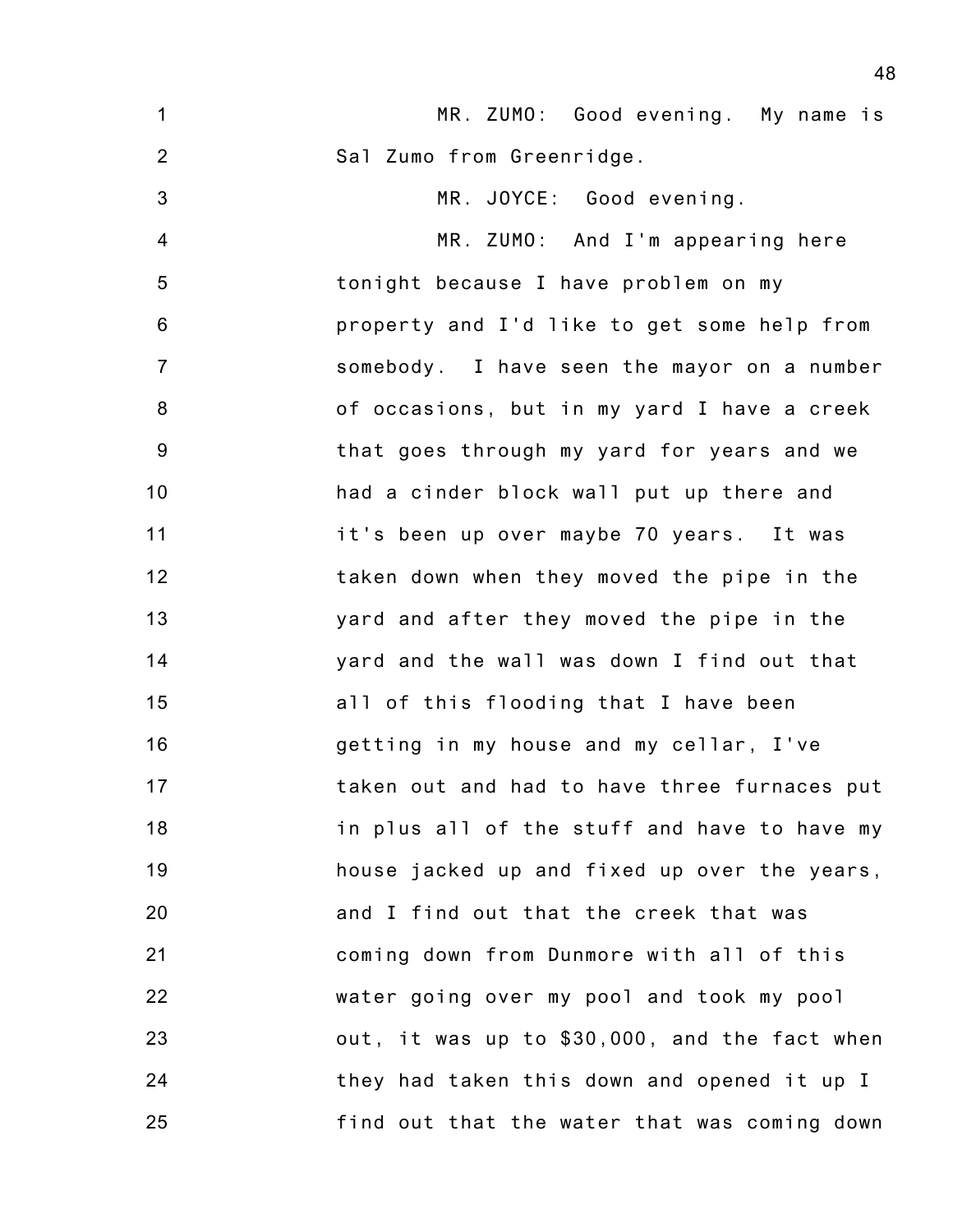MR. ZUMO: Good evening. My name is Sal Zumo from Greenridge.

MR. JOYCE: Good evening.

MR. ZUMO: And I'm appearing here tonight because I have problem on my property and I'd like to get some help from somebody. I have seen the mayor on a number of occasions, but in my yard I have a creek that goes through my yard for years and we had a cinder block wall put up there and it's been up over maybe 70 years. It was taken down when they moved the pipe in the yard and after they moved the pipe in the yard and the wall was down I find out that all of this flooding that I have been getting in my house and my cellar, I've taken out and had to have three furnaces put in plus all of the stuff and have to have my house jacked up and fixed up over the years, and I find out that the creek that was coming down from Dunmore with all of this water going over my pool and took my pool out, it was up to $30,000, and the fact when they had taken this down and opened it up I find out that the water that was coming down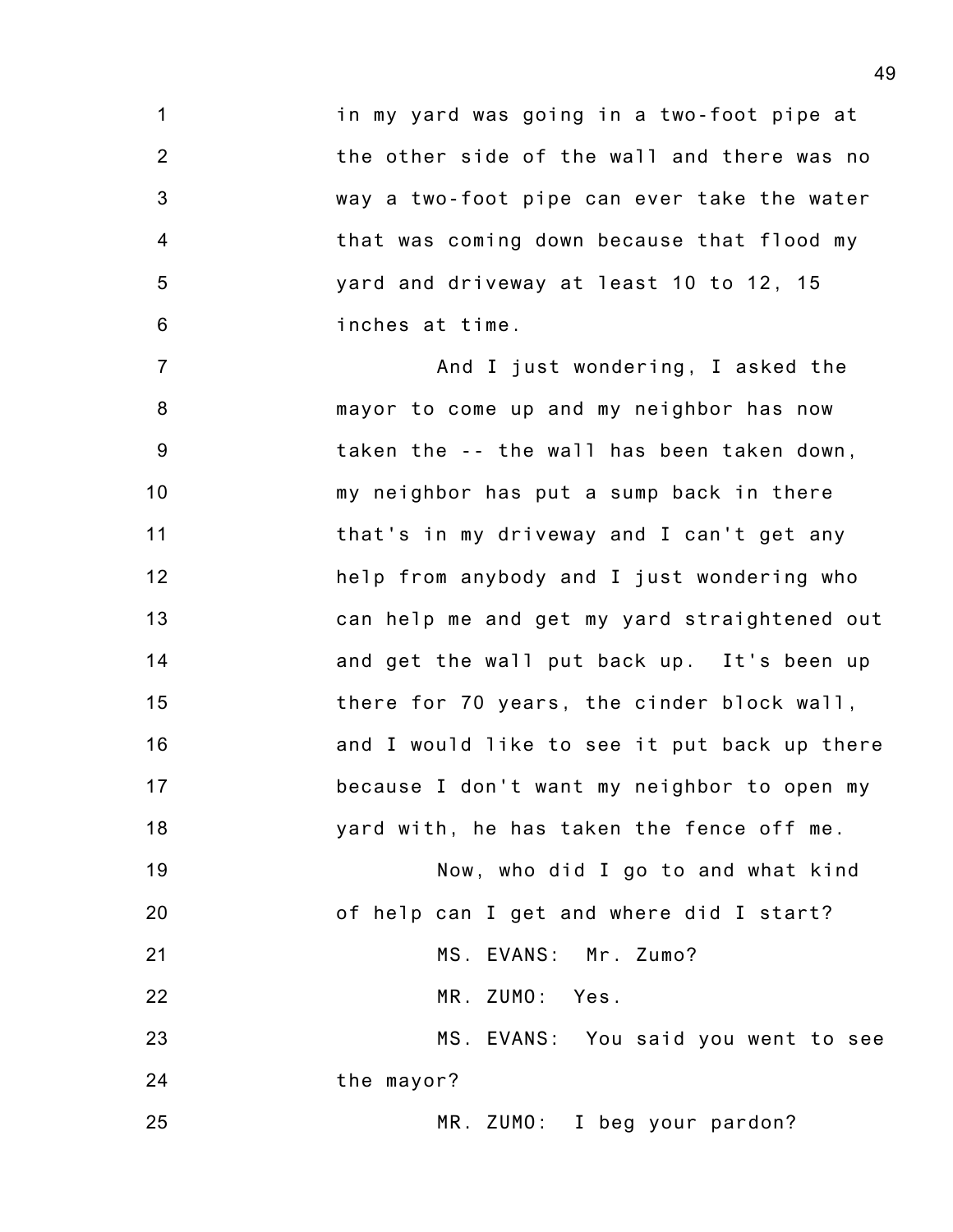in my yard was going in a two-foot pipe at the other side of the wall and there was no way a two-foot pipe can ever take the water that was coming down because that flood my yard and driveway at least 10 to 12, 15 inches at time.

And I just wondering, I asked the mayor to come up and my neighbor has now taken the -- the wall has been taken down, my neighbor has put a sump back in there that's in my driveway and I can't get any help from anybody and I just wondering who can help me and get my yard straightened out and get the wall put back up. It's been up there for 70 years, the cinder block wall, and I would like to see it put back up there because I don't want my neighbor to open my yard with, he has taken the fence off me.

Now, who did I go to and what kind of help can I get and where did I start?

MS. EVANS: Mr. Zumo?

MR. ZUMO: Yes.

MS. EVANS: You said you went to see the mayor?

MR. ZUMO: I beg your pardon?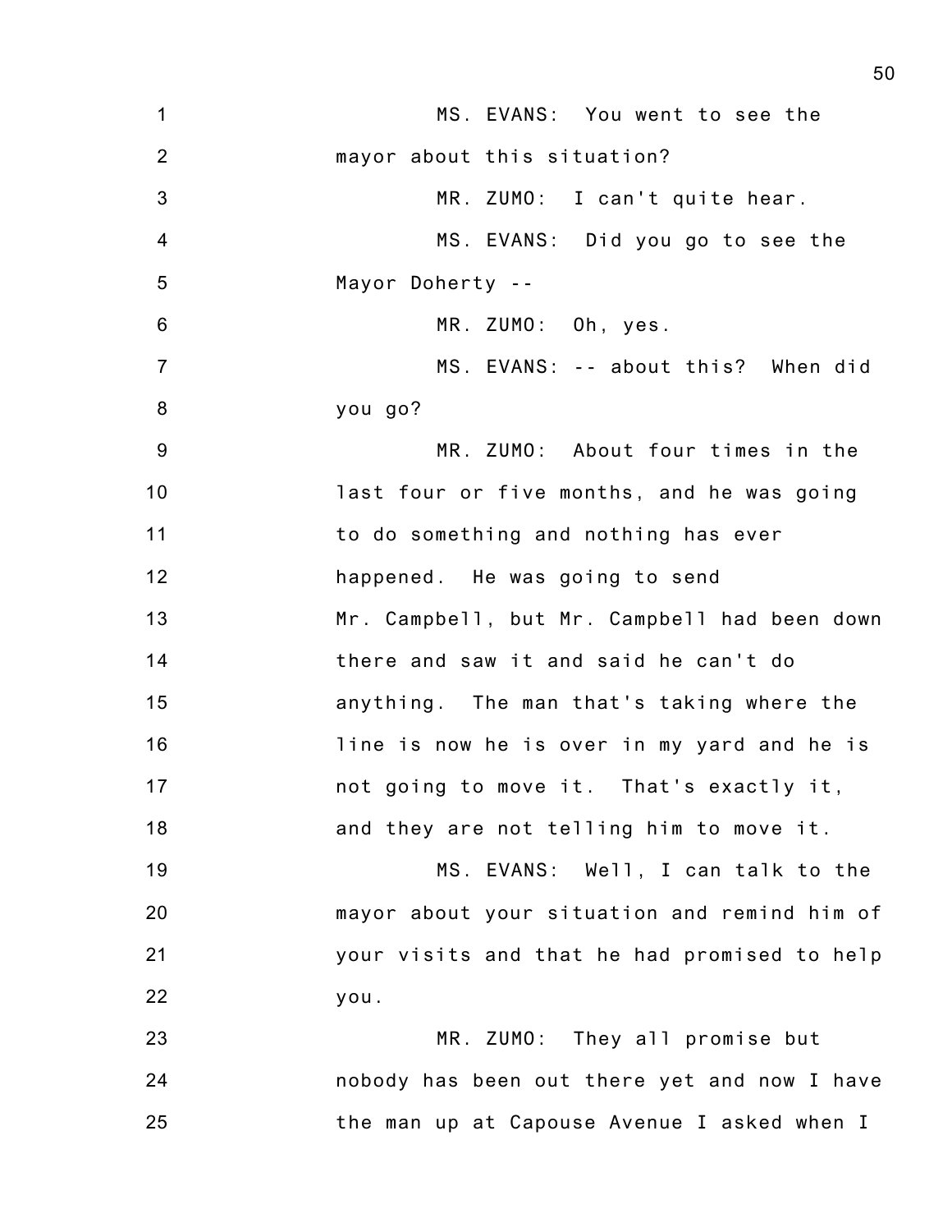MS. EVANS: You went to see the mayor about this situation?

MR. ZUMO: I can't quite hear.

MS. EVANS: Did you go to see the Mayor Doherty --

MR. ZUMO: Oh, yes.

MS. EVANS: -- about this? When did you go?

MR. ZUMO: About four times in the last four or five months, and he was going to do something and nothing has ever happened. He was going to send Mr. Campbell, but Mr. Campbell had been down there and saw it and said he can't do anything. The man that's taking where the line is now he is over in my yard and he is not going to move it. That's exactly it, and they are not telling him to move it.

MS. EVANS: Well, I can talk to the mayor about your situation and remind him of your visits and that he had promised to help you.

MR. ZUMO: They all promise but nobody has been out there yet and now I have the man up at Capouse Avenue I asked when I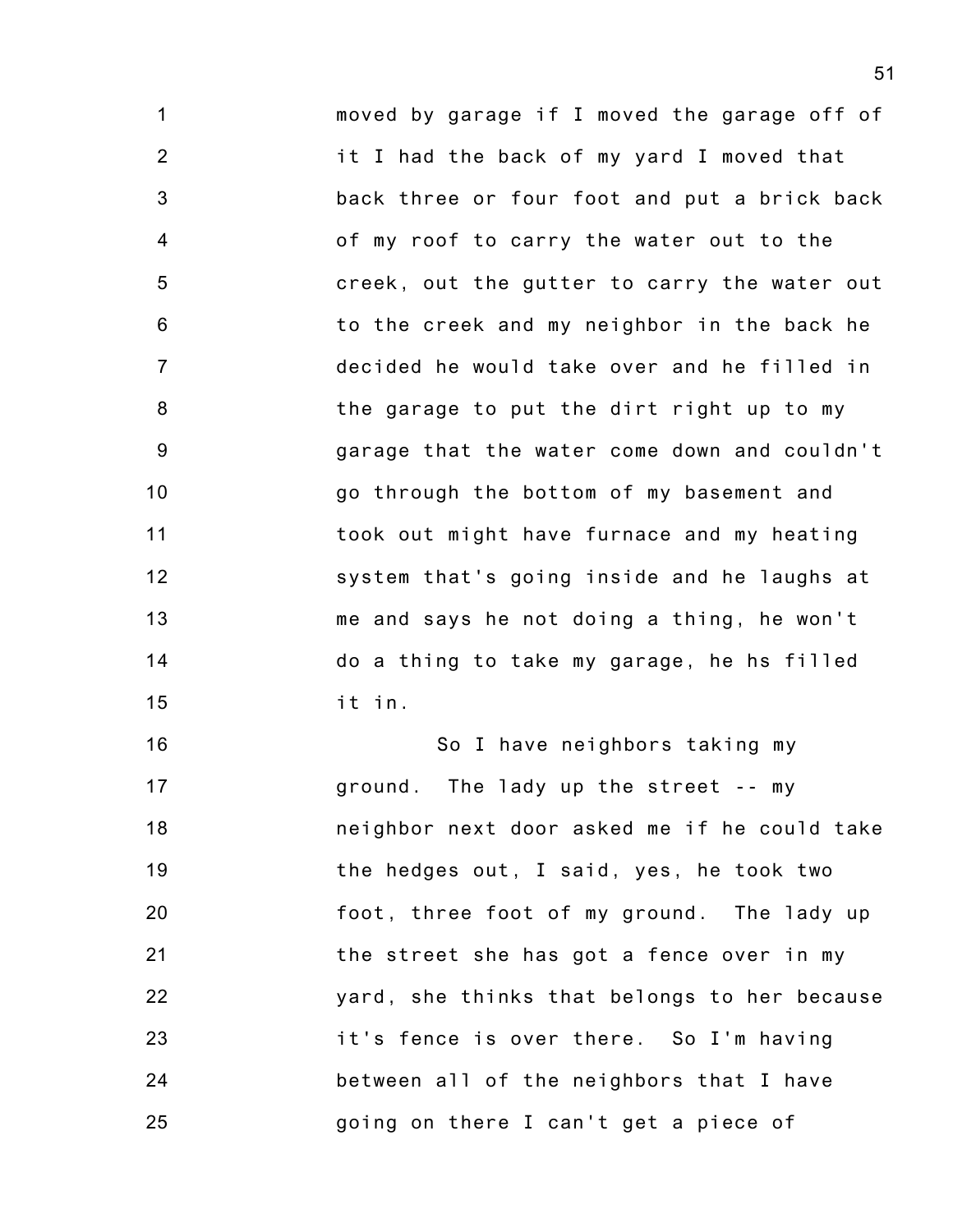moved by garage if I moved the garage off of it I had the back of my yard I moved that back three or four foot and put a brick back of my roof to carry the water out to the creek, out the gutter to carry the water out to the creek and my neighbor in the back he decided he would take over and he filled in the garage to put the dirt right up to my garage that the water come down and couldn't go through the bottom of my basement and took out might have furnace and my heating system that's going inside and he laughs at me and says he not doing a thing, he won't do a thing to take my garage, he hs filled it in.

So I have neighbors taking my ground. The lady up the street -- my neighbor next door asked me if he could take the hedges out, I said, yes, he took two foot, three foot of my ground. The lady up the street she has got a fence over in my yard, she thinks that belongs to her because it's fence is over there. So I'm having between all of the neighbors that I have going on there I can't get a piece of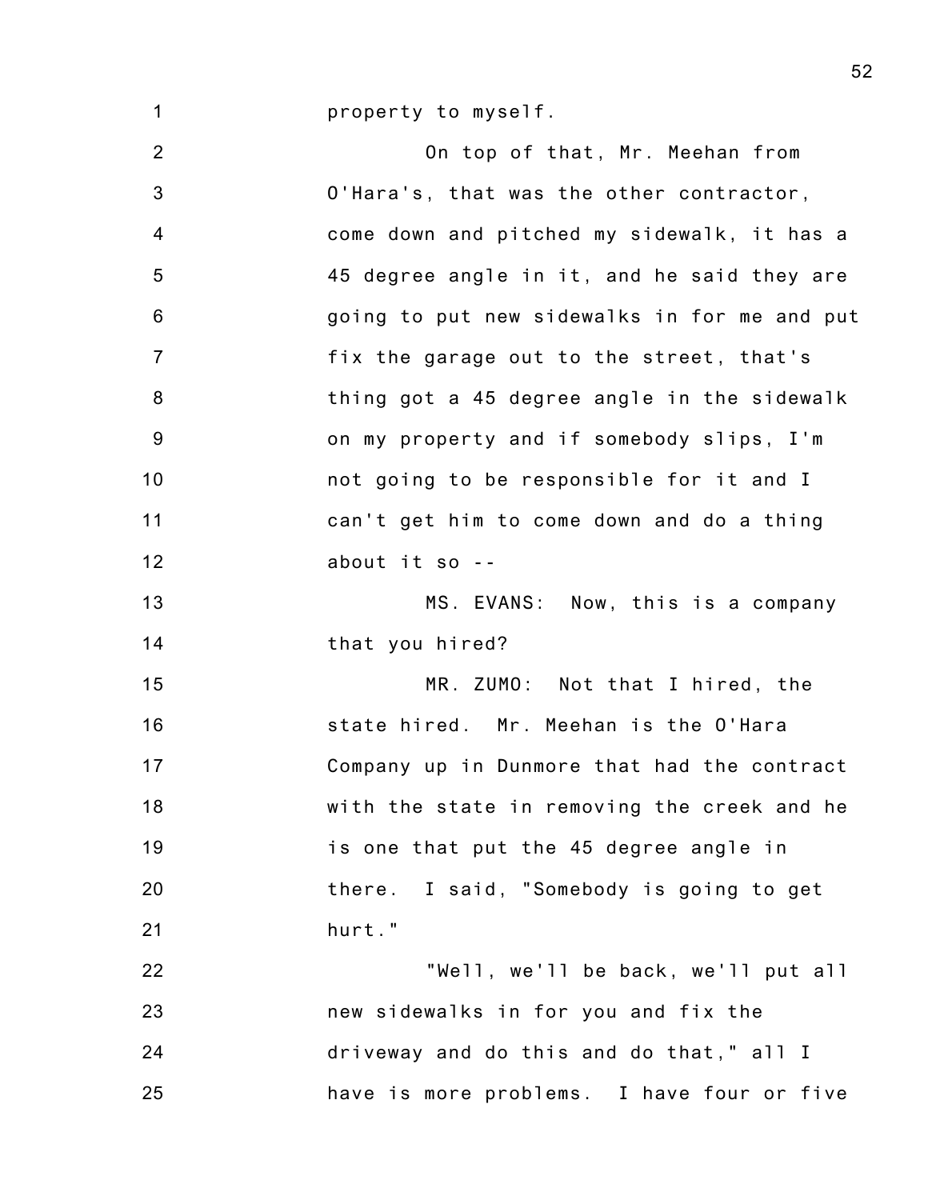property to myself.

On top of that, Mr. Meehan from O'Hara's, that was the other contractor, come down and pitched my sidewalk, it has a 45 degree angle in it, and he said they are going to put new sidewalks in for me and put fix the garage out to the street, that's thing got a 45 degree angle in the sidewalk on my property and if somebody slips, I'm not going to be responsible for it and I can't get him to come down and do a thing about it so --

MS. EVANS: Now, this is a company that you hired?

MR. ZUMO: Not that I hired, the state hired. Mr. Meehan is the O'Hara Company up in Dunmore that had the contract with the state in removing the creek and he is one that put the 45 degree angle in there. I said, "Somebody is going to get hurt."

"Well, we'll be back, we'll put all new sidewalks in for you and fix the driveway and do this and do that," all I have is more problems. I have four or five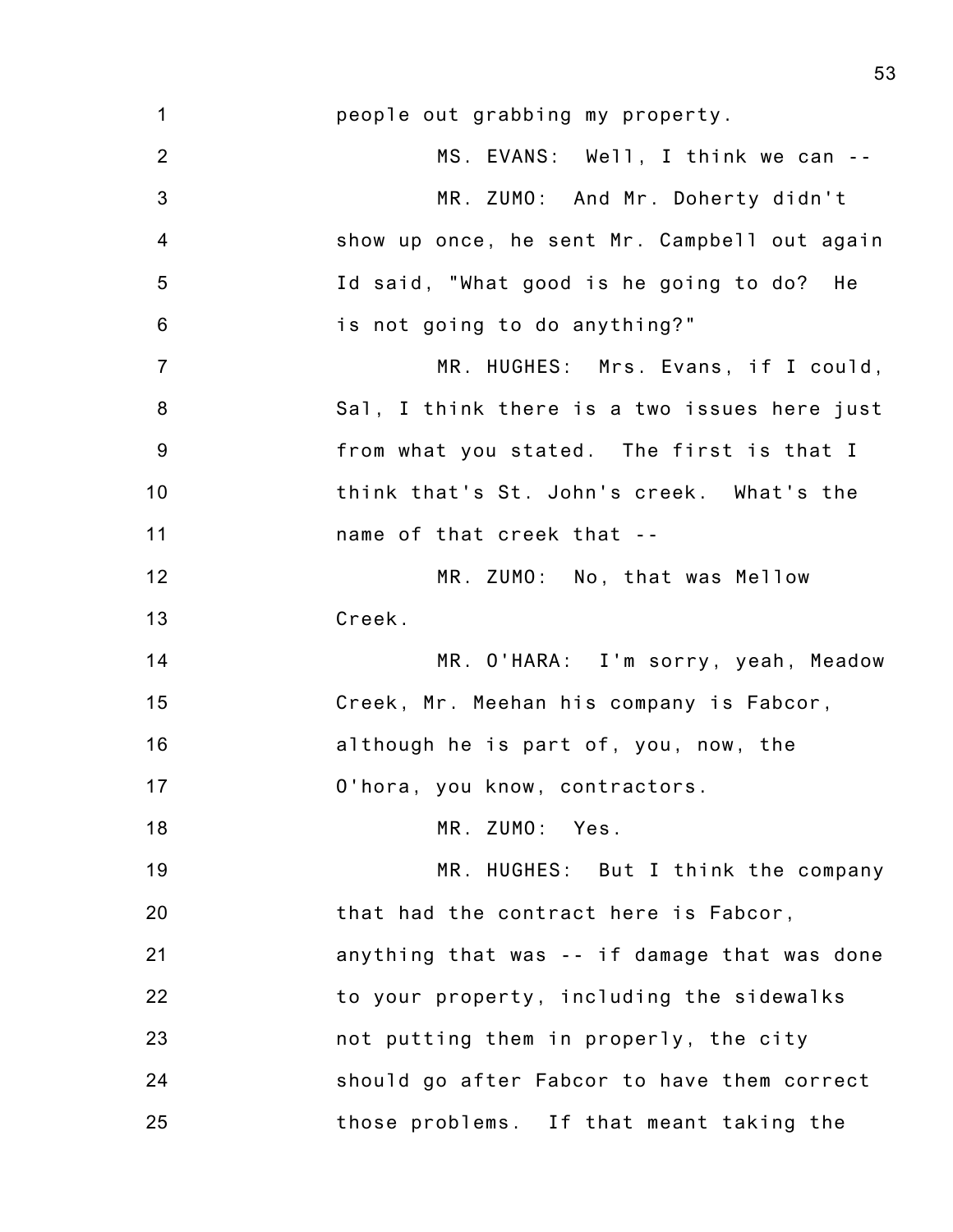people out grabbing my property.

MS. EVANS: Well, I think we can --

MR. ZUMO: And Mr. Doherty didn't show up once, he sent Mr. Campbell out again Id said, "What good is he going to do? He is not going to do anything?"

MR. HUGHES: Mrs. Evans, if I could, Sal, I think there is a two issues here just from what you stated. The first is that I think that's St. John's creek. What's the name of that creek that --

MR. ZUMO: No, that was Mellow Creek.

MR. O'HARA: I'm sorry, yeah, Meadow Creek, Mr. Meehan his company is Fabcor, although he is part of, you, now, the O'hora, you know, contractors.

MR. ZUMO: Yes.

MR. HUGHES: But I think the company that had the contract here is Fabcor, anything that was -- if damage that was done to your property, including the sidewalks not putting them in properly, the city should go after Fabcor to have them correct those problems. If that meant taking the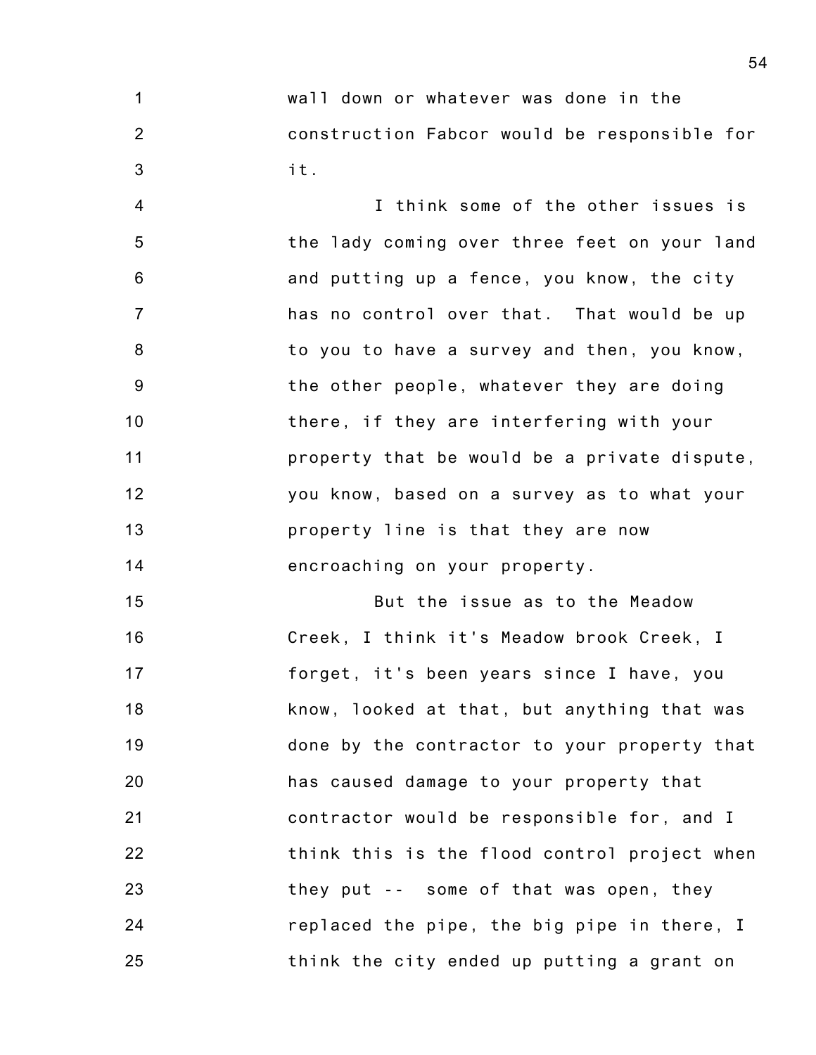wall down or whatever was done in the construction Fabcor would be responsible for it.

I think some of the other issues is the lady coming over three feet on your land and putting up a fence, you know, the city has no control over that. That would be up to you to have a survey and then, you know, the other people, whatever they are doing there, if they are interfering with your property that be would be a private dispute, you know, based on a survey as to what your property line is that they are now encroaching on your property.

But the issue as to the Meadow Creek, I think it's Meadow brook Creek, I forget, it's been years since I have, you know, looked at that, but anything that was done by the contractor to your property that has caused damage to your property that contractor would be responsible for, and I think this is the flood control project when they put -- some of that was open, they replaced the pipe, the big pipe in there, I think the city ended up putting a grant on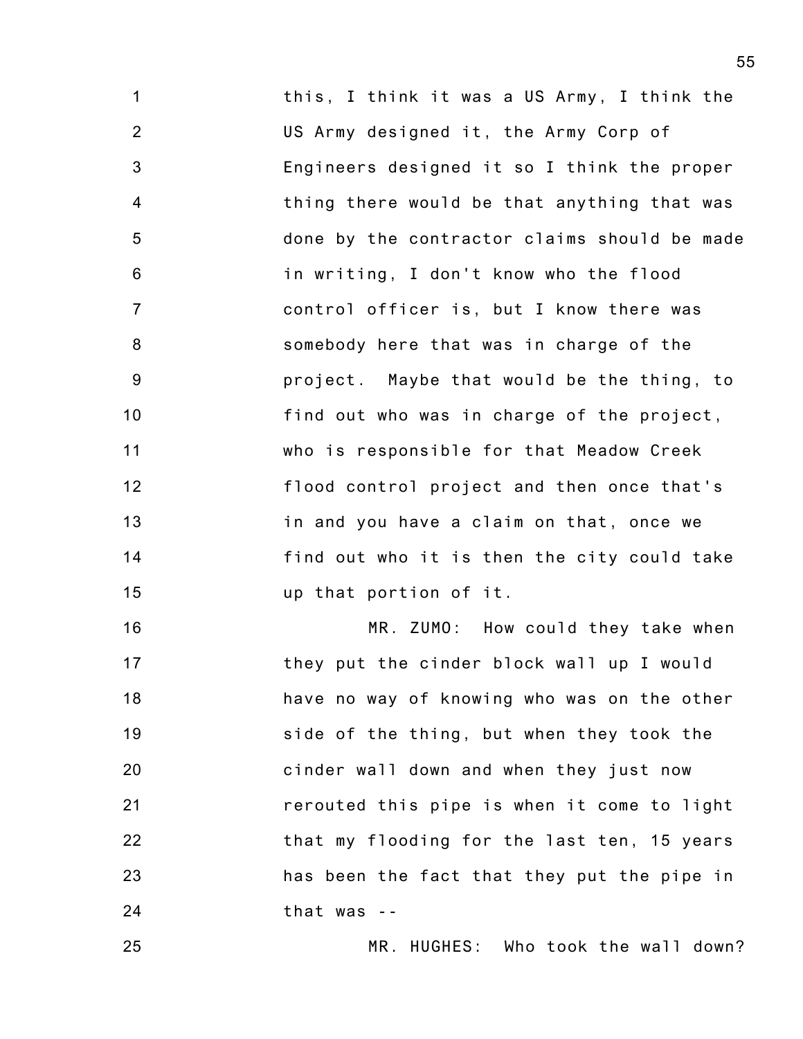this, I think it was a US Army, I think the US Army designed it, the Army Corp of Engineers designed it so I think the proper thing there would be that anything that was done by the contractor claims should be made in writing, I don't know who the flood control officer is, but I know there was somebody here that was in charge of the project. Maybe that would be the thing, to find out who was in charge of the project, who is responsible for that Meadow Creek flood control project and then once that's in and you have a claim on that, once we find out who it is then the city could take up that portion of it.

MR. ZUMO: How could they take when they put the cinder block wall up I would have no way of knowing who was on the other side of the thing, but when they took the cinder wall down and when they just now rerouted this pipe is when it come to light that my flooding for the last ten, 15 years has been the fact that they put the pipe in that was --

MR. HUGHES: Who took the wall down?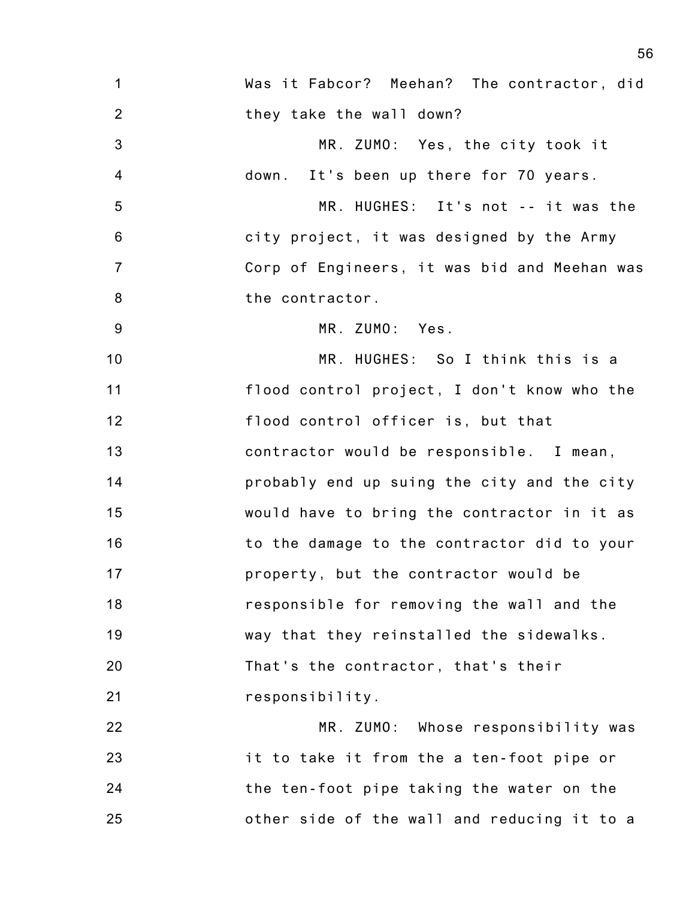Was it Fabcor? Meehan? The contractor, did they take the wall down?

MR. ZUMO: Yes, the city took it down. It's been up there for 70 years.

MR. HUGHES: It's not -- it was the city project, it was designed by the Army Corp of Engineers, it was bid and Meehan was the contractor.

MR. ZUMO: Yes.

MR. HUGHES: So I think this is a flood control project, I don't know who the flood control officer is, but that contractor would be responsible. I mean, probably end up suing the city and the city would have to bring the contractor in it as to the damage to the contractor did to your property, but the contractor would be responsible for removing the wall and the way that they reinstalled the sidewalks. That's the contractor, that's their responsibility.

MR. ZUMO: Whose responsibility was it to take it from the a ten-foot pipe or the ten-foot pipe taking the water on the other side of the wall and reducing it to a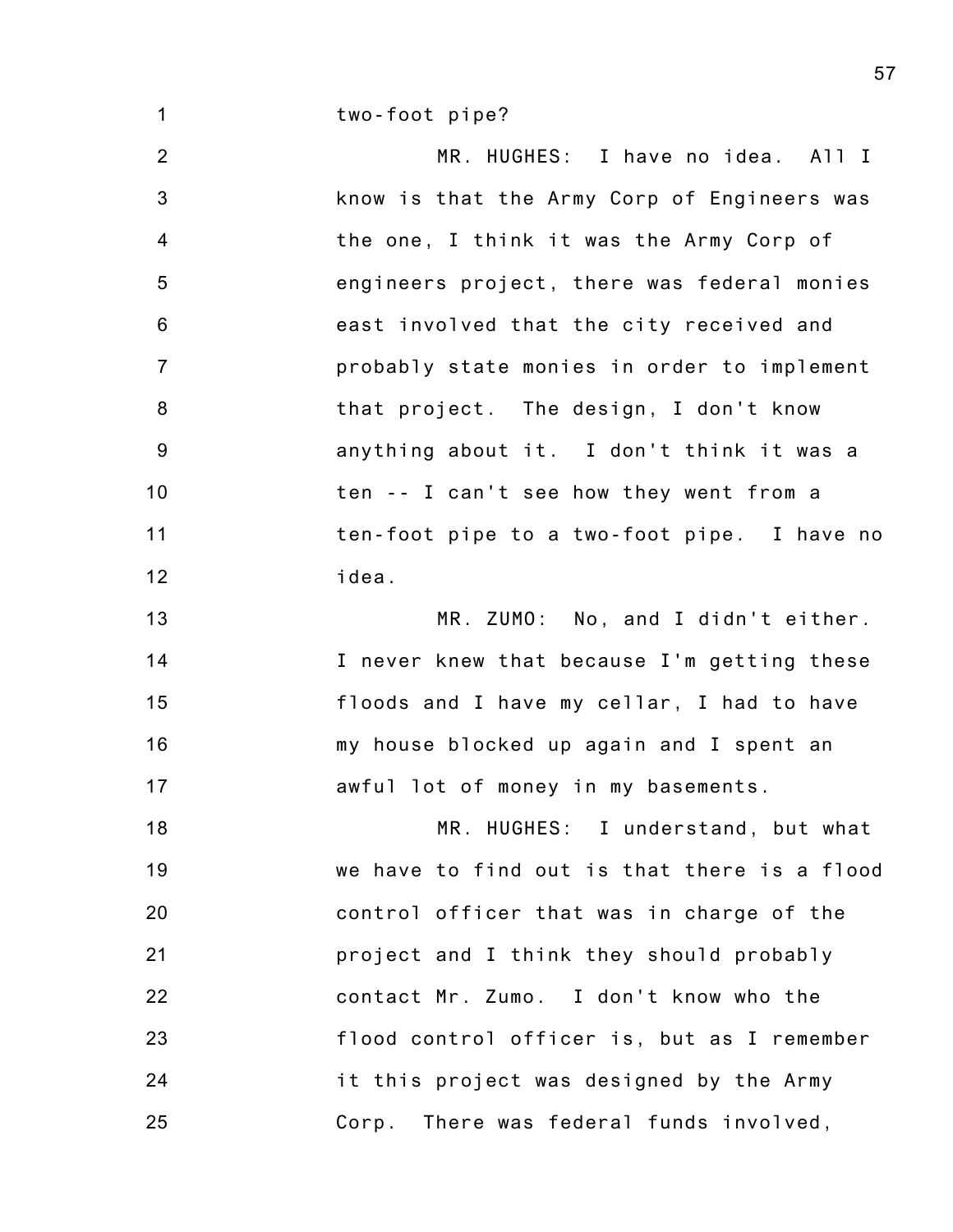two-foot pipe?

MR. HUGHES: I have no idea. All I know is that the Army Corp of Engineers was the one, I think it was the Army Corp of engineers project, there was federal monies east involved that the city received and probably state monies in order to implement that project. The design, I don't know anything about it. I don't think it was a ten -- I can't see how they went from a ten-foot pipe to a two-foot pipe. I have no idea.

MR. ZUMO: No, and I didn't either. I never knew that because I'm getting these floods and I have my cellar, I had to have my house blocked up again and I spent an awful lot of money in my basements.

MR. HUGHES: I understand, but what we have to find out is that there is a flood control officer that was in charge of the project and I think they should probably contact Mr. Zumo. I don't know who the flood control officer is, but as I remember it this project was designed by the Army Corp. There was federal funds involved,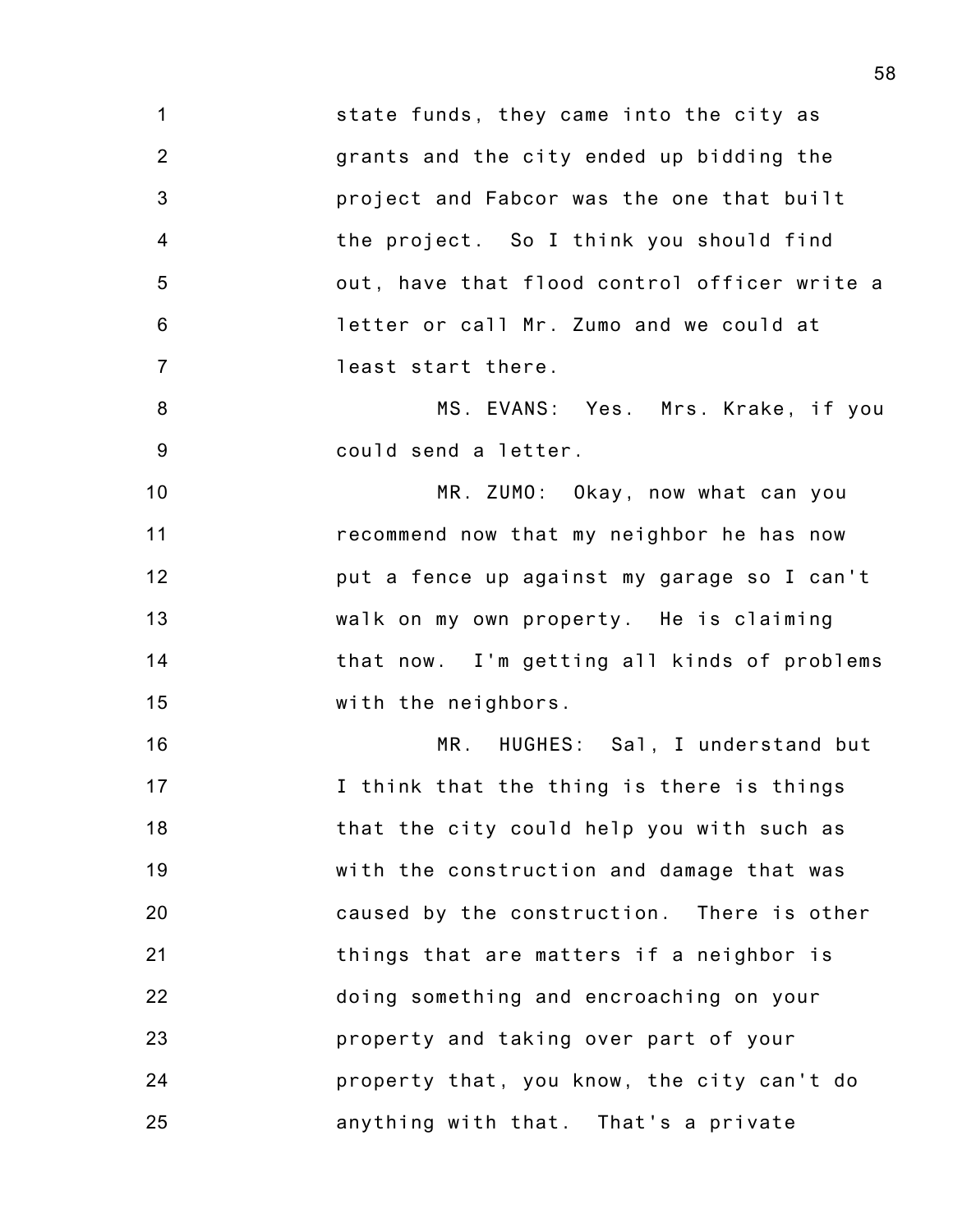state funds, they came into the city as grants and the city ended up bidding the project and Fabcor was the one that built the project. So I think you should find out, have that flood control officer write a letter or call Mr. Zumo and we could at least start there.

MS. EVANS: Yes. Mrs. Krake, if you could send a letter.

MR. ZUMO: Okay, now what can you recommend now that my neighbor he has now put a fence up against my garage so I can't walk on my own property. He is claiming that now. I'm getting all kinds of problems with the neighbors.

MR. HUGHES: Sal, I understand but I think that the thing is there is things that the city could help you with such as with the construction and damage that was caused by the construction. There is other things that are matters if a neighbor is doing something and encroaching on your property and taking over part of your property that, you know, the city can't do anything with that. That's a private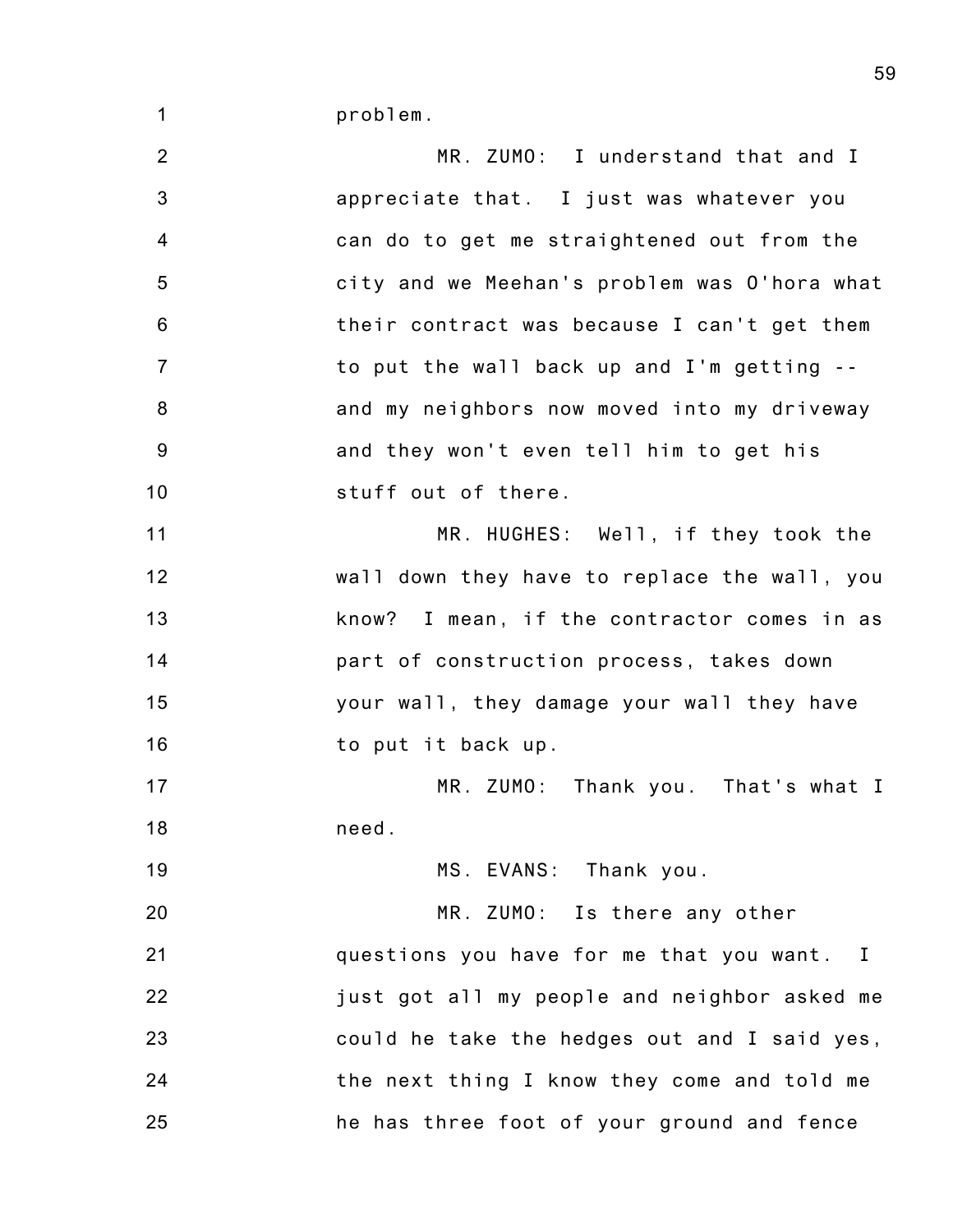problem.

MR. ZUMO: I understand that and I appreciate that. I just was whatever you can do to get me straightened out from the city and we Meehan's problem was O'hora what their contract was because I can't get them to put the wall back up and I'm getting -- and my neighbors now moved into my driveway and they won't even tell him to get his stuff out of there.

MR. HUGHES: Well, if they took the wall down they have to replace the wall, you know? I mean, if the contractor comes in as part of construction process, takes down your wall, they damage your wall they have to put it back up.

MR. ZUMO: Thank you. That's what I need.

MS. EVANS: Thank you.

MR. ZUMO: Is there any other questions you have for me that you want. I just got all my people and neighbor asked me could he take the hedges out and I said yes, the next thing I know they come and told me he has three foot of your ground and fence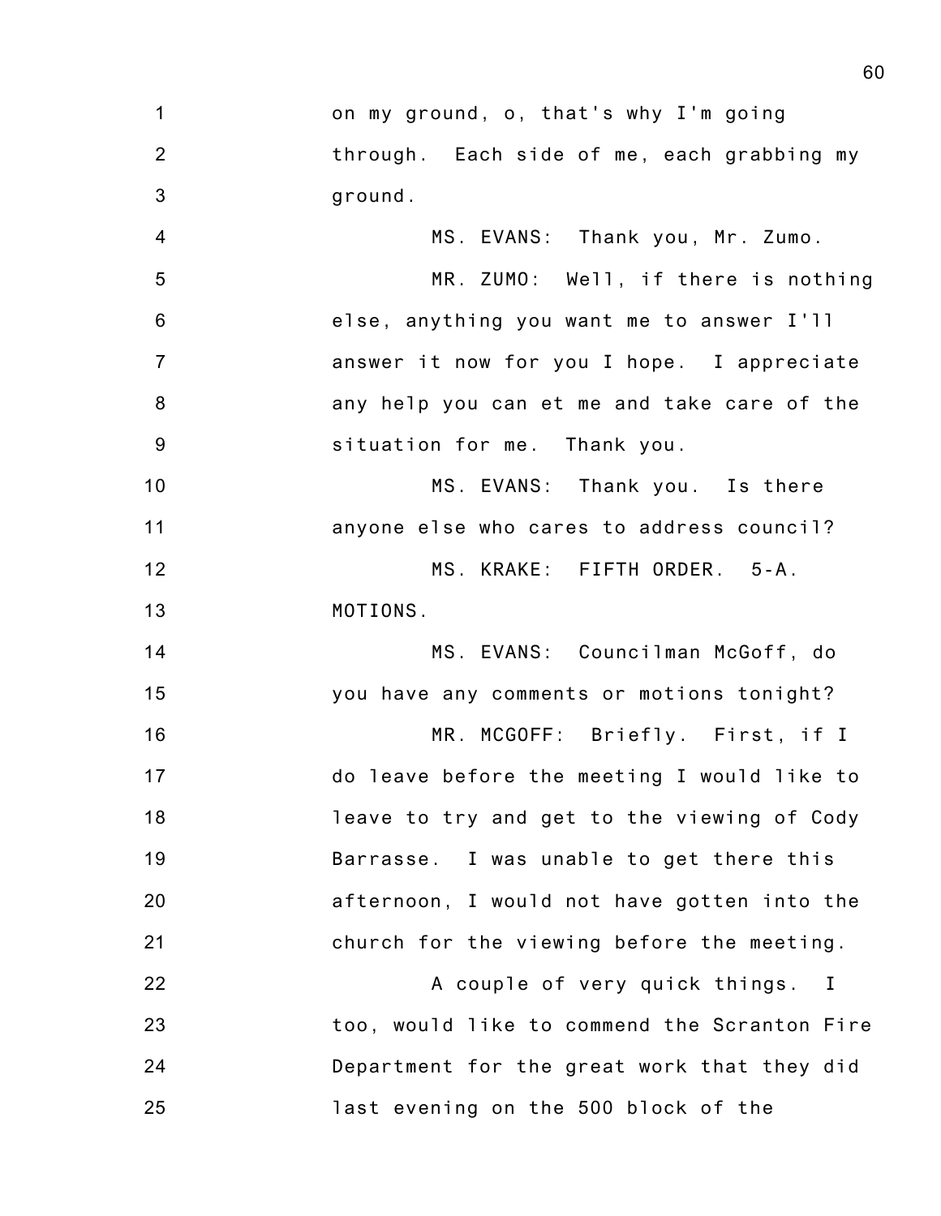on my ground, o, that's why I'm going through. Each side of me, each grabbing my ground.

MS. EVANS: Thank you, Mr. Zumo.

MR. ZUMO: Well, if there is nothing else, anything you want me to answer I'll answer it now for you I hope. I appreciate any help you can et me and take care of the situation for me. Thank you.

MS. EVANS: Thank you. Is there anyone else who cares to address council?

MS. KRAKE: FIFTH ORDER. 5-A. MOTIONS.

MS. EVANS: Councilman McGoff, do you have any comments or motions tonight?

MR. MCGOFF: Briefly. First, if I do leave before the meeting I would like to leave to try and get to the viewing of Cody Barrasse. I was unable to get there this afternoon, I would not have gotten into the church for the viewing before the meeting.

A couple of very quick things. I too, would like to commend the Scranton Fire Department for the great work that they did last evening on the 500 block of the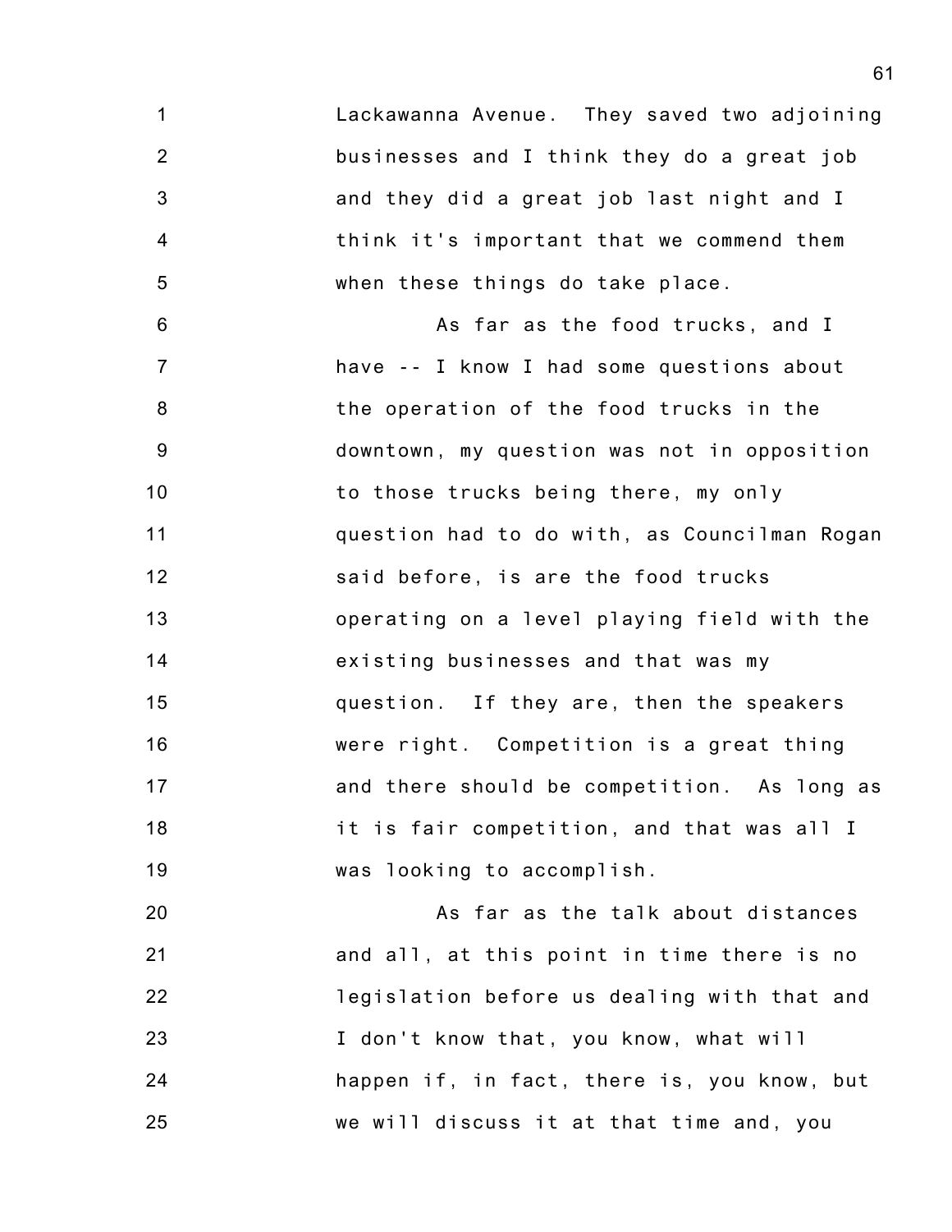Lackawanna Avenue. They saved two adjoining businesses and I think they do a great job and they did a great job last night and I think it's important that we commend them when these things do take place.

As far as the food trucks, and I have -- I know I had some questions about the operation of the food trucks in the downtown, my question was not in opposition to those trucks being there, my only question had to do with, as Councilman Rogan said before, is are the food trucks operating on a level playing field with the existing businesses and that was my question. If they are, then the speakers were right. Competition is a great thing and there should be competition. As long as it is fair competition, and that was all I was looking to accomplish.

As far as the talk about distances and all, at this point in time there is no legislation before us dealing with that and I don't know that, you know, what will happen if, in fact, there is, you know, but we will discuss it at that time and, you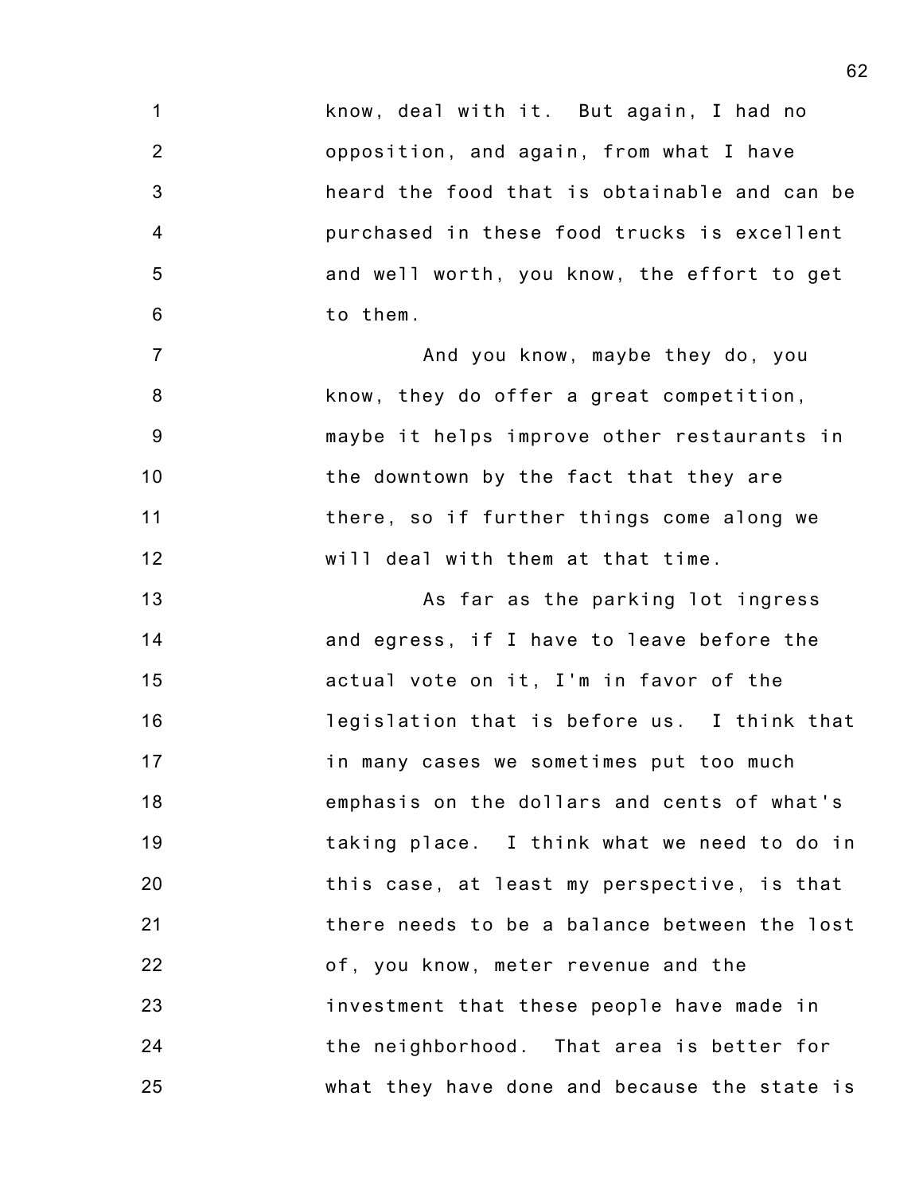know, deal with it. But again, I had no opposition, and again, from what I have heard the food that is obtainable and can be purchased in these food trucks is excellent and well worth, you know, the effort to get to them.

And you know, maybe they do, you know, they do offer a great competition, maybe it helps improve other restaurants in the downtown by the fact that they are there, so if further things come along we will deal with them at that time.

As far as the parking lot ingress and egress, if I have to leave before the actual vote on it, I'm in favor of the legislation that is before us. I think that in many cases we sometimes put too much emphasis on the dollars and cents of what's taking place. I think what we need to do in this case, at least my perspective, is that there needs to be a balance between the lost of, you know, meter revenue and the investment that these people have made in the neighborhood. That area is better for what they have done and because the state is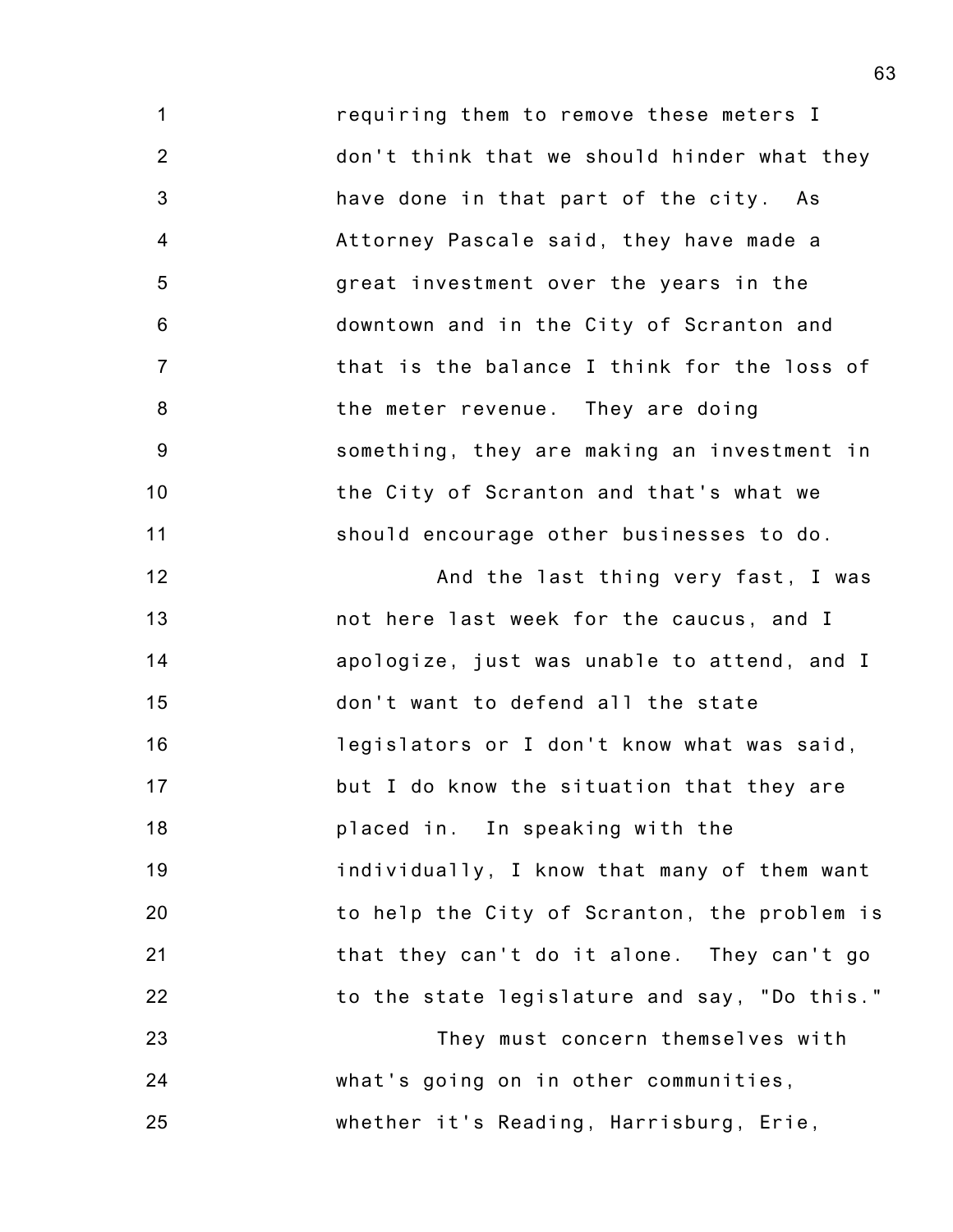requiring them to remove these meters I don't think that we should hinder what they have done in that part of the city. As Attorney Pascale said, they have made a great investment over the years in the downtown and in the City of Scranton and that is the balance I think for the loss of the meter revenue. They are doing something, they are making an investment in the City of Scranton and that's what we should encourage other businesses to do.

And the last thing very fast, I was not here last week for the caucus, and I apologize, just was unable to attend, and I don't want to defend all the state legislators or I don't know what was said, but I do know the situation that they are placed in. In speaking with the individually, I know that many of them want to help the City of Scranton, the problem is that they can't do it alone. They can't go to the state legislature and say, "Do this."

They must concern themselves with what's going on in other communities, whether it's Reading, Harrisburg, Erie,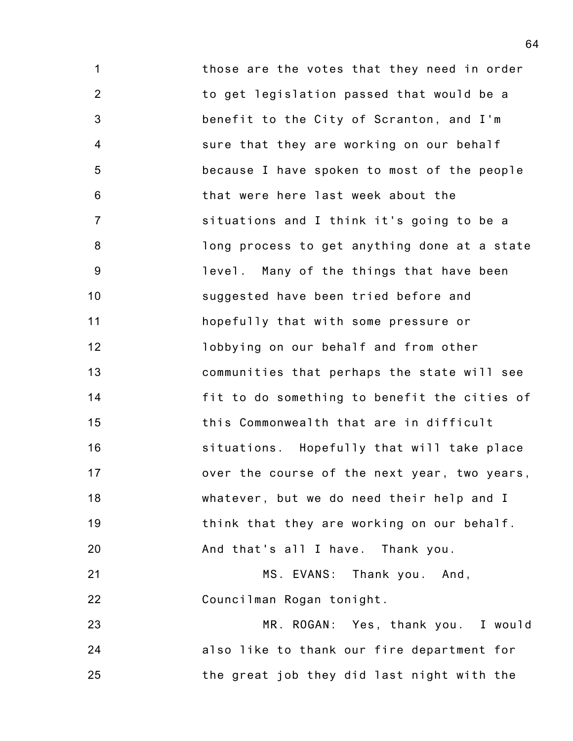those are the votes that they need in order to get legislation passed that would be a benefit to the City of Scranton, and I'm sure that they are working on our behalf because I have spoken to most of the people that were here last week about the situations and I think it's going to be a long process to get anything done at a state level. Many of the things that have been suggested have been tried before and hopefully that with some pressure or lobbying on our behalf and from other communities that perhaps the state will see fit to do something to benefit the cities of this Commonwealth that are in difficult situations. Hopefully that will take place over the course of the next year, two years, whatever, but we do need their help and I think that they are working on our behalf. And that's all I have. Thank you.

MS. EVANS: Thank you. And, Councilman Rogan tonight.

MR. ROGAN: Yes, thank you. I would also like to thank our fire department for the great job they did last night with the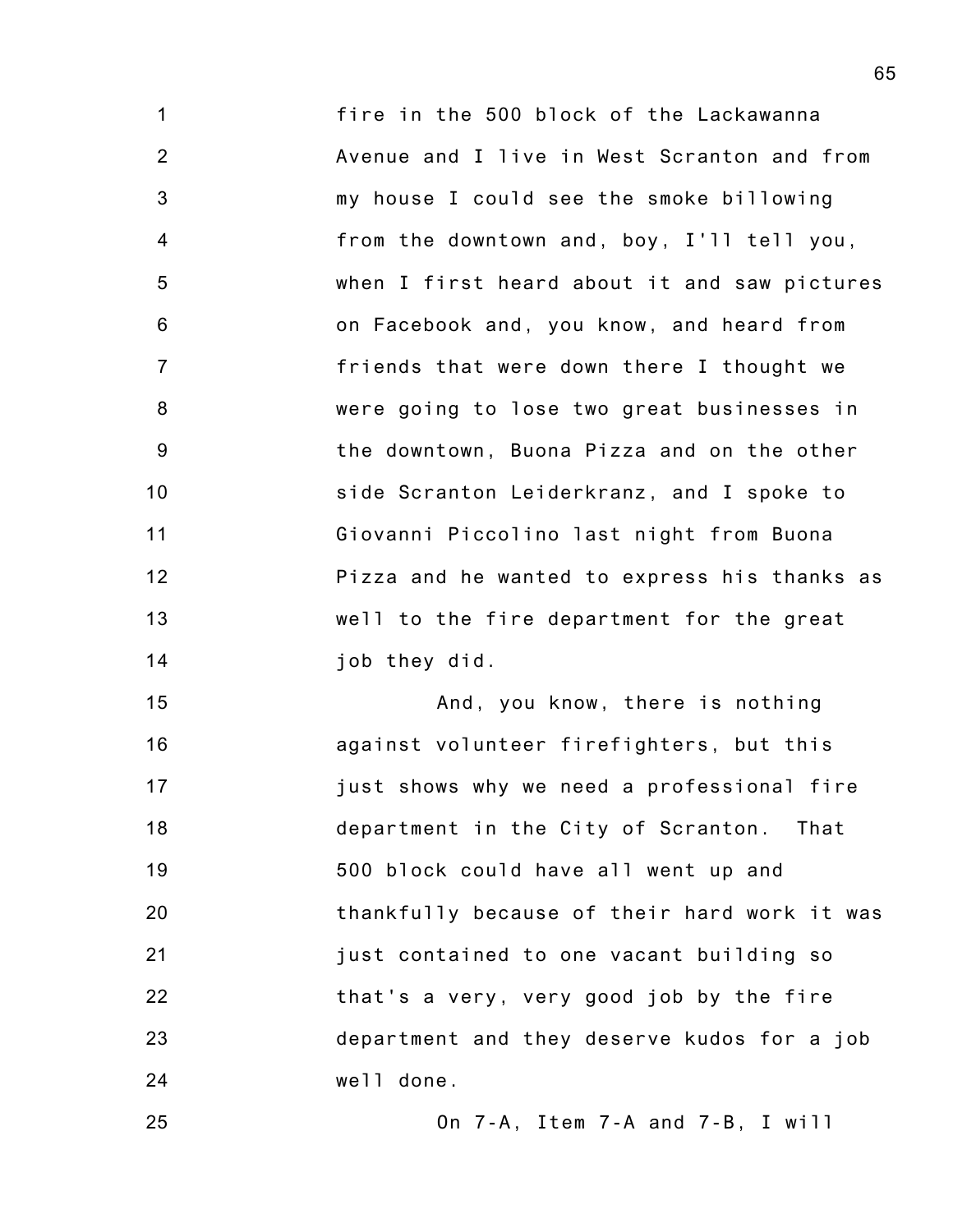fire in the 500 block of the Lackawanna Avenue and I live in West Scranton and from my house I could see the smoke billowing from the downtown and, boy, I'll tell you, when I first heard about it and saw pictures on Facebook and, you know, and heard from friends that were down there I thought we were going to lose two great businesses in the downtown, Buona Pizza and on the other side Scranton Leiderkranz, and I spoke to Giovanni Piccolino last night from Buona Pizza and he wanted to express his thanks as well to the fire department for the great job they did.

And, you know, there is nothing against volunteer firefighters, but this just shows why we need a professional fire department in the City of Scranton. That 500 block could have all went up and thankfully because of their hard work it was just contained to one vacant building so that's a very, very good job by the fire department and they deserve kudos for a job well done.

On 7-A, Item 7-A and 7-B, I will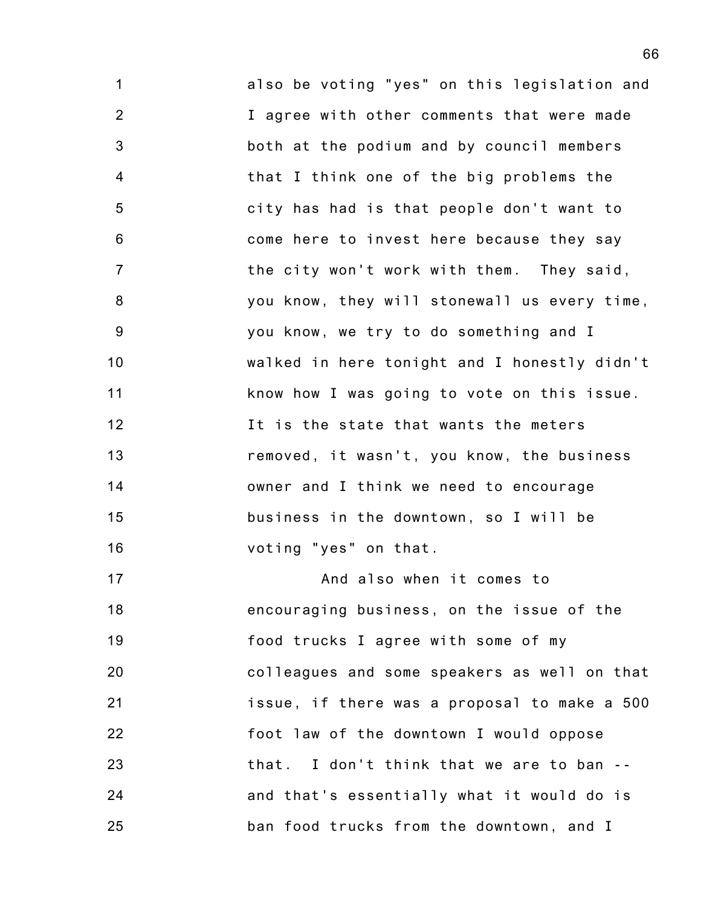also be voting "yes" on this legislation and I agree with other comments that were made both at the podium and by council members that I think one of the big problems the city has had is that people don't want to come here to invest here because they say the city won't work with them. They said, you know, they will stonewall us every time, you know, we try to do something and I walked in here tonight and I honestly didn't know how I was going to vote on this issue. It is the state that wants the meters removed, it wasn't, you know, the business owner and I think we need to encourage business in the downtown, so I will be voting "yes" on that.

And also when it comes to encouraging business, on the issue of the food trucks I agree with some of my colleagues and some speakers as well on that issue, if there was a proposal to make a 500 foot law of the downtown I would oppose that. I don't think that we are to ban -- and that's essentially what it would do is ban food trucks from the downtown, and I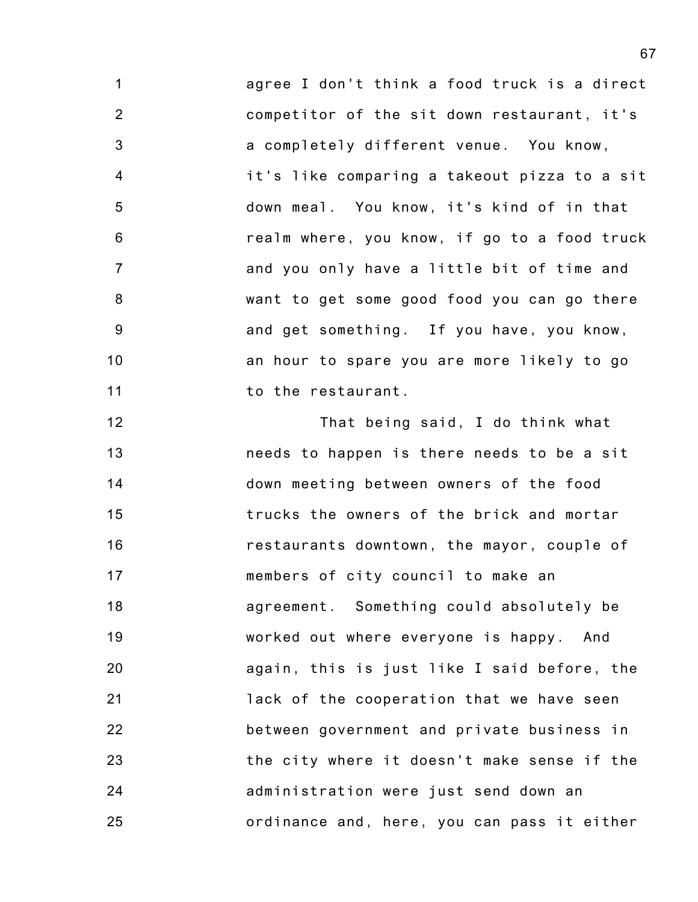agree I don't think a food truck is a direct competitor of the sit down restaurant, it's a completely different venue. You know, it's like comparing a takeout pizza to a sit down meal. You know, it's kind of in that realm where, you know, if go to a food truck and you only have a little bit of time and want to get some good food you can go there and get something. If you have, you know, an hour to spare you are more likely to go to the restaurant.

That being said, I do think what needs to happen is there needs to be a sit down meeting between owners of the food trucks the owners of the brick and mortar restaurants downtown, the mayor, couple of members of city council to make an agreement. Something could absolutely be worked out where everyone is happy. And again, this is just like I said before, the lack of the cooperation that we have seen between government and private business in the city where it doesn't make sense if the administration were just send down an ordinance and, here, you can pass it either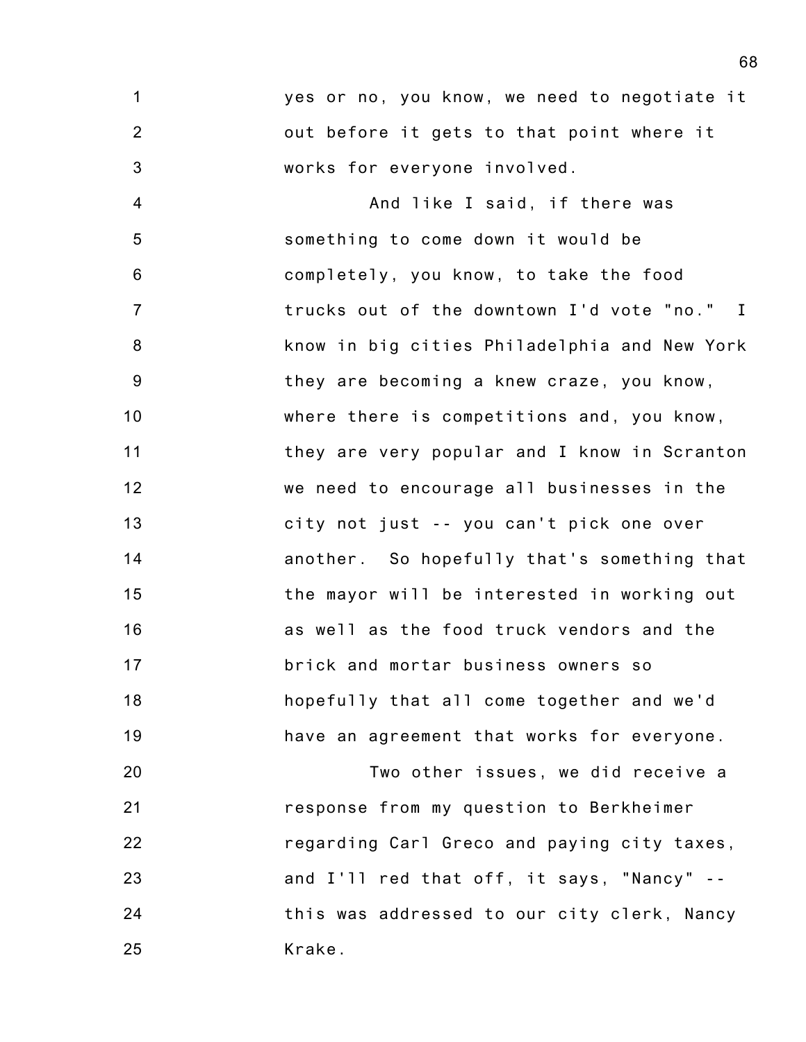yes or no, you know, we need to negotiate it out before it gets to that point where it works for everyone involved.

And like I said, if there was something to come down it would be completely, you know, to take the food trucks out of the downtown I'd vote "no." I know in big cities Philadelphia and New York they are becoming a knew craze, you know, where there is competitions and, you know, they are very popular and I know in Scranton we need to encourage all businesses in the city not just -- you can't pick one over another. So hopefully that's something that the mayor will be interested in working out as well as the food truck vendors and the brick and mortar business owners so hopefully that all come together and we'd have an agreement that works for everyone.

Two other issues, we did receive a response from my question to Berkheimer regarding Carl Greco and paying city taxes, and I'll red that off, it says, "Nancy" -- this was addressed to our city clerk, Nancy Krake.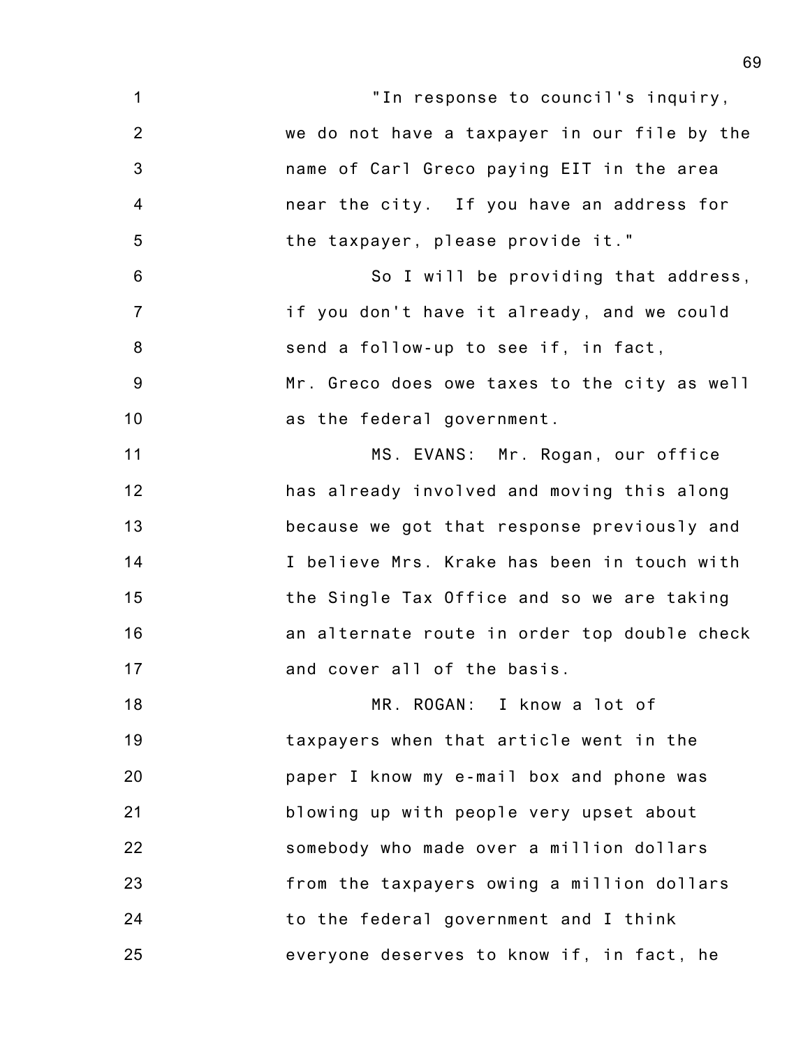"In response to council's inquiry, we do not have a taxpayer in our file by the name of Carl Greco paying EIT in the area near the city. If you have an address for the taxpayer, please provide it."

So I will be providing that address, if you don't have it already, and we could send a follow-up to see if, in fact, Mr. Greco does owe taxes to the city as well as the federal government.

MS. EVANS: Mr. Rogan, our office has already involved and moving this along because we got that response previously and I believe Mrs. Krake has been in touch with the Single Tax Office and so we are taking an alternate route in order top double check and cover all of the basis.

MR. ROGAN: I know a lot of taxpayers when that article went in the paper I know my e-mail box and phone was blowing up with people very upset about somebody who made over a million dollars from the taxpayers owing a million dollars to the federal government and I think everyone deserves to know if, in fact, he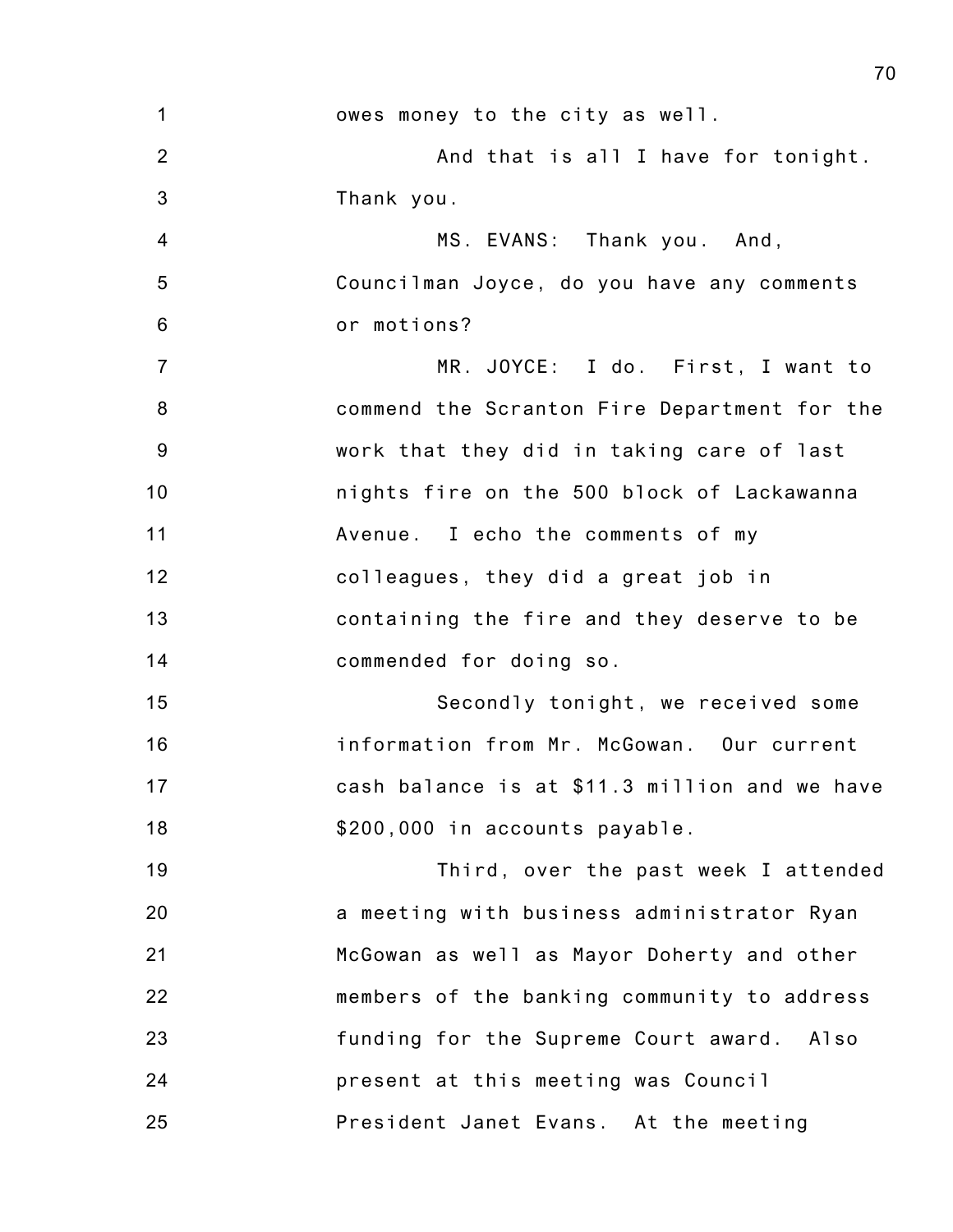owes money to the city as well.

And that is all I have for tonight. Thank you.

MS. EVANS: Thank you. And, Councilman Joyce, do you have any comments or motions?

MR. JOYCE: I do. First, I want to commend the Scranton Fire Department for the work that they did in taking care of last nights fire on the 500 block of Lackawanna Avenue. I echo the comments of my colleagues, they did a great job in containing the fire and they deserve to be commended for doing so.

Secondly tonight, we received some information from Mr. McGowan. Our current cash balance is at $11.3 million and we have $200,000 in accounts payable.

Third, over the past week I attended a meeting with business administrator Ryan McGowan as well as Mayor Doherty and other members of the banking community to address funding for the Supreme Court award. Also present at this meeting was Council President Janet Evans. At the meeting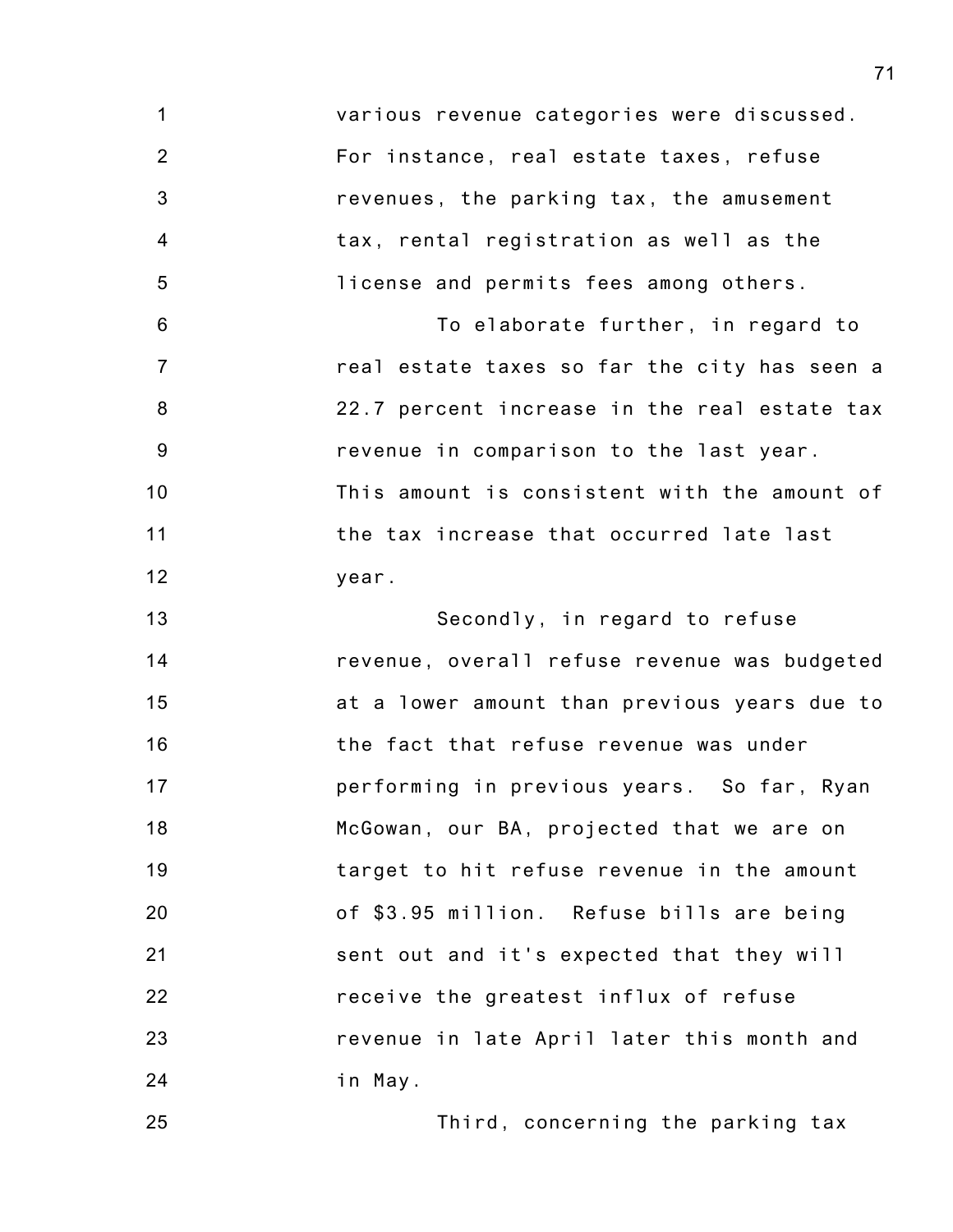various revenue categories were discussed. For instance, real estate taxes, refuse revenues, the parking tax, the amusement tax, rental registration as well as the license and permits fees among others.

To elaborate further, in regard to real estate taxes so far the city has seen a 22.7 percent increase in the real estate tax revenue in comparison to the last year. This amount is consistent with the amount of the tax increase that occurred late last year.

Secondly, in regard to refuse revenue, overall refuse revenue was budgeted at a lower amount than previous years due to the fact that refuse revenue was under performing in previous years. So far, Ryan McGowan, our BA, projected that we are on target to hit refuse revenue in the amount of $3.95 million. Refuse bills are being sent out and it's expected that they will receive the greatest influx of refuse revenue in late April later this month and in May.

Third, concerning the parking tax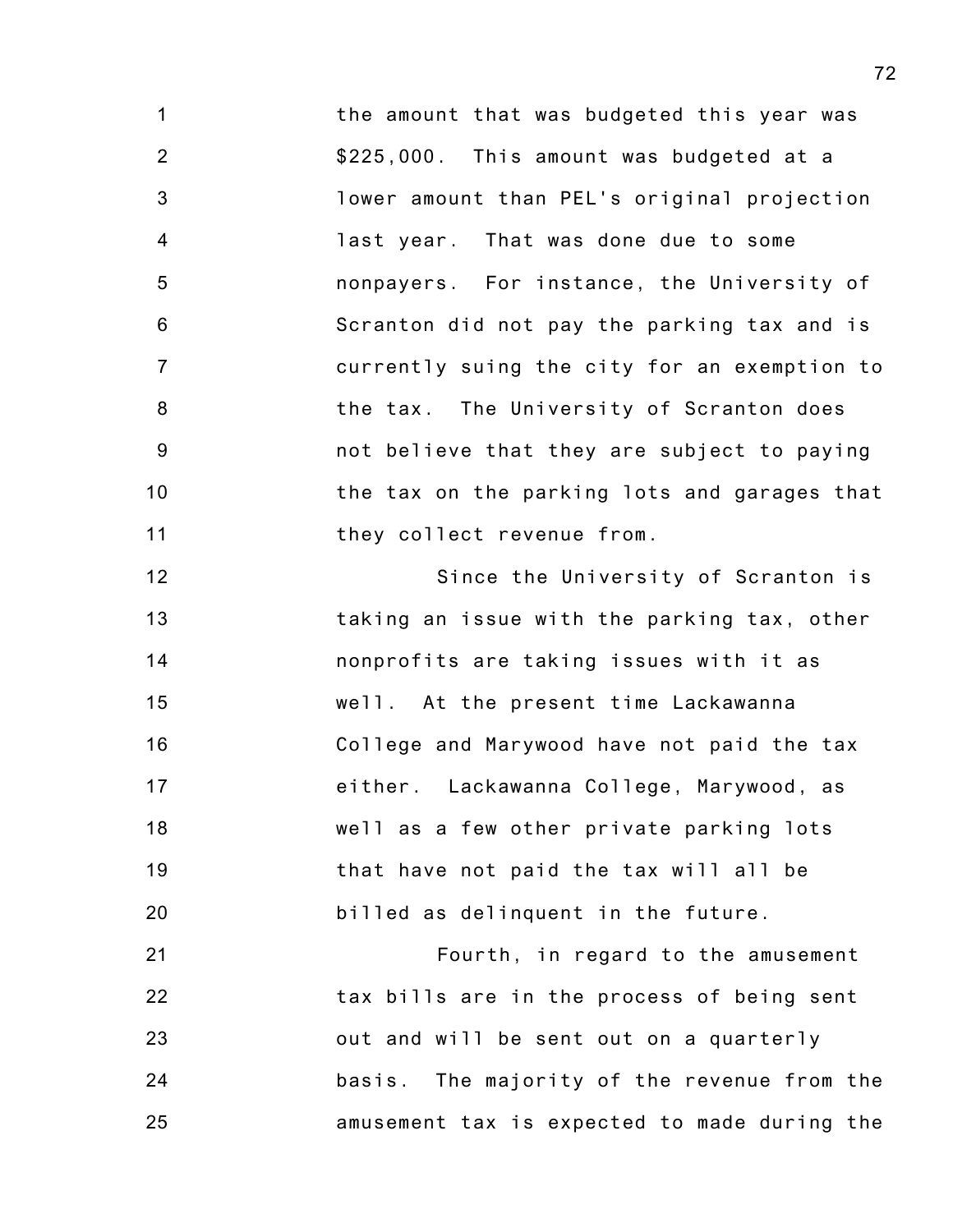the amount that was budgeted this year was $225,000. This amount was budgeted at a lower amount than PEL's original projection last year. That was done due to some nonpayers. For instance, the University of Scranton did not pay the parking tax and is currently suing the city for an exemption to the tax. The University of Scranton does not believe that they are subject to paying the tax on the parking lots and garages that they collect revenue from.

Since the University of Scranton is taking an issue with the parking tax, other nonprofits are taking issues with it as well. At the present time Lackawanna College and Marywood have not paid the tax either. Lackawanna College, Marywood, as well as a few other private parking lots that have not paid the tax will all be billed as delinquent in the future.

Fourth, in regard to the amusement tax bills are in the process of being sent out and will be sent out on a quarterly basis. The majority of the revenue from the amusement tax is expected to made during the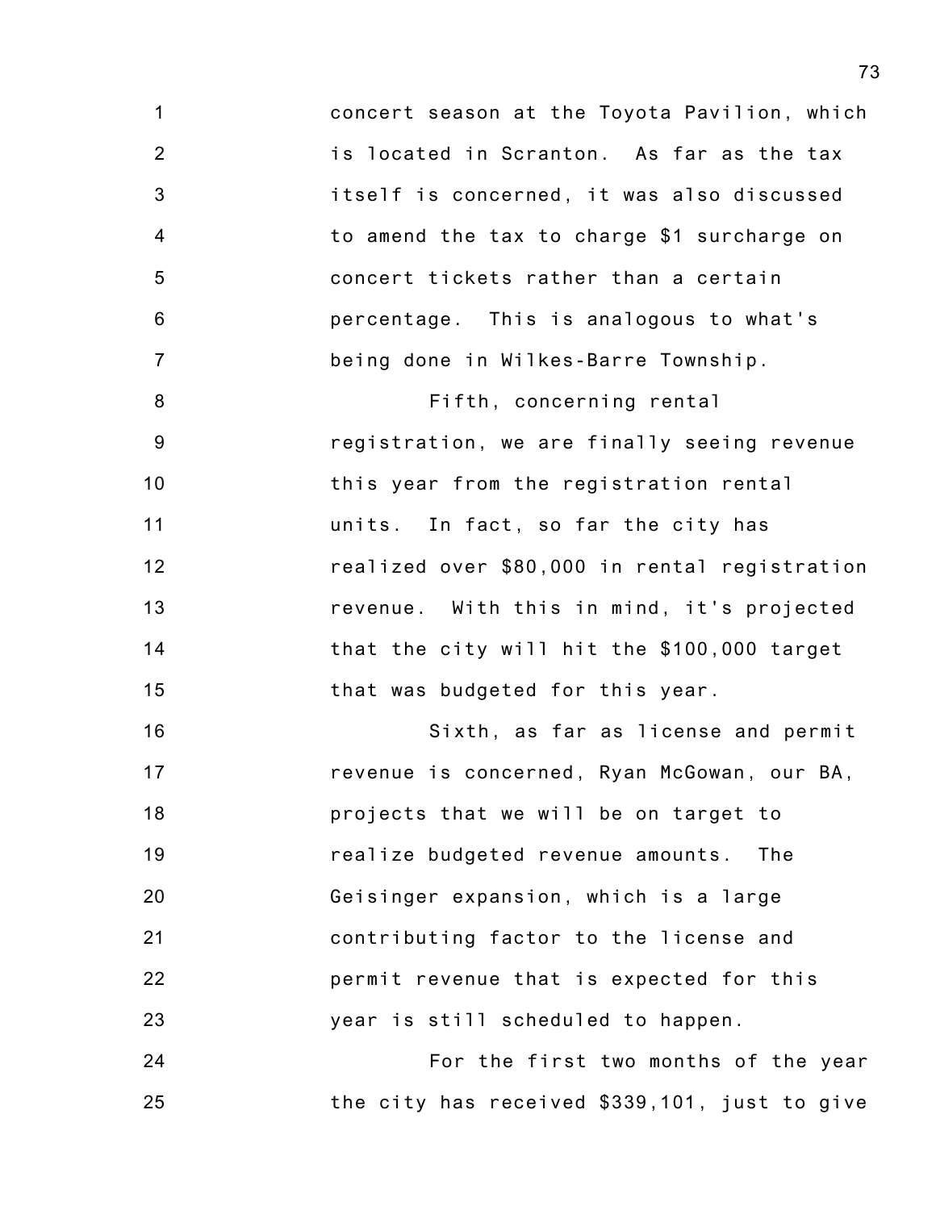concert season at the Toyota Pavilion, which is located in Scranton. As far as the tax itself is concerned, it was also discussed to amend the tax to charge $1 surcharge on concert tickets rather than a certain percentage. This is analogous to what's being done in Wilkes-Barre Township.

Fifth, concerning rental registration, we are finally seeing revenue this year from the registration rental units. In fact, so far the city has realized over $80,000 in rental registration revenue. With this in mind, it's projected that the city will hit the $100,000 target that was budgeted for this year.

Sixth, as far as license and permit revenue is concerned, Ryan McGowan, our BA, projects that we will be on target to realize budgeted revenue amounts. The Geisinger expansion, which is a large contributing factor to the license and permit revenue that is expected for this year is still scheduled to happen.

For the first two months of the year the city has received $339,101, just to give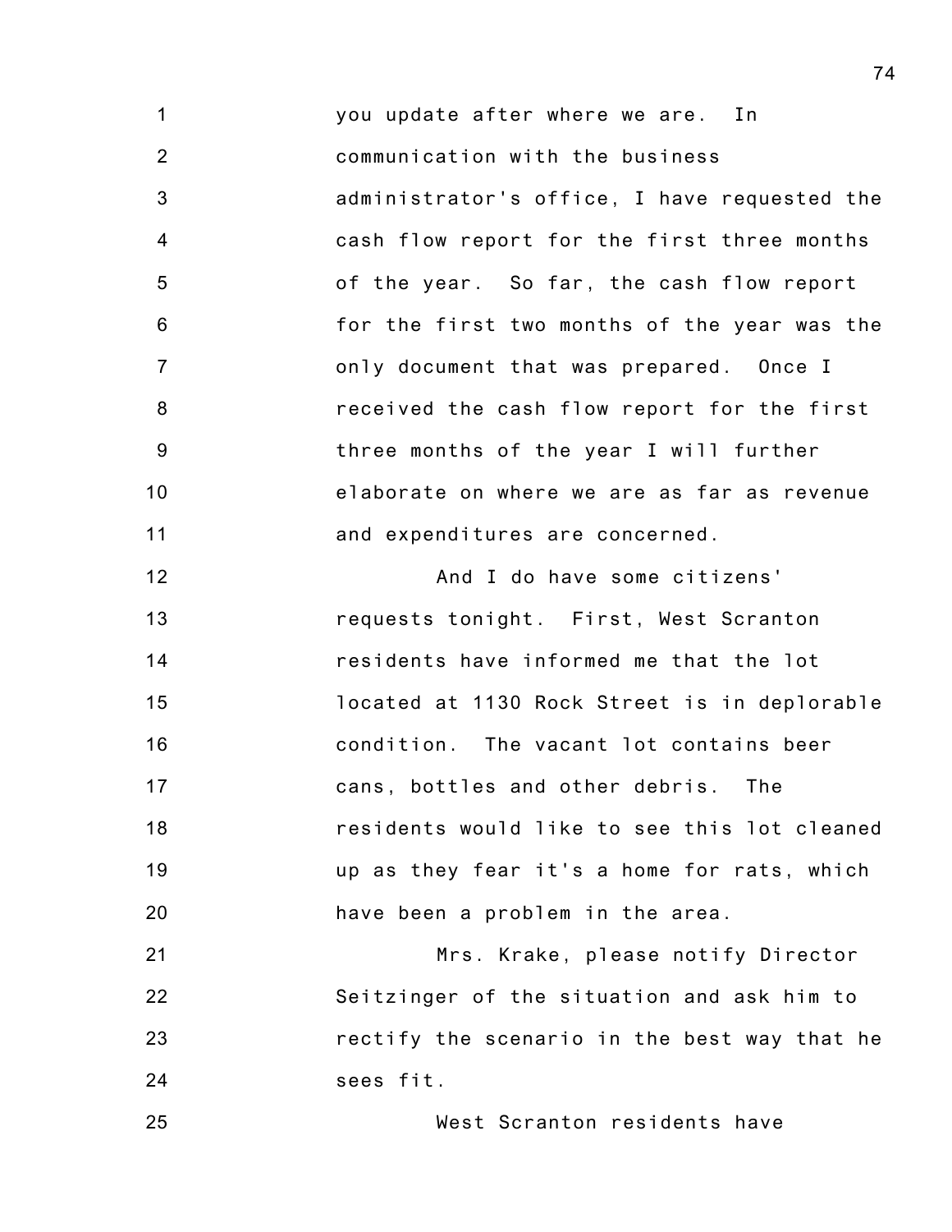you update after where we are. In communication with the business administrator's office, I have requested the cash flow report for the first three months of the year. So far, the cash flow report for the first two months of the year was the only document that was prepared. Once I received the cash flow report for the first three months of the year I will further elaborate on where we are as far as revenue and expenditures are concerned.

And I do have some citizens' requests tonight. First, West Scranton residents have informed me that the lot located at 1130 Rock Street is in deplorable condition. The vacant lot contains beer cans, bottles and other debris. The residents would like to see this lot cleaned up as they fear it's a home for rats, which have been a problem in the area.

Mrs. Krake, please notify Director Seitzinger of the situation and ask him to rectify the scenario in the best way that he sees fit.

West Scranton residents have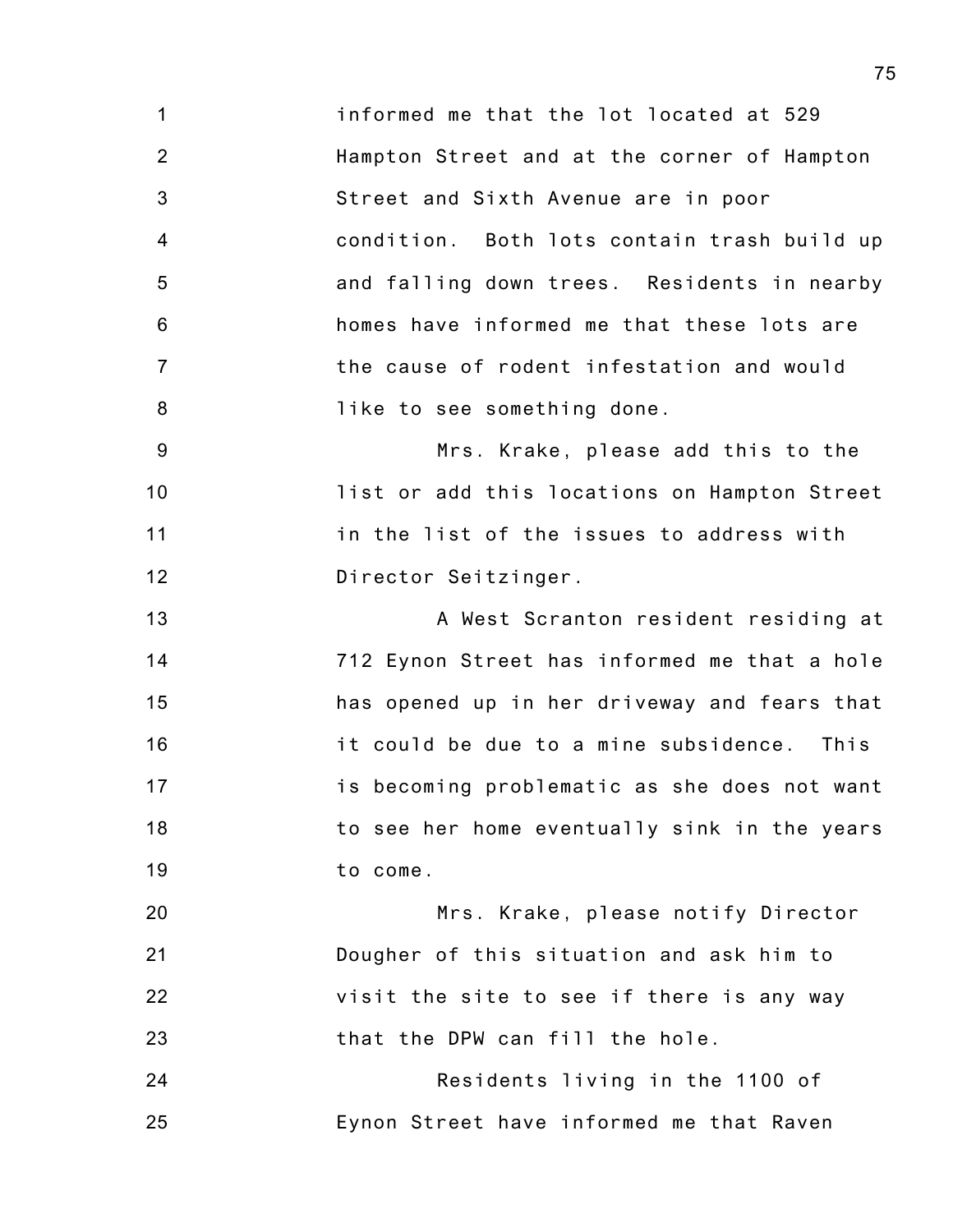informed me that the lot located at 529 Hampton Street and at the corner of Hampton Street and Sixth Avenue are in poor condition. Both lots contain trash build up and falling down trees. Residents in nearby homes have informed me that these lots are the cause of rodent infestation and would like to see something done.

Mrs. Krake, please add this to the list or add this locations on Hampton Street in the list of the issues to address with Director Seitzinger.

A West Scranton resident residing at 712 Eynon Street has informed me that a hole has opened up in her driveway and fears that it could be due to a mine subsidence. This is becoming problematic as she does not want to see her home eventually sink in the years to come.

Mrs. Krake, please notify Director Dougher of this situation and ask him to visit the site to see if there is any way that the DPW can fill the hole.

Residents living in the 1100 of Eynon Street have informed me that Raven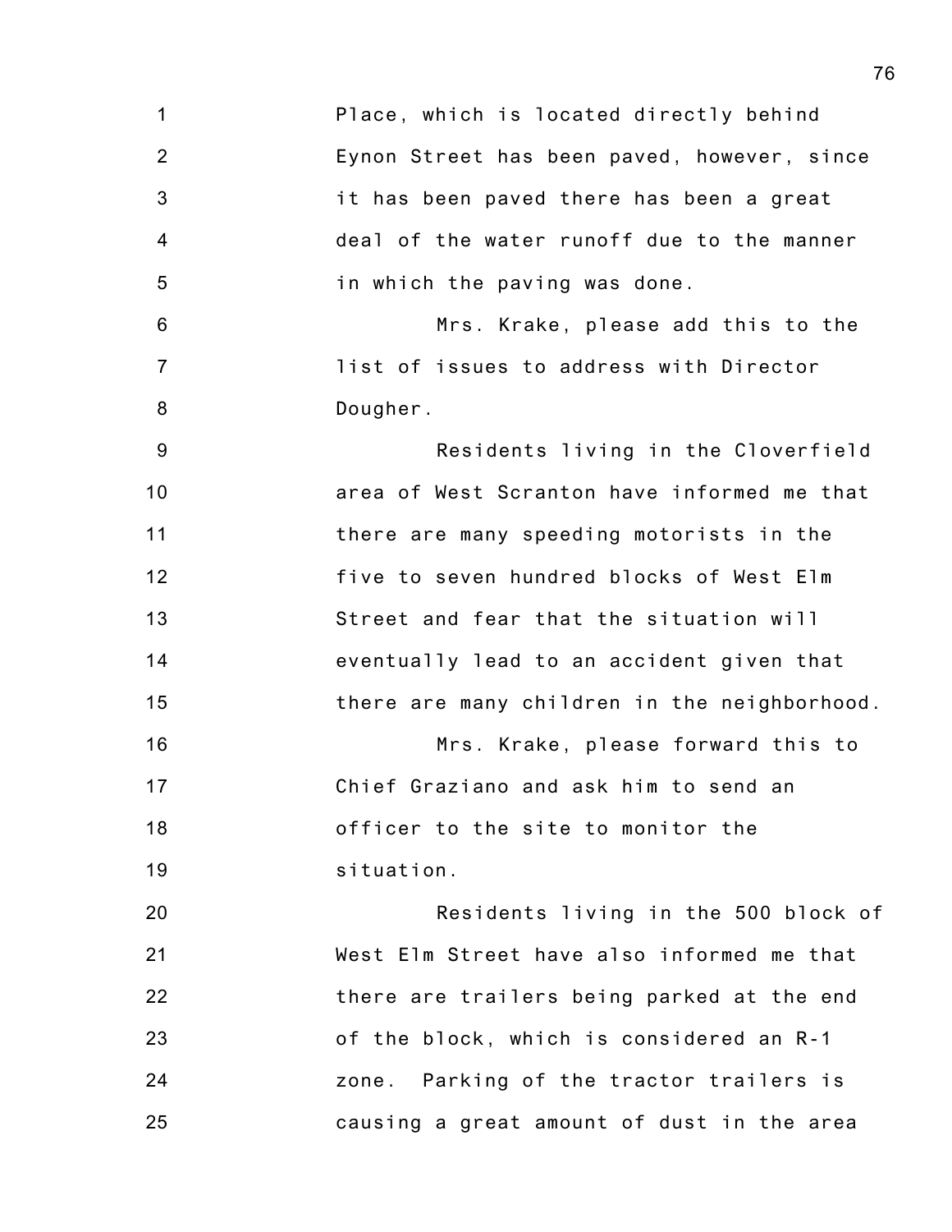Place, which is located directly behind Eynon Street has been paved, however, since it has been paved there has been a great deal of the water runoff due to the manner in which the paving was done.

Mrs. Krake, please add this to the list of issues to address with Director Dougher.

Residents living in the Cloverfield area of West Scranton have informed me that there are many speeding motorists in the five to seven hundred blocks of West Elm Street and fear that the situation will eventually lead to an accident given that there are many children in the neighborhood.

Mrs. Krake, please forward this to Chief Graziano and ask him to send an officer to the site to monitor the situation.

Residents living in the 500 block of West Elm Street have also informed me that there are trailers being parked at the end of the block, which is considered an R-1 zone. Parking of the tractor trailers is causing a great amount of dust in the area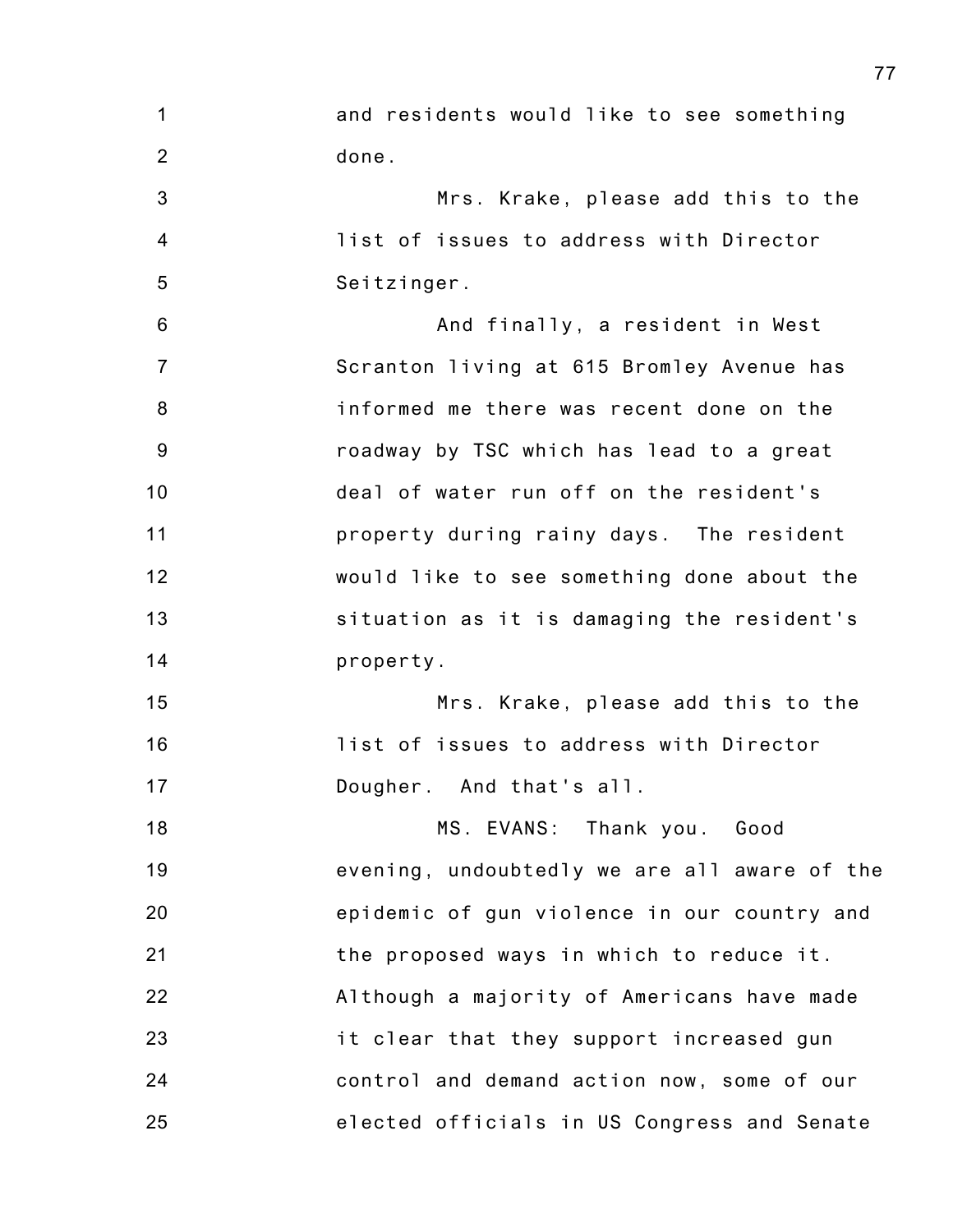and residents would like to see something done.

Mrs. Krake, please add this to the list of issues to address with Director Seitzinger.

And finally, a resident in West Scranton living at 615 Bromley Avenue has informed me there was recent done on the roadway by TSC which has lead to a great deal of water run off on the resident's property during rainy days. The resident would like to see something done about the situation as it is damaging the resident's property.

Mrs. Krake, please add this to the list of issues to address with Director Dougher. And that's all.

MS. EVANS: Thank you. Good evening, undoubtedly we are all aware of the epidemic of gun violence in our country and the proposed ways in which to reduce it. Although a majority of Americans have made it clear that they support increased gun control and demand action now, some of our elected officials in US Congress and Senate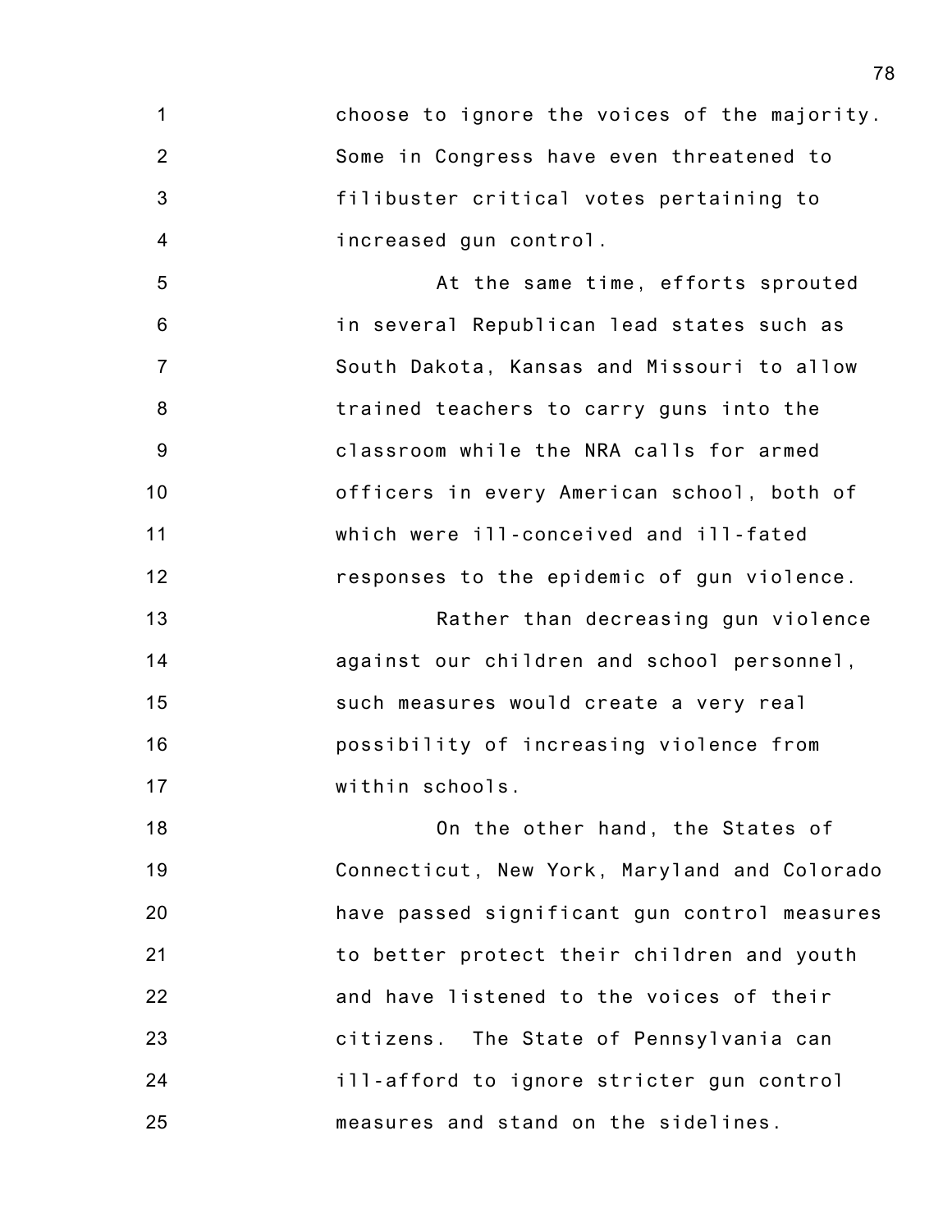choose to ignore the voices of the majority. Some in Congress have even threatened to filibuster critical votes pertaining to increased gun control.

At the same time, efforts sprouted in several Republican lead states such as South Dakota, Kansas and Missouri to allow trained teachers to carry guns into the classroom while the NRA calls for armed officers in every American school, both of which were ill-conceived and ill-fated responses to the epidemic of gun violence.

Rather than decreasing gun violence against our children and school personnel, such measures would create a very real possibility of increasing violence from within schools.

On the other hand, the States of Connecticut, New York, Maryland and Colorado have passed significant gun control measures to better protect their children and youth and have listened to the voices of their citizens. The State of Pennsylvania can ill-afford to ignore stricter gun control measures and stand on the sidelines.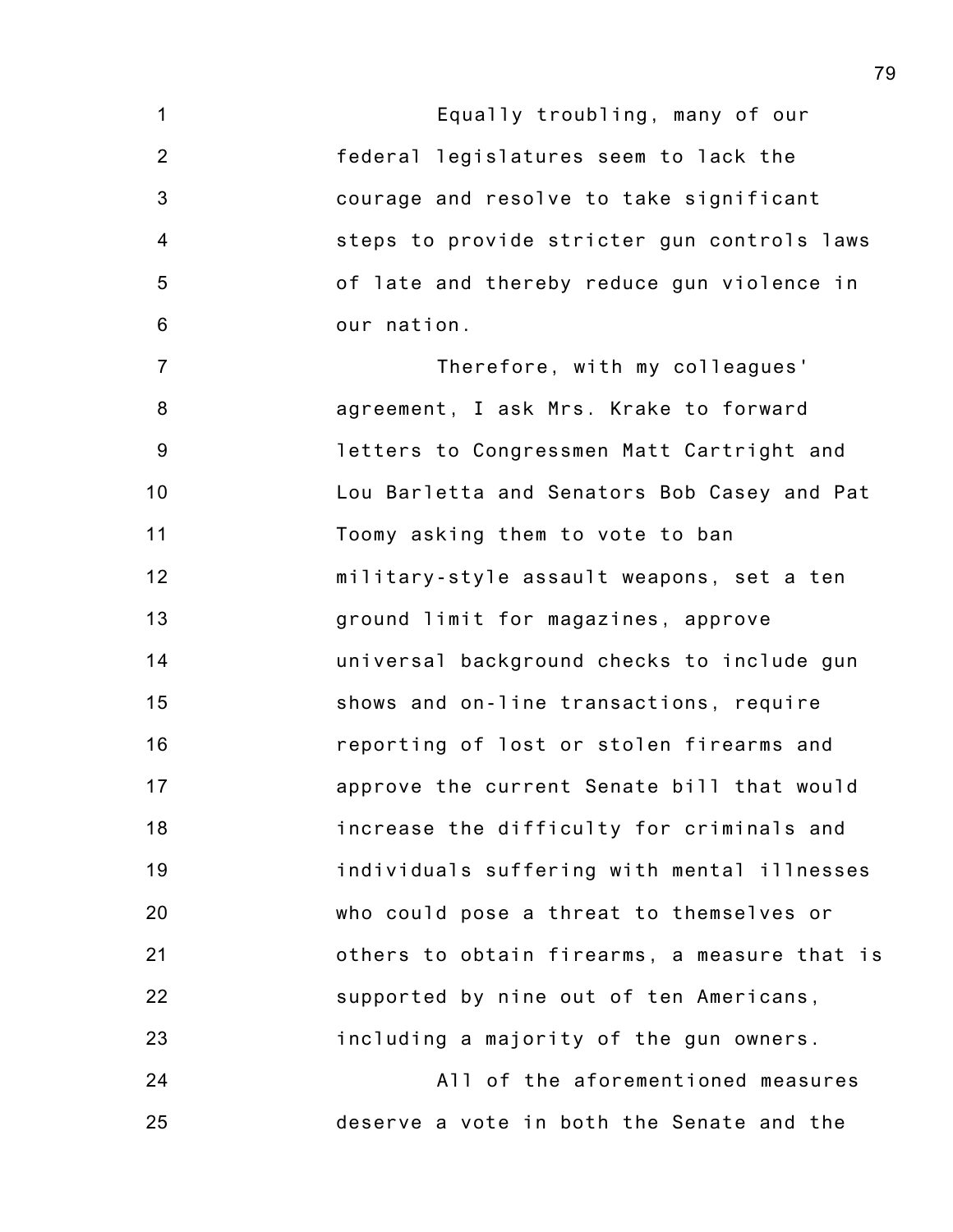Equally troubling, many of our federal legislatures seem to lack the courage and resolve to take significant steps to provide stricter gun controls laws of late and thereby reduce gun violence in our nation.

Therefore, with my colleagues' agreement, I ask Mrs. Krake to forward letters to Congressmen Matt Cartright and Lou Barletta and Senators Bob Casey and Pat Toomy asking them to vote to ban military-style assault weapons, set a ten ground limit for magazines, approve universal background checks to include gun shows and on-line transactions, require reporting of lost or stolen firearms and approve the current Senate bill that would increase the difficulty for criminals and individuals suffering with mental illnesses who could pose a threat to themselves or others to obtain firearms, a measure that is supported by nine out of ten Americans, including a majority of the gun owners.

All of the aforementioned measures deserve a vote in both the Senate and the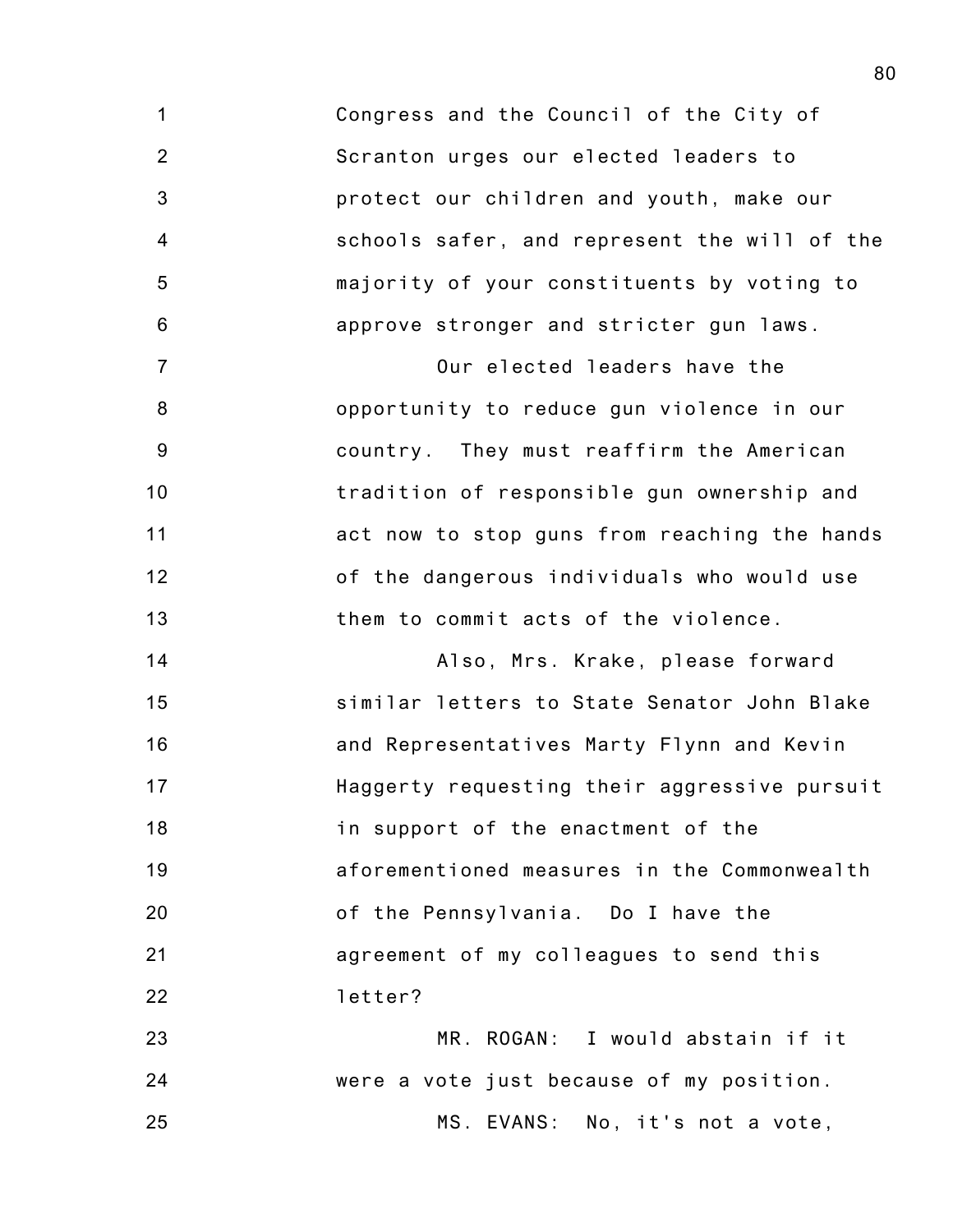Congress and the Council of the City of Scranton urges our elected leaders to protect our children and youth, make our schools safer, and represent the will of the majority of your constituents by voting to approve stronger and stricter gun laws.

Our elected leaders have the opportunity to reduce gun violence in our country. They must reaffirm the American tradition of responsible gun ownership and act now to stop guns from reaching the hands of the dangerous individuals who would use them to commit acts of the violence.

Also, Mrs. Krake, please forward similar letters to State Senator John Blake and Representatives Marty Flynn and Kevin Haggerty requesting their aggressive pursuit in support of the enactment of the aforementioned measures in the Commonwealth of the Pennsylvania. Do I have the agreement of my colleagues to send this letter?

MR. ROGAN: I would abstain if it were a vote just because of my position.

MS. EVANS: No, it's not a vote,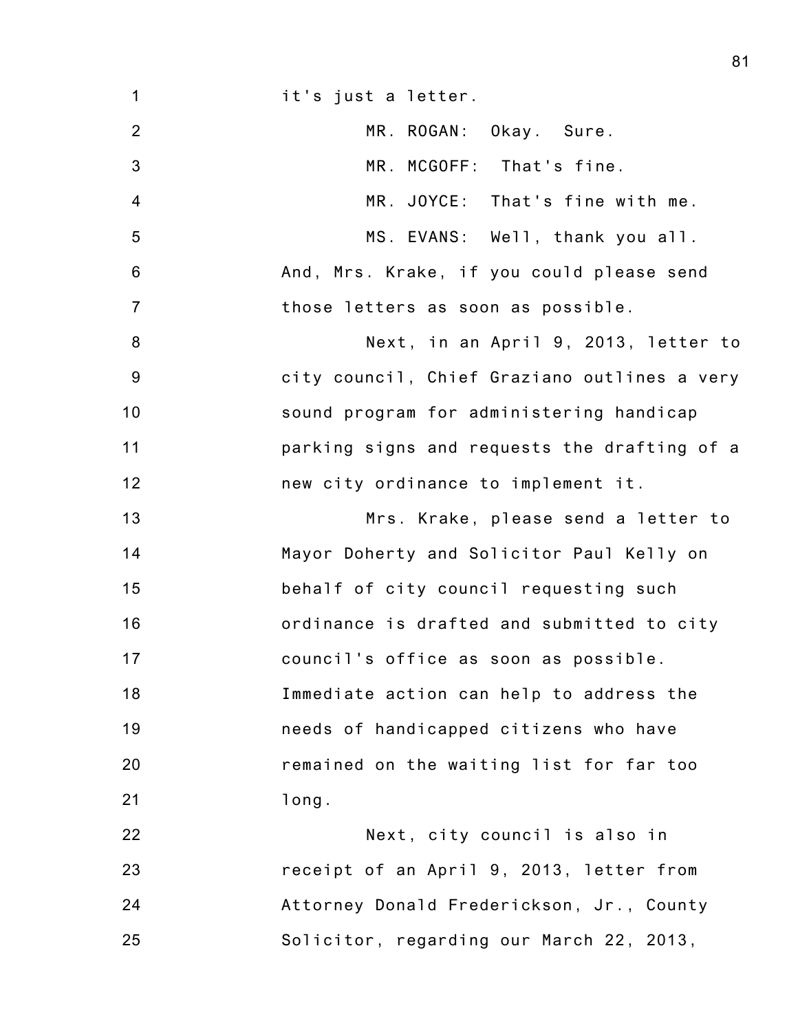it's just a letter.

MR. ROGAN: Okay. Sure.

MR. MCGOFF: That's fine.

MR. JOYCE: That's fine with me.

MS. EVANS: Well, thank you all. And, Mrs. Krake, if you could please send those letters as soon as possible.

Next, in an April 9, 2013, letter to city council, Chief Graziano outlines a very sound program for administering handicap parking signs and requests the drafting of a new city ordinance to implement it.

Mrs. Krake, please send a letter to Mayor Doherty and Solicitor Paul Kelly on behalf of city council requesting such ordinance is drafted and submitted to city council's office as soon as possible. Immediate action can help to address the needs of handicapped citizens who have remained on the waiting list for far too long.

Next, city council is also in receipt of an April 9, 2013, letter from Attorney Donald Frederickson, Jr., County Solicitor, regarding our March 22, 2013,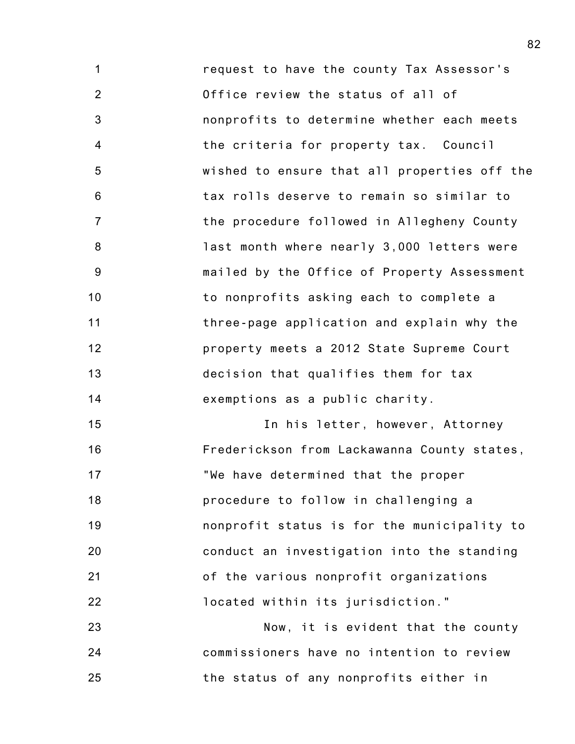request to have the county Tax Assessor's Office review the status of all of nonprofits to determine whether each meets the criteria for property tax. Council wished to ensure that all properties off the tax rolls deserve to remain so similar to the procedure followed in Allegheny County last month where nearly 3,000 letters were mailed by the Office of Property Assessment to nonprofits asking each to complete a three-page application and explain why the property meets a 2012 State Supreme Court decision that qualifies them for tax exemptions as a public charity.

In his letter, however, Attorney Frederickson from Lackawanna County states, "We have determined that the proper procedure to follow in challenging a nonprofit status is for the municipality to conduct an investigation into the standing of the various nonprofit organizations located within its jurisdiction."

Now, it is evident that the county commissioners have no intention to review the status of any nonprofits either in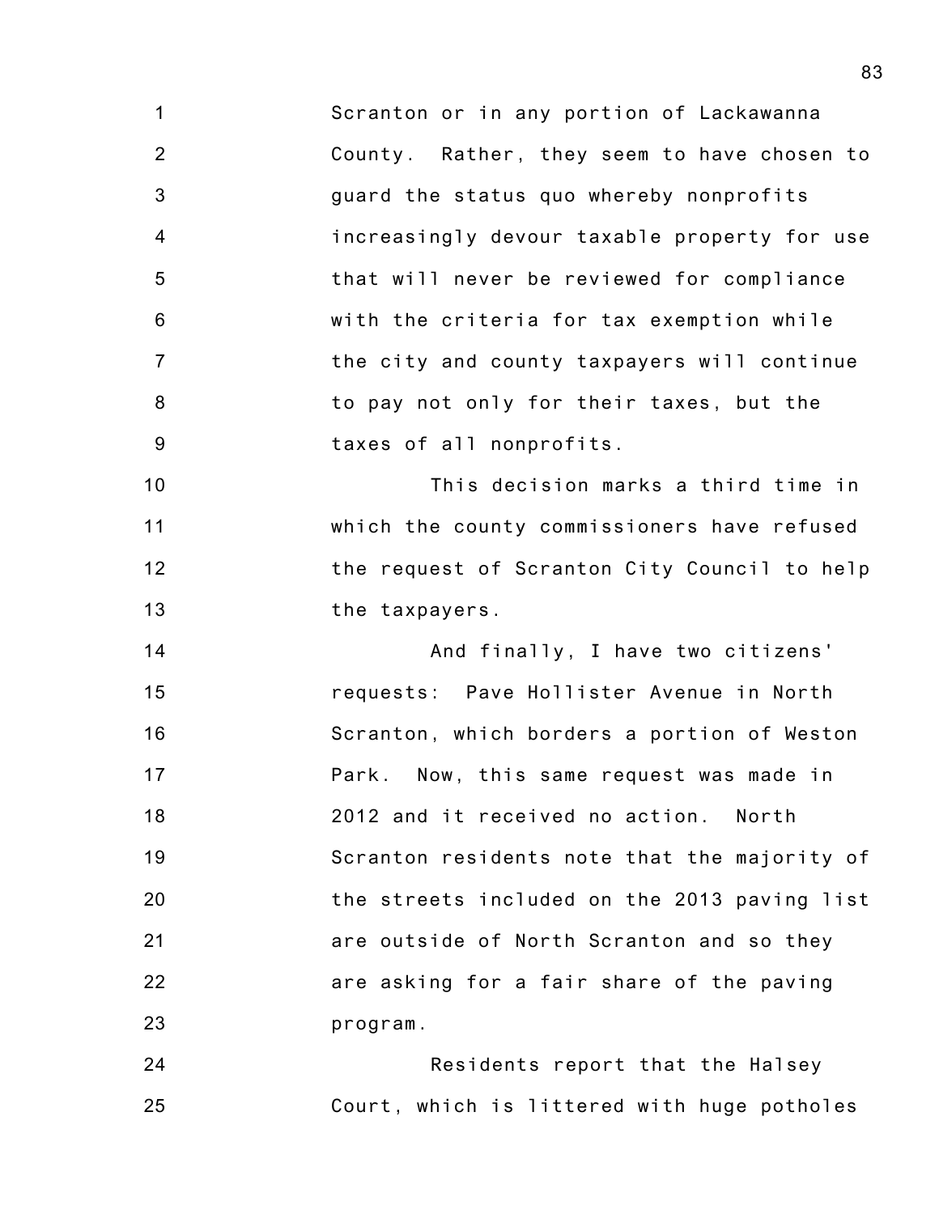Scranton or in any portion of Lackawanna County. Rather, they seem to have chosen to guard the status quo whereby nonprofits increasingly devour taxable property for use that will never be reviewed for compliance with the criteria for tax exemption while the city and county taxpayers will continue to pay not only for their taxes, but the taxes of all nonprofits.

This decision marks a third time in which the county commissioners have refused the request of Scranton City Council to help the taxpayers.

And finally, I have two citizens' requests: Pave Hollister Avenue in North Scranton, which borders a portion of Weston Park. Now, this same request was made in 2012 and it received no action. North Scranton residents note that the majority of the streets included on the 2013 paving list are outside of North Scranton and so they are asking for a fair share of the paving program.

Residents report that the Halsey Court, which is littered with huge potholes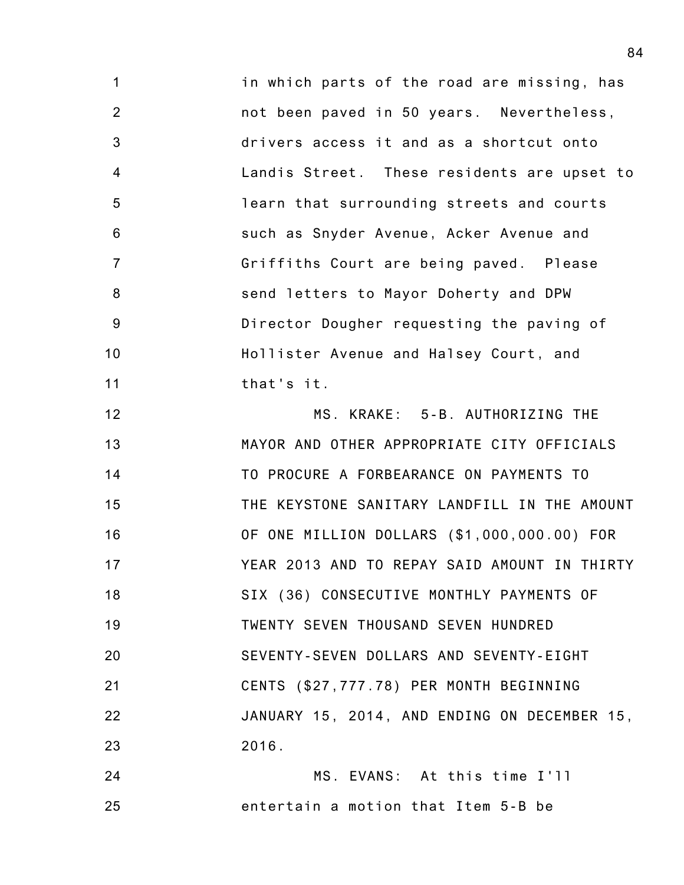in which parts of the road are missing, has not been paved in 50 years. Nevertheless, drivers access it and as a shortcut onto Landis Street. These residents are upset to learn that surrounding streets and courts such as Snyder Avenue, Acker Avenue and Griffiths Court are being paved. Please send letters to Mayor Doherty and DPW Director Dougher requesting the paving of Hollister Avenue and Halsey Court, and that's it.

MS. KRAKE: 5-B. AUTHORIZING THE MAYOR AND OTHER APPROPRIATE CITY OFFICIALS TO PROCURE A FORBEARANCE ON PAYMENTS TO THE KEYSTONE SANITARY LANDFILL IN THE AMOUNT OF ONE MILLION DOLLARS ($1,000,000.00) FOR YEAR 2013 AND TO REPAY SAID AMOUNT IN THIRTY SIX (36) CONSECUTIVE MONTHLY PAYMENTS OF TWENTY SEVEN THOUSAND SEVEN HUNDRED SEVENTY-SEVEN DOLLARS AND SEVENTY-EIGHT CENTS ($27,777.78) PER MONTH BEGINNING JANUARY 15, 2014, AND ENDING ON DECEMBER 15, 2016.

MS. EVANS: At this time I'll entertain a motion that Item 5-B be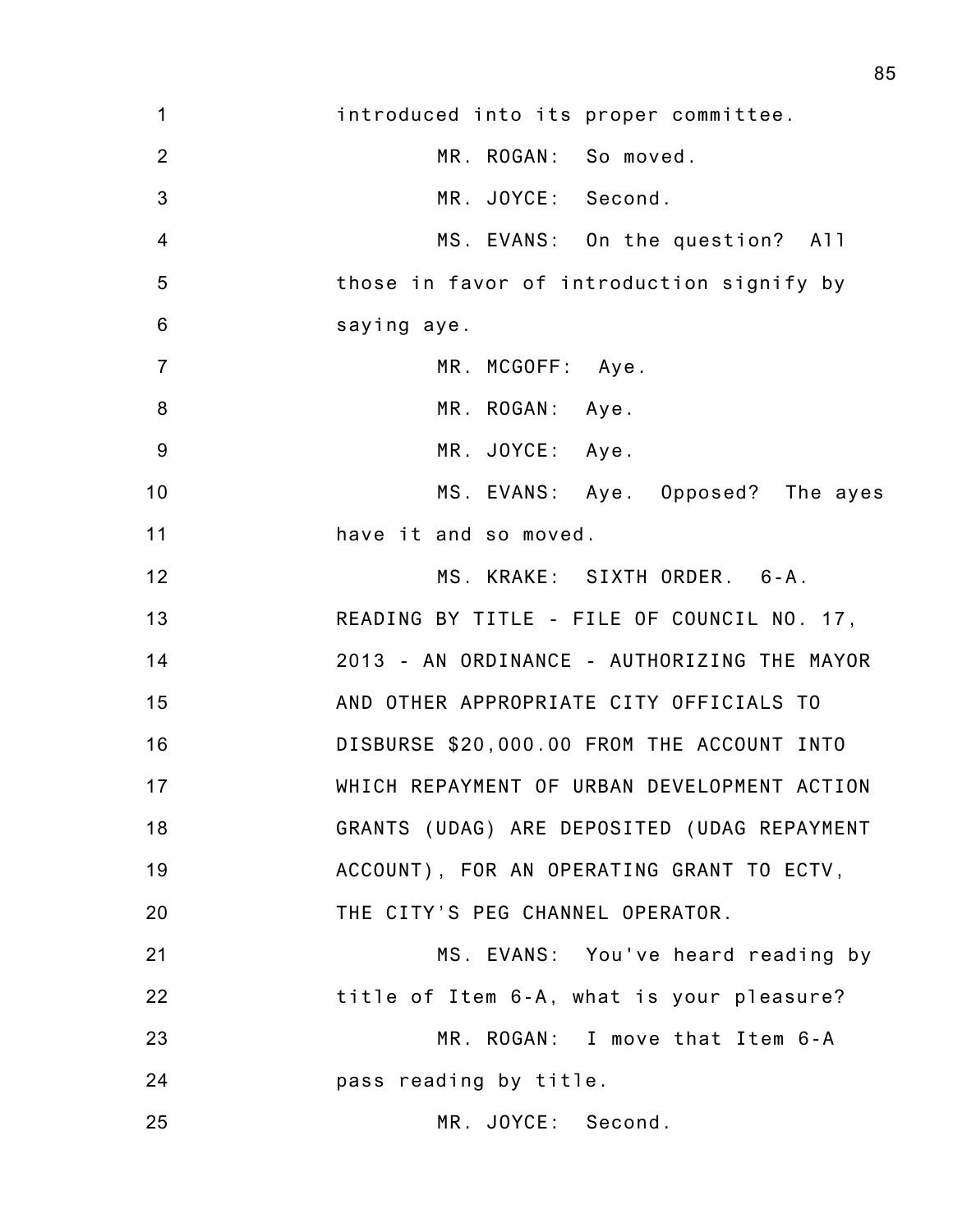introduced into its proper committee.

MR. ROGAN: So moved.

MR. JOYCE: Second.

MS. EVANS: On the question? All those in favor of introduction signify by saying aye.

MR. MCGOFF: Aye.

MR. ROGAN: Aye.

MR. JOYCE: Aye.

MS. EVANS: Aye. Opposed? The ayes have it and so moved.

MS. KRAKE: SIXTH ORDER. 6-A. READING BY TITLE - FILE OF COUNCIL NO. 17, 2013 - AN ORDINANCE - AUTHORIZING THE MAYOR AND OTHER APPROPRIATE CITY OFFICIALS TO DISBURSE $20,000.00 FROM THE ACCOUNT INTO WHICH REPAYMENT OF URBAN DEVELOPMENT ACTION GRANTS (UDAG) ARE DEPOSITED (UDAG REPAYMENT ACCOUNT), FOR AN OPERATING GRANT TO ECTV, THE CITY'S PEG CHANNEL OPERATOR.

MS. EVANS: You've heard reading by title of Item 6-A, what is your pleasure?

MR. ROGAN: I move that Item 6-A pass reading by title.

MR. JOYCE: Second.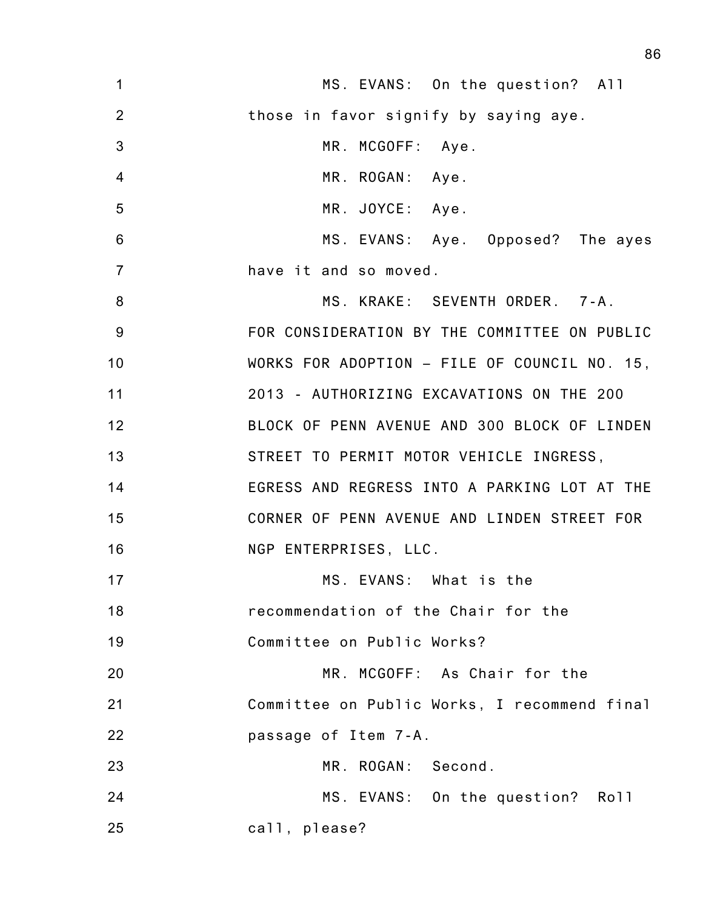MS. EVANS: On the question? All those in favor signify by saying aye.

MR. MCGOFF: Aye.

MR. ROGAN: Aye.

MR. JOYCE: Aye.

MS. EVANS: Aye. Opposed? The ayes have it and so moved.

MS. KRAKE: SEVENTH ORDER. 7-A. FOR CONSIDERATION BY THE COMMITTEE ON PUBLIC WORKS FOR ADOPTION – FILE OF COUNCIL NO. 15, 2013 - AUTHORIZING EXCAVATIONS ON THE 200 BLOCK OF PENN AVENUE AND 300 BLOCK OF LINDEN STREET TO PERMIT MOTOR VEHICLE INGRESS, EGRESS AND REGRESS INTO A PARKING LOT AT THE CORNER OF PENN AVENUE AND LINDEN STREET FOR NGP ENTERPRISES, LLC.

MS. EVANS: What is the recommendation of the Chair for the Committee on Public Works?

MR. MCGOFF: As Chair for the Committee on Public Works, I recommend final passage of Item 7-A.

MR. ROGAN: Second.

MS. EVANS: On the question? Roll call, please?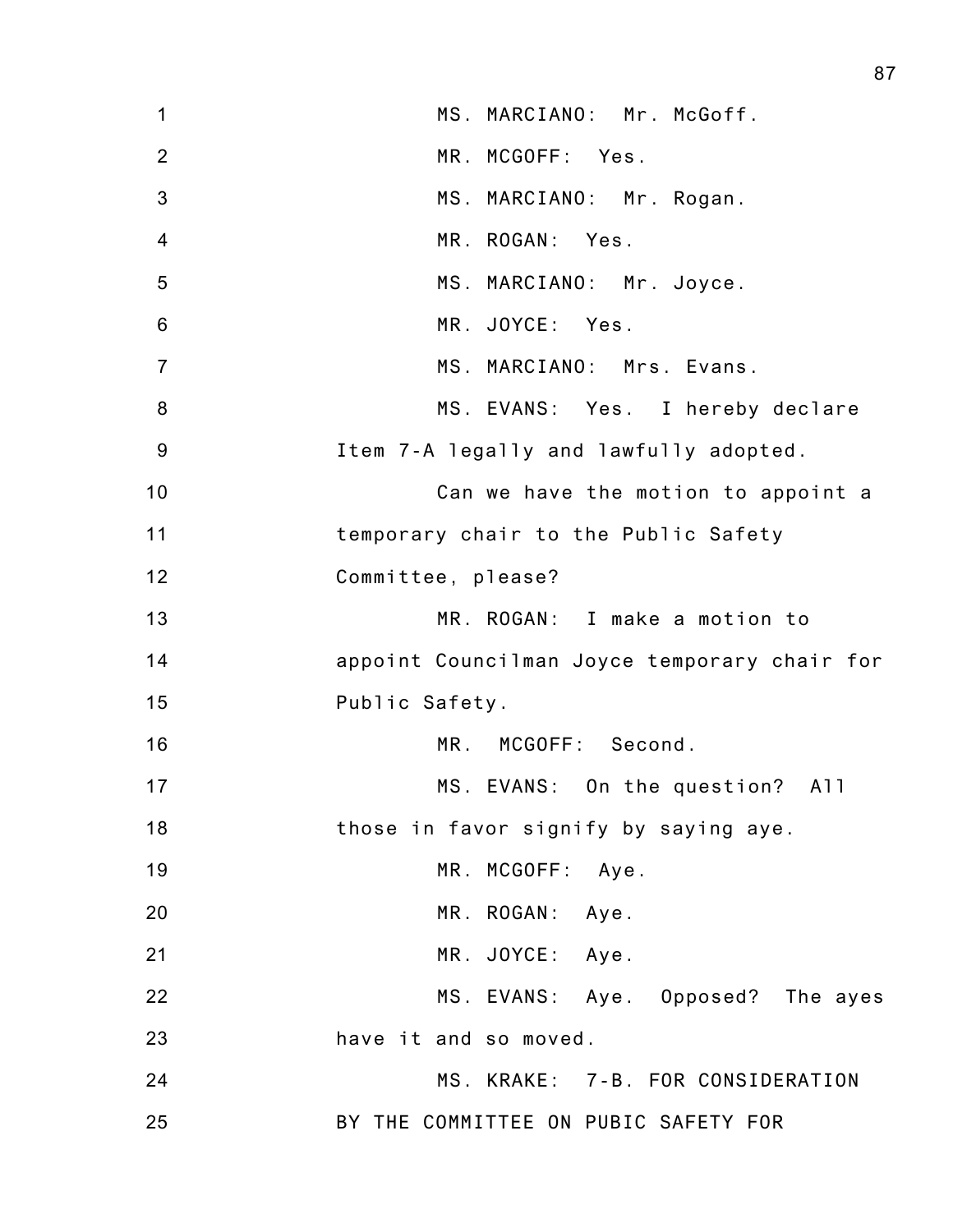MS. MARCIANO: Mr. McGoff.

MR. MCGOFF: Yes.

MS. MARCIANO: Mr. Rogan.

MR. ROGAN: Yes.

MS. MARCIANO: Mr. Joyce.

MR. JOYCE: Yes.

MS. MARCIANO: Mrs. Evans.

MS. EVANS: Yes. I hereby declare Item 7-A legally and lawfully adopted.

Can we have the motion to appoint a temporary chair to the Public Safety Committee, please?

MR. ROGAN: I make a motion to appoint Councilman Joyce temporary chair for Public Safety.

MR. MCGOFF: Second.

MS. EVANS: On the question? All those in favor signify by saying aye.

MR. MCGOFF: Aye.

MR. ROGAN: Aye.

MR. JOYCE: Aye.

MS. EVANS: Aye. Opposed? The ayes have it and so moved.

MS. KRAKE: 7-B. FOR CONSIDERATION BY THE COMMITTEE ON PUBIC SAFETY FOR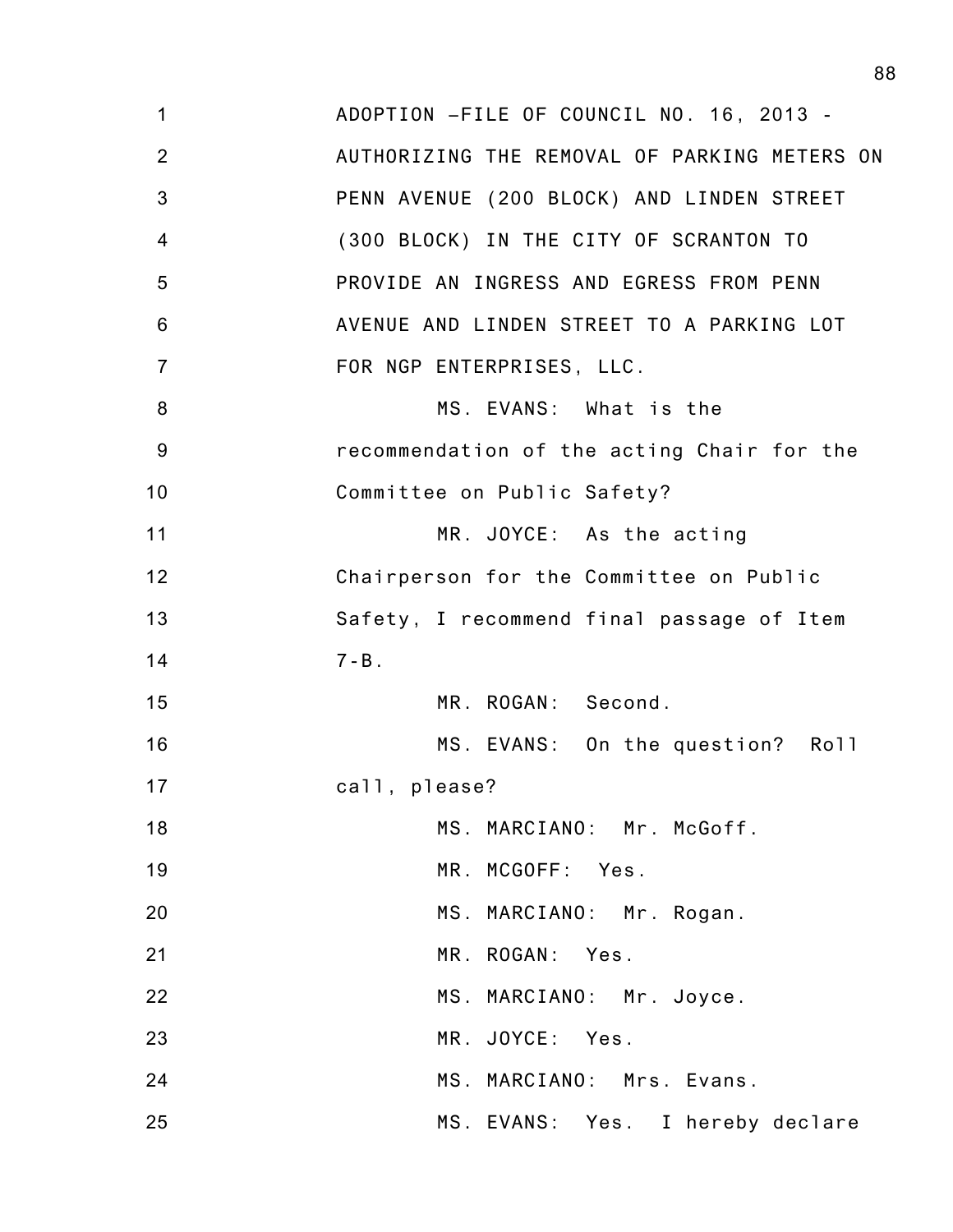ADOPTION –FILE OF COUNCIL NO. 16, 2013 - AUTHORIZING THE REMOVAL OF PARKING METERS ON PENN AVENUE (200 BLOCK) AND LINDEN STREET (300 BLOCK) IN THE CITY OF SCRANTON TO PROVIDE AN INGRESS AND EGRESS FROM PENN AVENUE AND LINDEN STREET TO A PARKING LOT FOR NGP ENTERPRISES, LLC.

MS. EVANS: What is the recommendation of the acting Chair for the Committee on Public Safety?

MR. JOYCE: As the acting Chairperson for the Committee on Public Safety, I recommend final passage of Item 7-B.

MR. ROGAN: Second.

MS. EVANS: On the question? Roll call, please?

MS. MARCIANO: Mr. McGoff.

MR. MCGOFF: Yes.

MS. MARCIANO: Mr. Rogan.

MR. ROGAN: Yes.

MS. MARCIANO: Mr. Joyce.

MR. JOYCE: Yes.

MS. MARCIANO: Mrs. Evans.

MS. EVANS: Yes. I hereby declare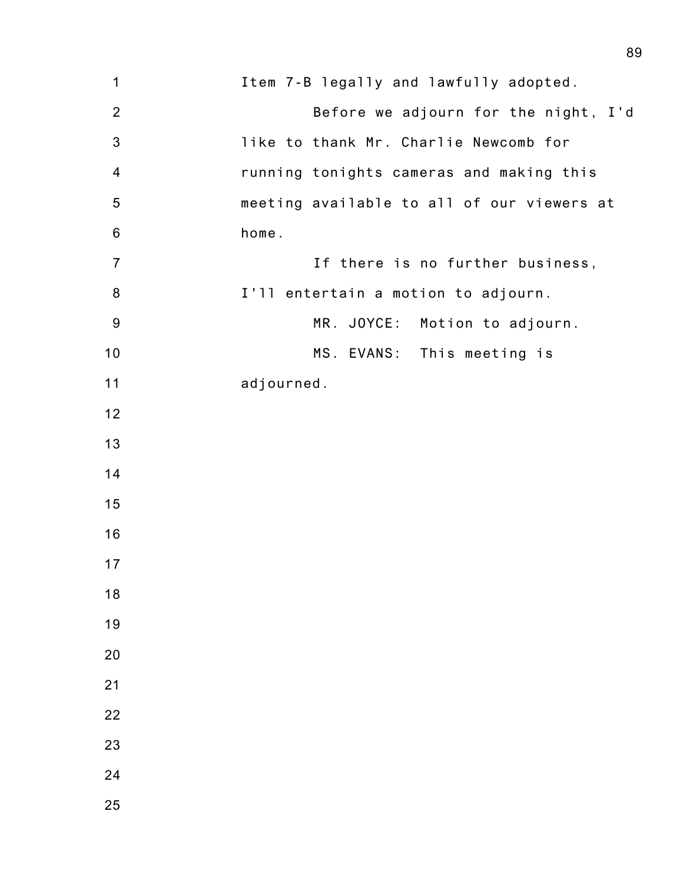Item 7-B legally and lawfully adopted.

Before we adjourn for the night, I'd like to thank Mr. Charlie Newcomb for running tonights cameras and making this meeting available to all of our viewers at home.

If there is no further business, I'll entertain a motion to adjourn.

MR. JOYCE: Motion to adjourn.

MS. EVANS: This meeting is adjourned.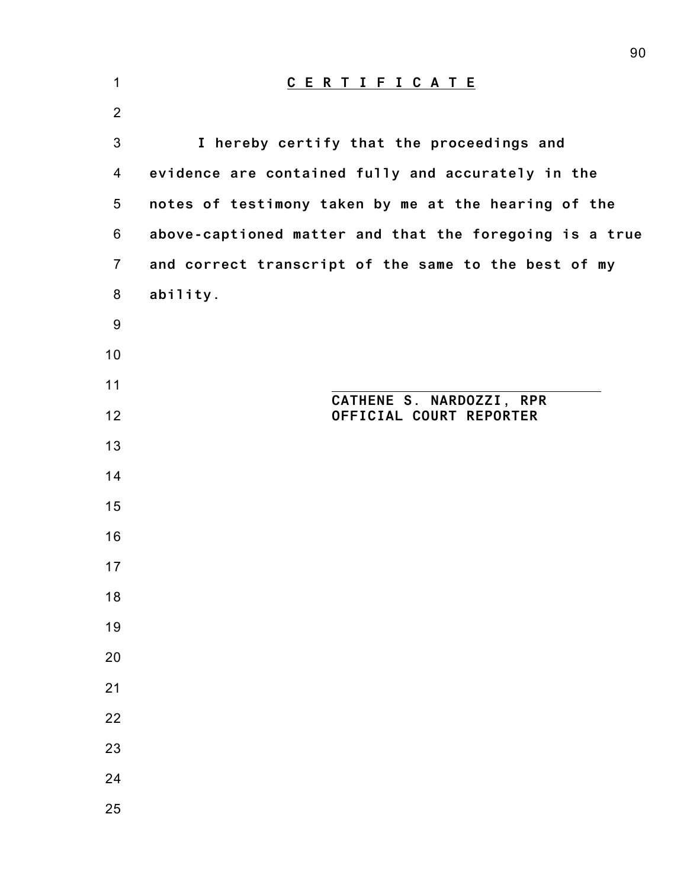# C E R T I F I C A T E

I hereby certify that the proceedings and evidence are contained fully and accurately in the notes of testimony taken by me at the hearing of the above-captioned matter and that the foregoing is a true and correct transcript of the same to the best of my ability.

\_\_\_\_\_\_\_\_\_\_\_\_\_\_\_\_\_\_\_\_\_\_\_\_\_\_\_\_\_\_

CATHENE S. NARDOZZI, RPR
OFFICIAL COURT REPORTER